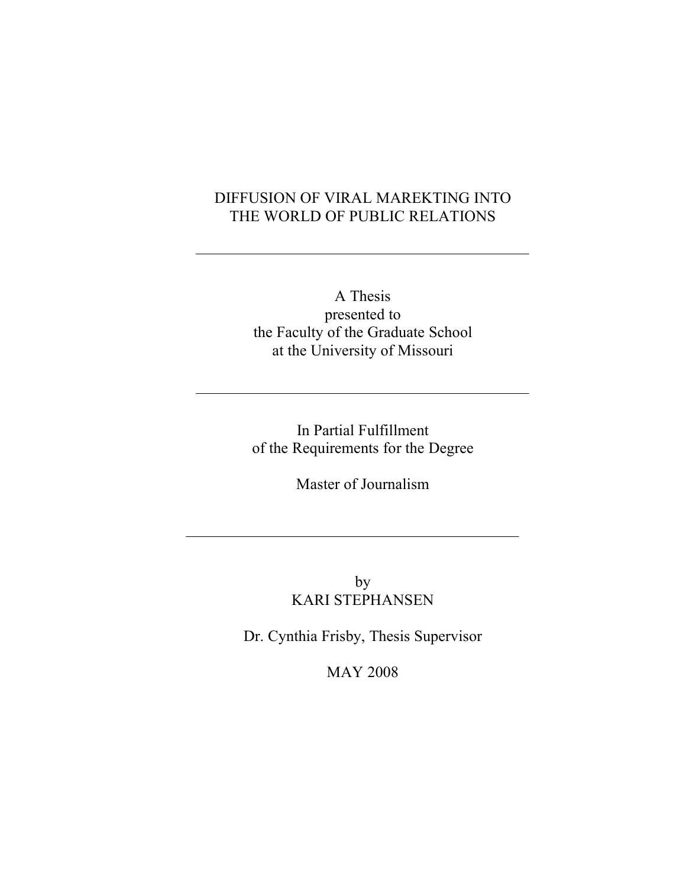# DIFFUSION OF VIRAL MAREKTING INTO THE WORLD OF PUBLIC RELATIONS

---

A Thesis
presented to
the Faculty of the Graduate School
at the University of Missouri

---

In Partial Fulfillment
of the Requirements for the Degree

Master of Journalism

---

by
KARI STEPHANSEN

Dr. Cynthia Frisby, Thesis Supervisor

MAY 2008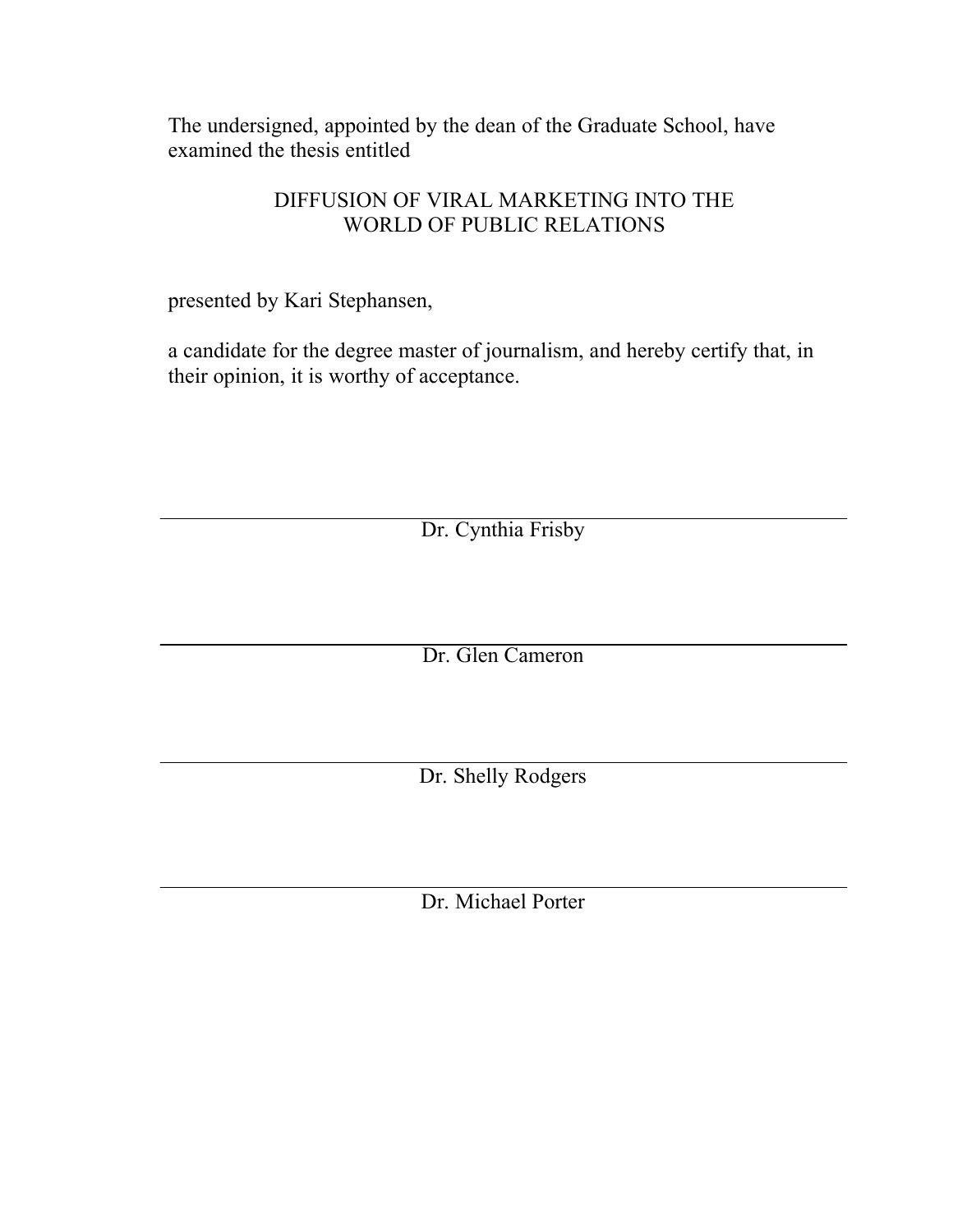The undersigned, appointed by the dean of the Graduate School, have examined the thesis entitled

DIFFUSION OF VIRAL MARKETING INTO THE WORLD OF PUBLIC RELATIONS

presented by Kari Stephansen,

a candidate for the degree master of journalism, and hereby certify that, in their opinion, it is worthy of acceptance.

---

Dr. Cynthia Frisby

---

Dr. Glen Cameron

---

Dr. Shelly Rodgers

---

Dr. Michael Porter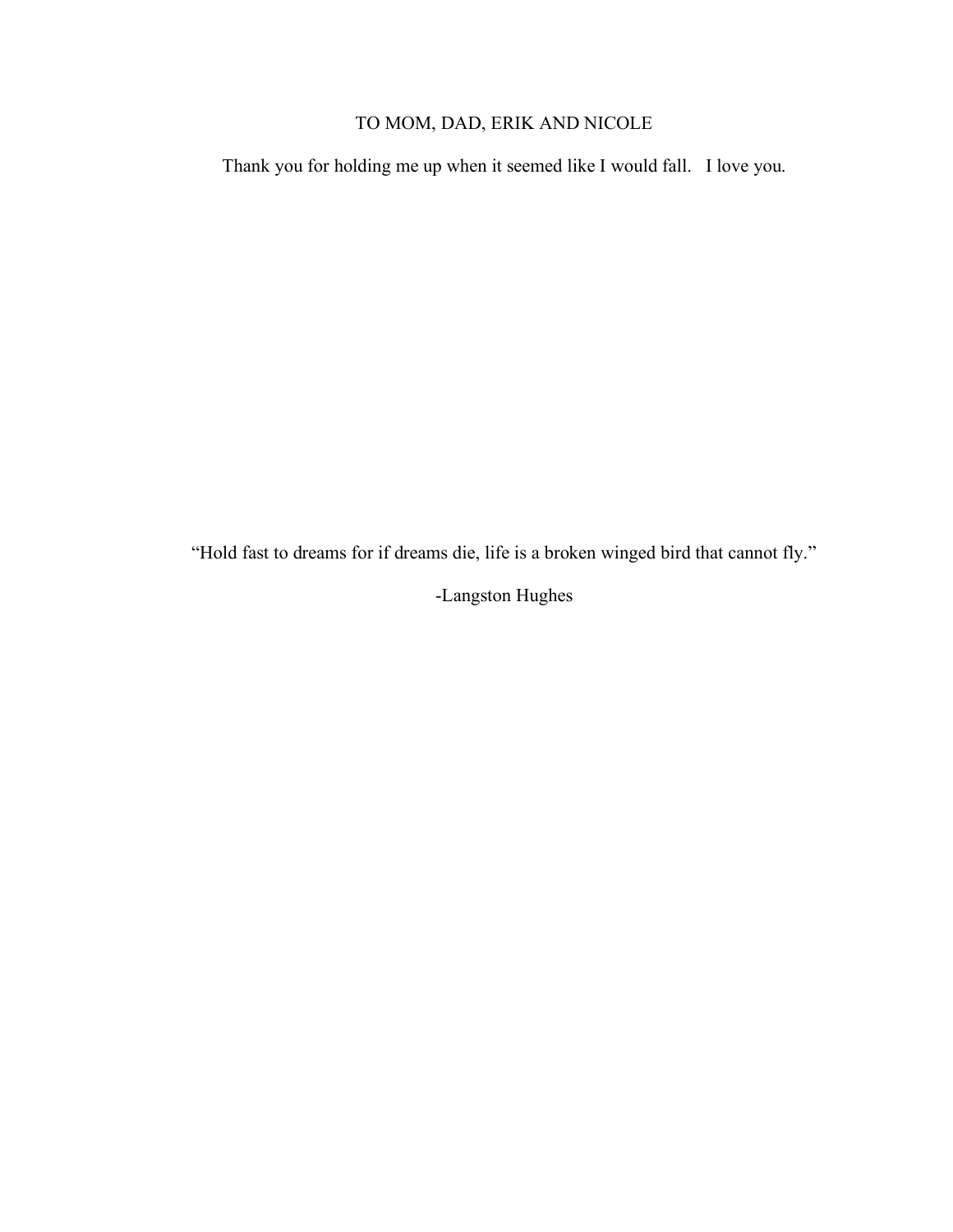TO MOM, DAD, ERIK AND NICOLE

Thank you for holding me up when it seemed like I would fall.   I love you.

"Hold fast to dreams for if dreams die, life is a broken winged bird that cannot fly."

-Langston Hughes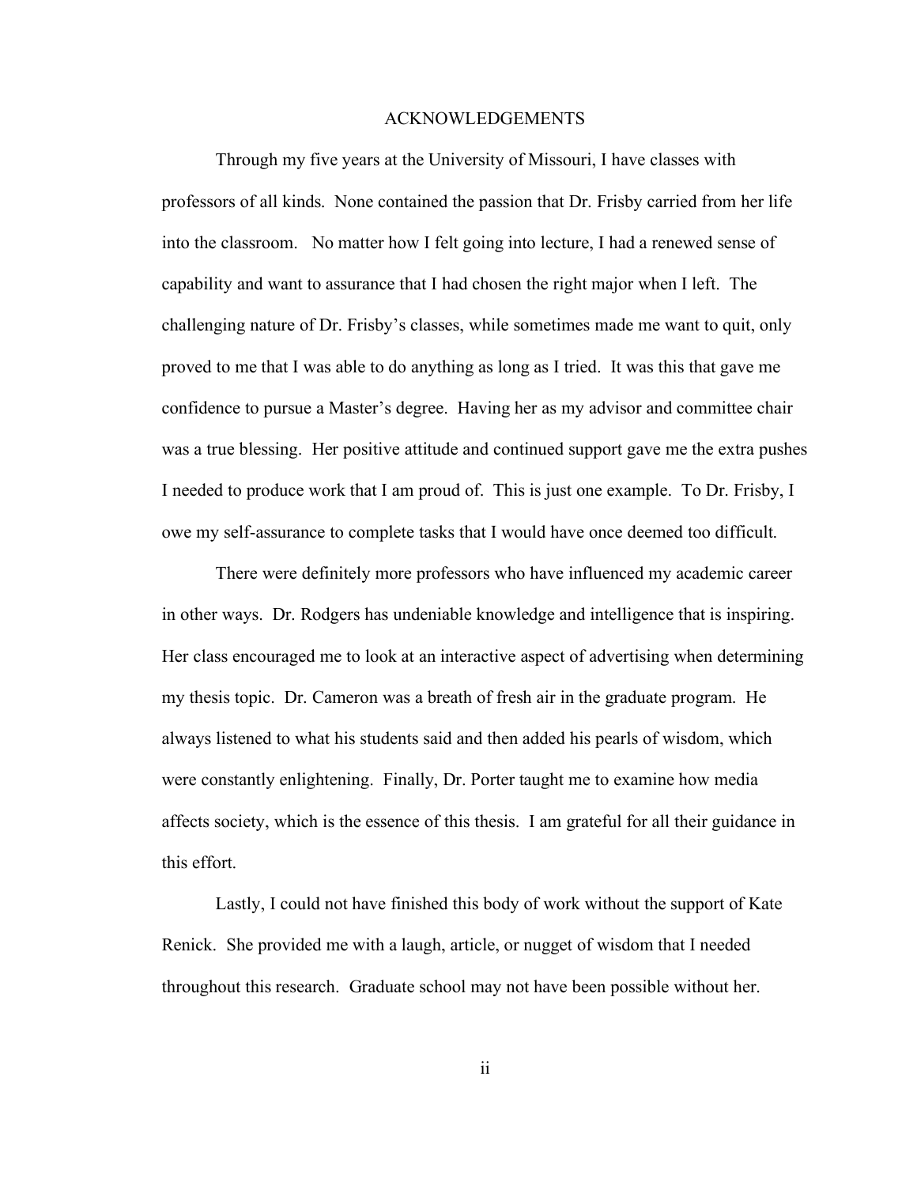# ACKNOWLEDGEMENTS

Through my five years at the University of Missouri, I have classes with professors of all kinds. None contained the passion that Dr. Frisby carried from her life into the classroom. No matter how I felt going into lecture, I had a renewed sense of capability and want to assurance that I had chosen the right major when I left. The challenging nature of Dr. Frisby's classes, while sometimes made me want to quit, only proved to me that I was able to do anything as long as I tried. It was this that gave me confidence to pursue a Master's degree. Having her as my advisor and committee chair was a true blessing. Her positive attitude and continued support gave me the extra pushes I needed to produce work that I am proud of. This is just one example. To Dr. Frisby, I owe my self-assurance to complete tasks that I would have once deemed too difficult.

There were definitely more professors who have influenced my academic career in other ways. Dr. Rodgers has undeniable knowledge and intelligence that is inspiring. Her class encouraged me to look at an interactive aspect of advertising when determining my thesis topic. Dr. Cameron was a breath of fresh air in the graduate program. He always listened to what his students said and then added his pearls of wisdom, which were constantly enlightening. Finally, Dr. Porter taught me to examine how media affects society, which is the essence of this thesis. I am grateful for all their guidance in this effort.

Lastly, I could not have finished this body of work without the support of Kate Renick. She provided me with a laugh, article, or nugget of wisdom that I needed throughout this research. Graduate school may not have been possible without her.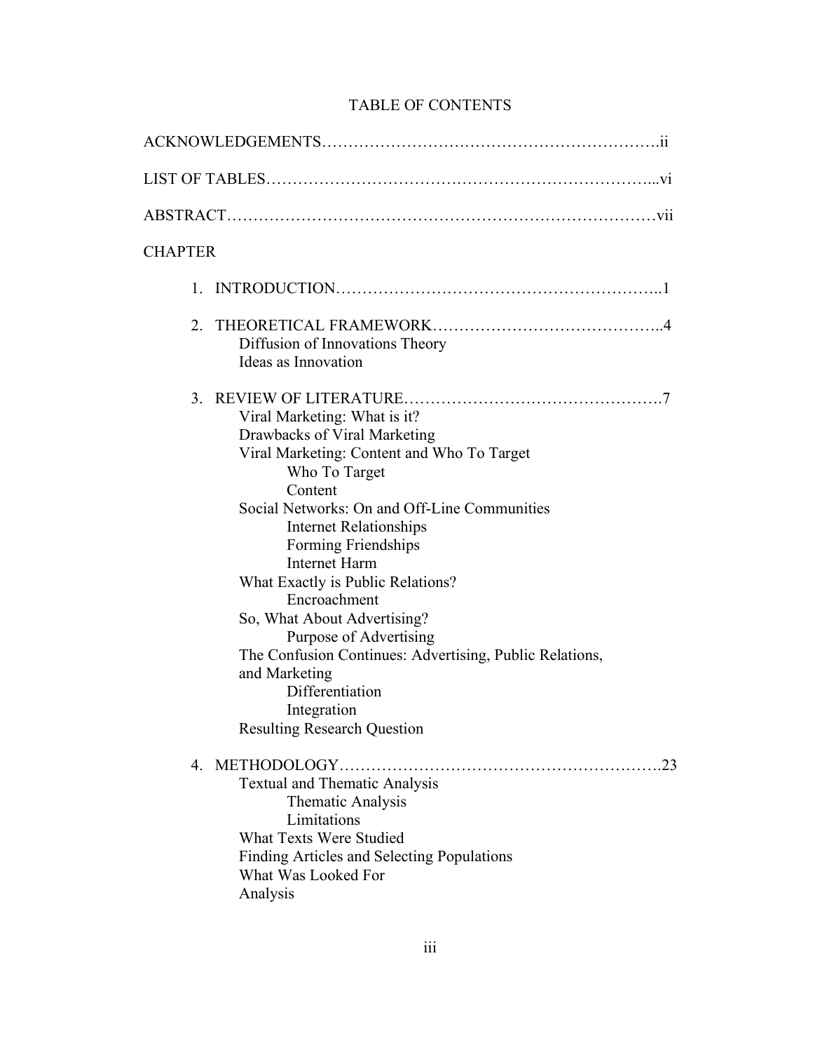# TABLE OF CONTENTS

ACKNOWLEDGEMENTS……………………………………………………….ii

LIST OF TABLES……………………………………………………………...vi

ABSTRACT……………………………………………………………………vii

CHAPTER

1. INTRODUCTION…………………………………………………..1

2. THEORETICAL FRAMEWORK…………………………………..4
   - Diffusion of Innovations Theory
   - Ideas as Innovation

3. REVIEW OF LITERATURE………………………………………….7
   - Viral Marketing: What is it?
   - Drawbacks of Viral Marketing
   - Viral Marketing: Content and Who To Target
     - Who To Target
     - Content
   - Social Networks: On and Off-Line Communities
     - Internet Relationships
     - Forming Friendships
     - Internet Harm
   - What Exactly is Public Relations?
     - Encroachment
   - So, What About Advertising?
     - Purpose of Advertising
   - The Confusion Continues: Advertising, Public Relations, and Marketing
     - Differentiation
     - Integration
   - Resulting Research Question

4. METHODOLOGY………………………………………………….23
   - Textual and Thematic Analysis
     - Thematic Analysis
     - Limitations
   - What Texts Were Studied
   - Finding Articles and Selecting Populations
   - What Was Looked For
   - Analysis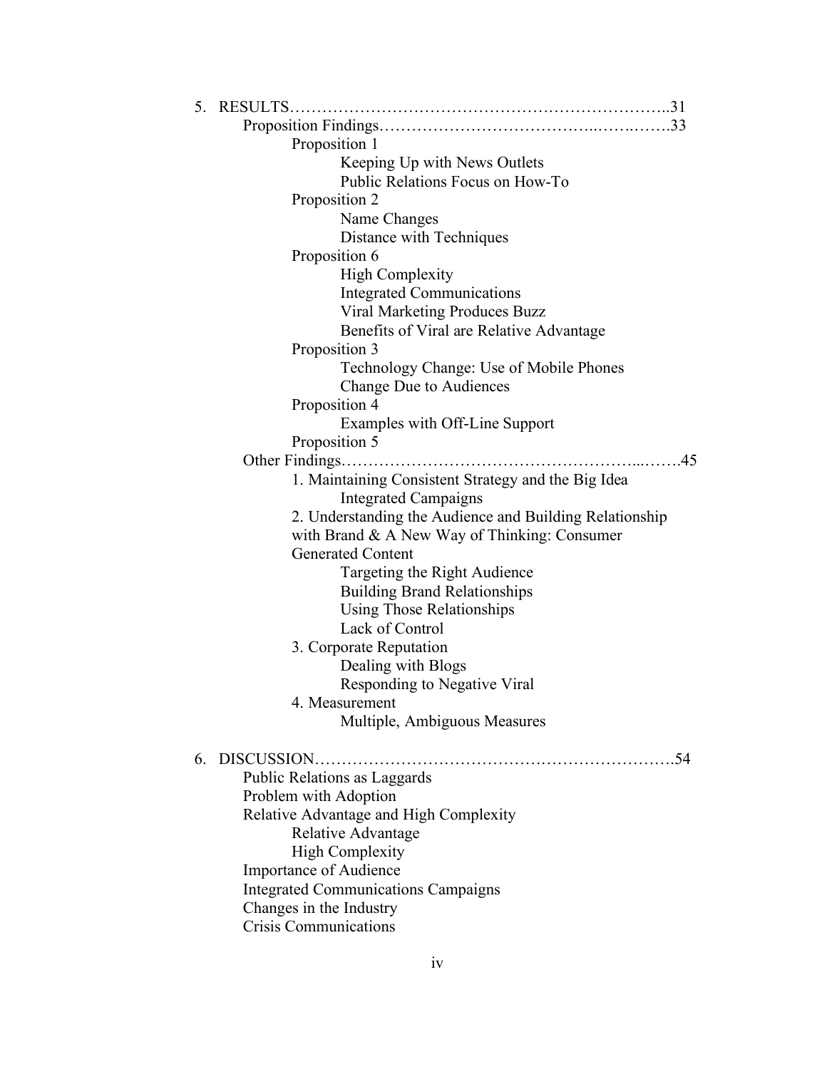5. RESULTS……………………………………………………………..31
    - Proposition Findings……………………………….…….…….33
        - Proposition 1
            - Keeping Up with News Outlets
            - Public Relations Focus on How-To
        - Proposition 2
            - Name Changes
            - Distance with Techniques
        - Proposition 6
            - High Complexity
            - Integrated Communications
            - Viral Marketing Produces Buzz
            - Benefits of Viral are Relative Advantage
        - Proposition 3
            - Technology Change: Use of Mobile Phones
            - Change Due to Audiences
        - Proposition 4
            - Examples with Off-Line Support
        - Proposition 5
    - Other Findings……………………………………………...…….45
        - 1. Maintaining Consistent Strategy and the Big Idea
            - Integrated Campaigns
        - 2. Understanding the Audience and Building Relationship with Brand & A New Way of Thinking: Consumer Generated Content
            - Targeting the Right Audience
            - Building Brand Relationships
            - Using Those Relationships
            - Lack of Control
        - 3. Corporate Reputation
            - Dealing with Blogs
            - Responding to Negative Viral
        - 4. Measurement
            - Multiple, Ambiguous Measures

6. DISCUSSION……………………………………………………….54
    - Public Relations as Laggards
    - Problem with Adoption
    - Relative Advantage and High Complexity
        - Relative Advantage
        - High Complexity
    - Importance of Audience
    - Integrated Communications Campaigns
    - Changes in the Industry
    - Crisis Communications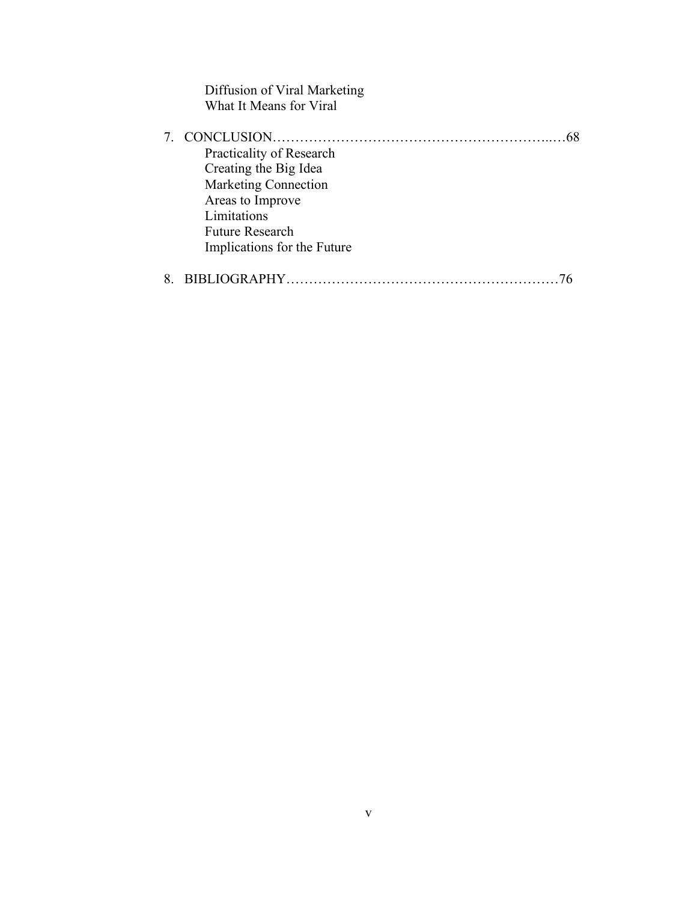Diffusion of Viral Marketing
What It Means for Viral

7. CONCLUSION……………………………………………………..…68
   Practicality of Research
   Creating the Big Idea
   Marketing Connection
   Areas to Improve
   Limitations
   Future Research
   Implications for the Future

8. BIBLIOGRAPHY……………………………………………………76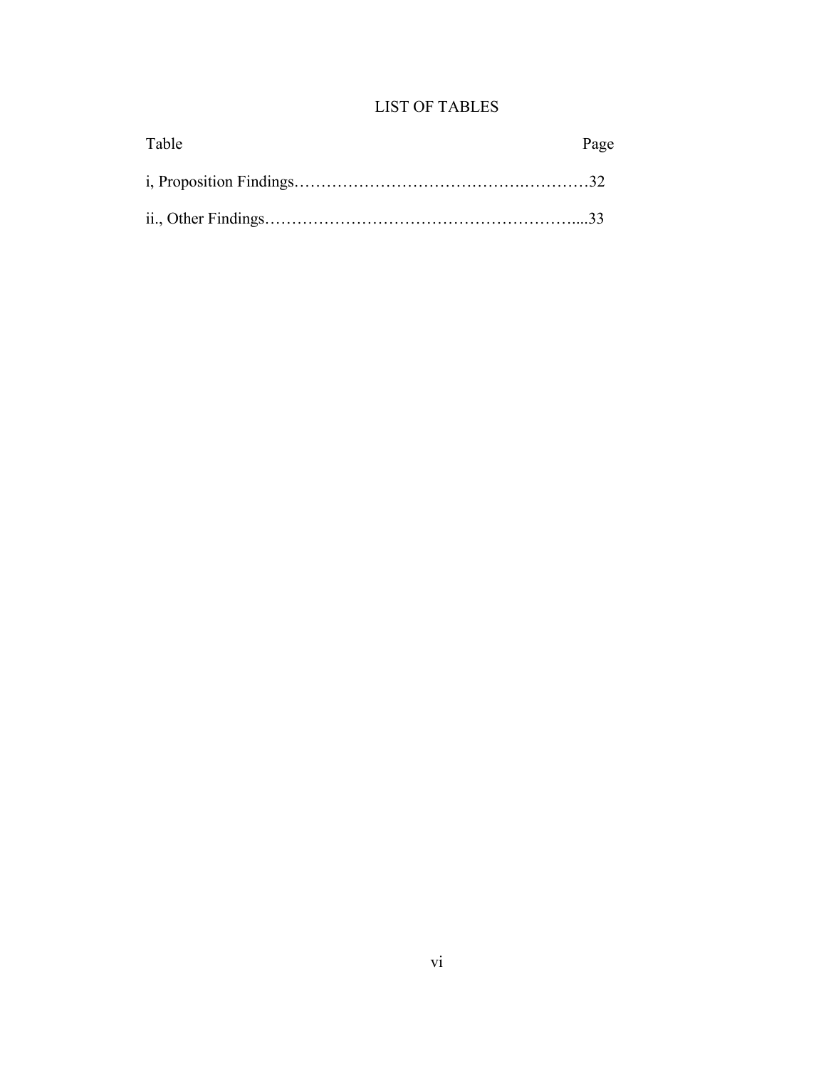# LIST OF TABLES

| Table | Page |
|---|---|
| i, Proposition Findings | 32 |
| ii., Other Findings | 33 |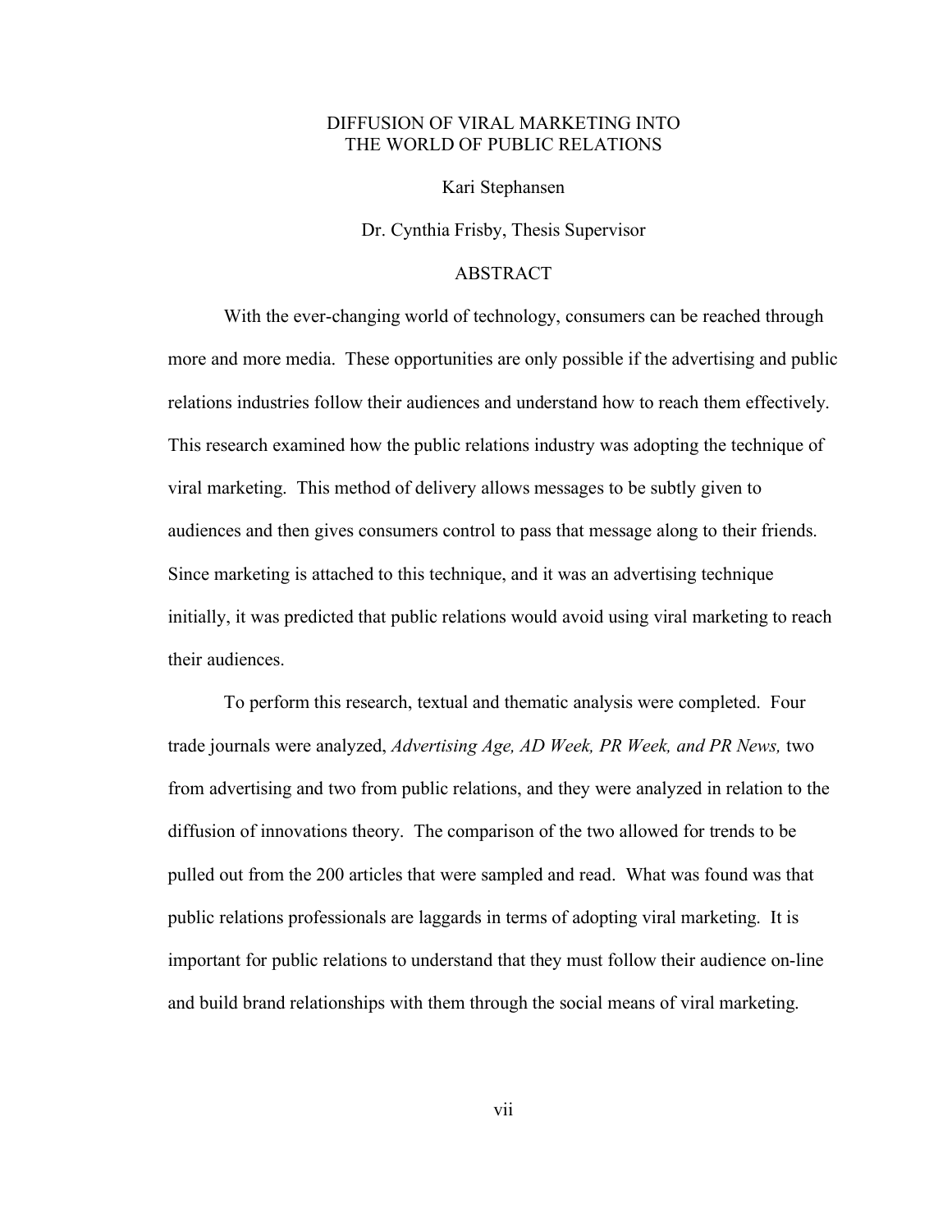# DIFFUSION OF VIRAL MARKETING INTO THE WORLD OF PUBLIC RELATIONS

Kari Stephansen

Dr. Cynthia Frisby, Thesis Supervisor

## ABSTRACT

With the ever-changing world of technology, consumers can be reached through more and more media. These opportunities are only possible if the advertising and public relations industries follow their audiences and understand how to reach them effectively. This research examined how the public relations industry was adopting the technique of viral marketing. This method of delivery allows messages to be subtly given to audiences and then gives consumers control to pass that message along to their friends. Since marketing is attached to this technique, and it was an advertising technique initially, it was predicted that public relations would avoid using viral marketing to reach their audiences.

To perform this research, textual and thematic analysis were completed. Four trade journals were analyzed, *Advertising Age, AD Week, PR Week, and PR News,* two from advertising and two from public relations, and they were analyzed in relation to the diffusion of innovations theory. The comparison of the two allowed for trends to be pulled out from the 200 articles that were sampled and read. What was found was that public relations professionals are laggards in terms of adopting viral marketing. It is important for public relations to understand that they must follow their audience on-line and build brand relationships with them through the social means of viral marketing.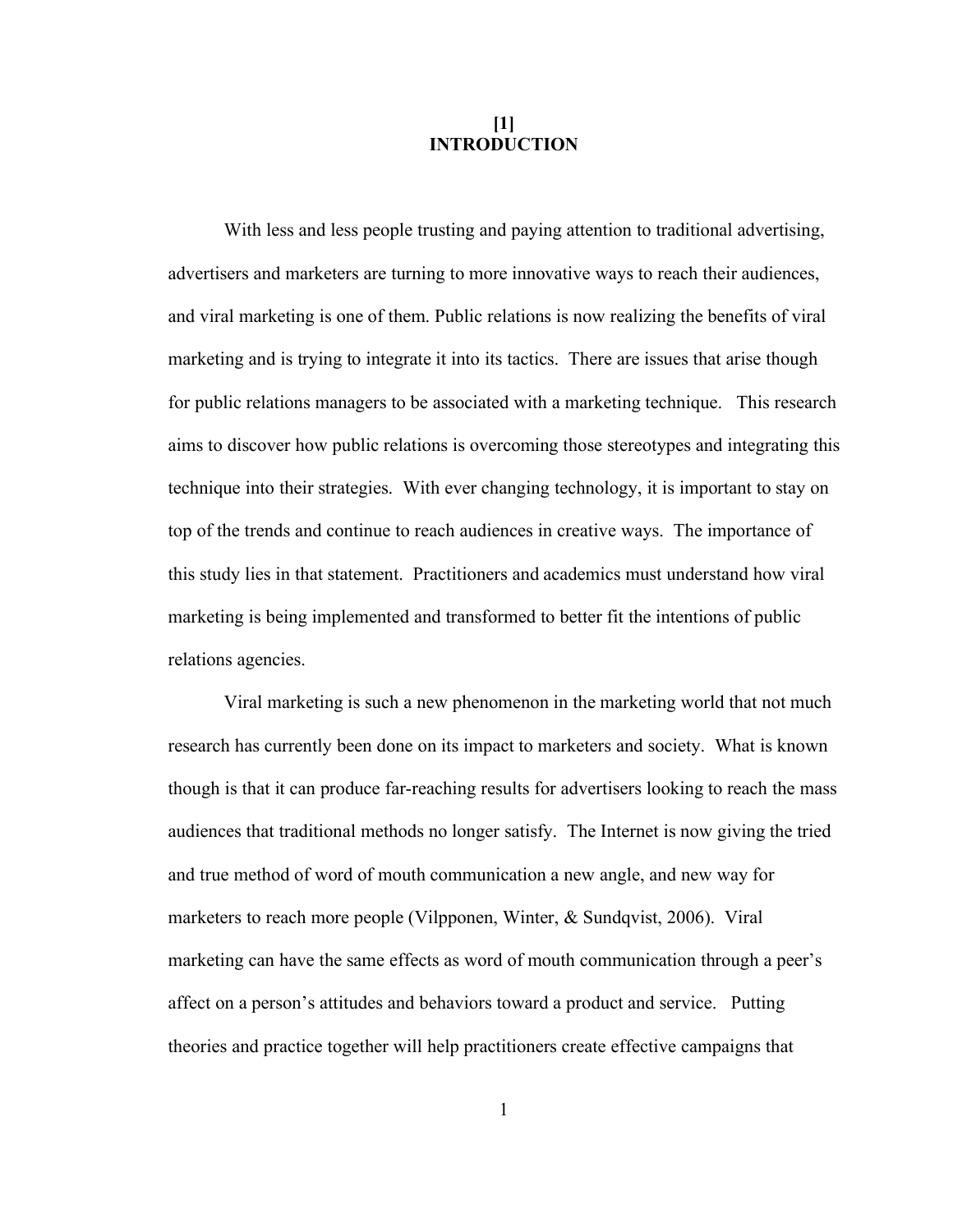# [1] INTRODUCTION

With less and less people trusting and paying attention to traditional advertising, advertisers and marketers are turning to more innovative ways to reach their audiences, and viral marketing is one of them. Public relations is now realizing the benefits of viral marketing and is trying to integrate it into its tactics. There are issues that arise though for public relations managers to be associated with a marketing technique. This research aims to discover how public relations is overcoming those stereotypes and integrating this technique into their strategies. With ever changing technology, it is important to stay on top of the trends and continue to reach audiences in creative ways. The importance of this study lies in that statement. Practitioners and academics must understand how viral marketing is being implemented and transformed to better fit the intentions of public relations agencies.

Viral marketing is such a new phenomenon in the marketing world that not much research has currently been done on its impact to marketers and society. What is known though is that it can produce far-reaching results for advertisers looking to reach the mass audiences that traditional methods no longer satisfy. The Internet is now giving the tried and true method of word of mouth communication a new angle, and new way for marketers to reach more people (Vilpponen, Winter, & Sundqvist, 2006). Viral marketing can have the same effects as word of mouth communication through a peer's affect on a person's attitudes and behaviors toward a product and service. Putting theories and practice together will help practitioners create effective campaigns that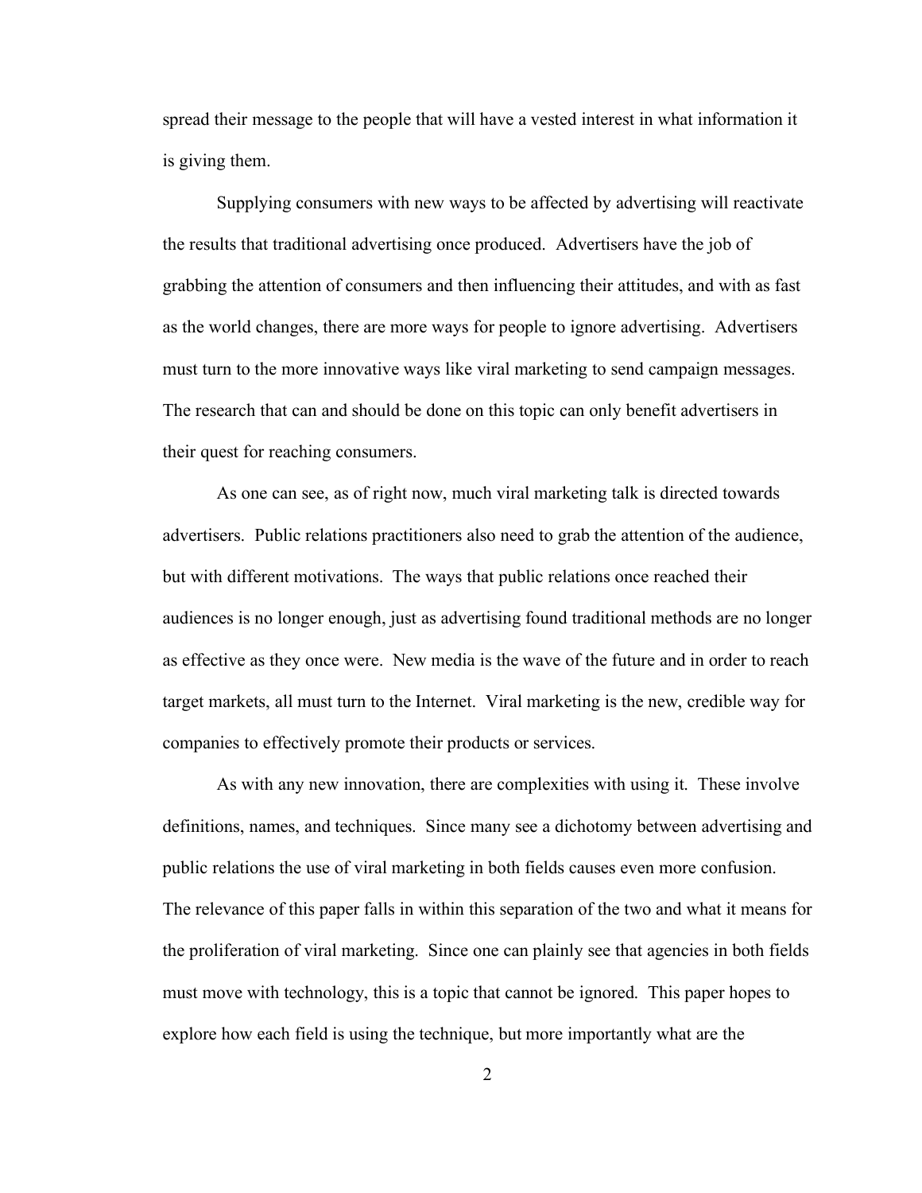spread their message to the people that will have a vested interest in what information it is giving them.

Supplying consumers with new ways to be affected by advertising will reactivate the results that traditional advertising once produced. Advertisers have the job of grabbing the attention of consumers and then influencing their attitudes, and with as fast as the world changes, there are more ways for people to ignore advertising. Advertisers must turn to the more innovative ways like viral marketing to send campaign messages. The research that can and should be done on this topic can only benefit advertisers in their quest for reaching consumers.

As one can see, as of right now, much viral marketing talk is directed towards advertisers. Public relations practitioners also need to grab the attention of the audience, but with different motivations. The ways that public relations once reached their audiences is no longer enough, just as advertising found traditional methods are no longer as effective as they once were. New media is the wave of the future and in order to reach target markets, all must turn to the Internet. Viral marketing is the new, credible way for companies to effectively promote their products or services.

As with any new innovation, there are complexities with using it. These involve definitions, names, and techniques. Since many see a dichotomy between advertising and public relations the use of viral marketing in both fields causes even more confusion. The relevance of this paper falls in within this separation of the two and what it means for the proliferation of viral marketing. Since one can plainly see that agencies in both fields must move with technology, this is a topic that cannot be ignored. This paper hopes to explore how each field is using the technique, but more importantly what are the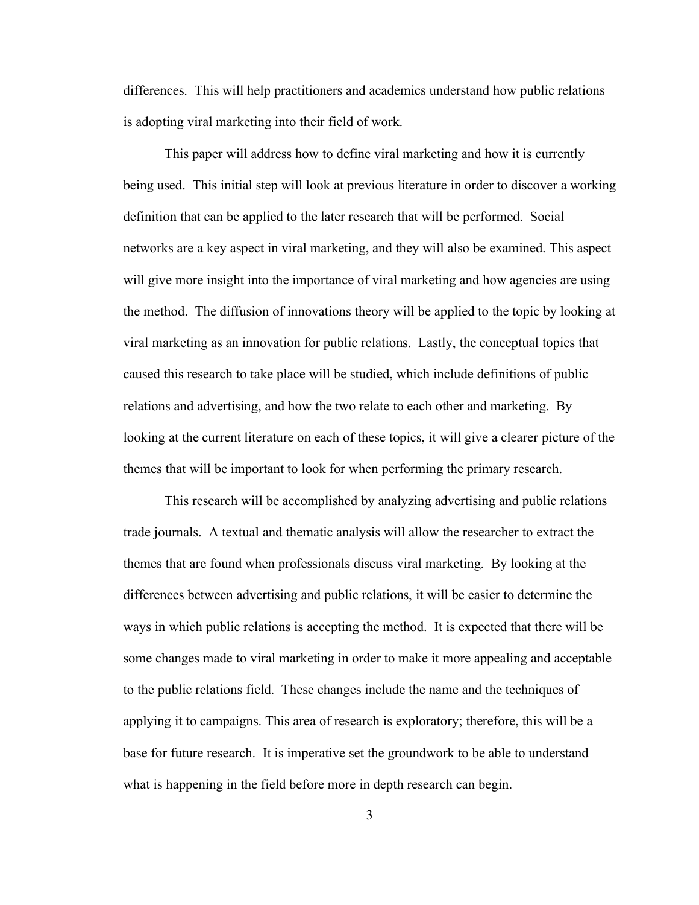differences. This will help practitioners and academics understand how public relations is adopting viral marketing into their field of work.

This paper will address how to define viral marketing and how it is currently being used. This initial step will look at previous literature in order to discover a working definition that can be applied to the later research that will be performed. Social networks are a key aspect in viral marketing, and they will also be examined. This aspect will give more insight into the importance of viral marketing and how agencies are using the method. The diffusion of innovations theory will be applied to the topic by looking at viral marketing as an innovation for public relations. Lastly, the conceptual topics that caused this research to take place will be studied, which include definitions of public relations and advertising, and how the two relate to each other and marketing. By looking at the current literature on each of these topics, it will give a clearer picture of the themes that will be important to look for when performing the primary research.

This research will be accomplished by analyzing advertising and public relations trade journals. A textual and thematic analysis will allow the researcher to extract the themes that are found when professionals discuss viral marketing. By looking at the differences between advertising and public relations, it will be easier to determine the ways in which public relations is accepting the method. It is expected that there will be some changes made to viral marketing in order to make it more appealing and acceptable to the public relations field. These changes include the name and the techniques of applying it to campaigns. This area of research is exploratory; therefore, this will be a base for future research. It is imperative set the groundwork to be able to understand what is happening in the field before more in depth research can begin.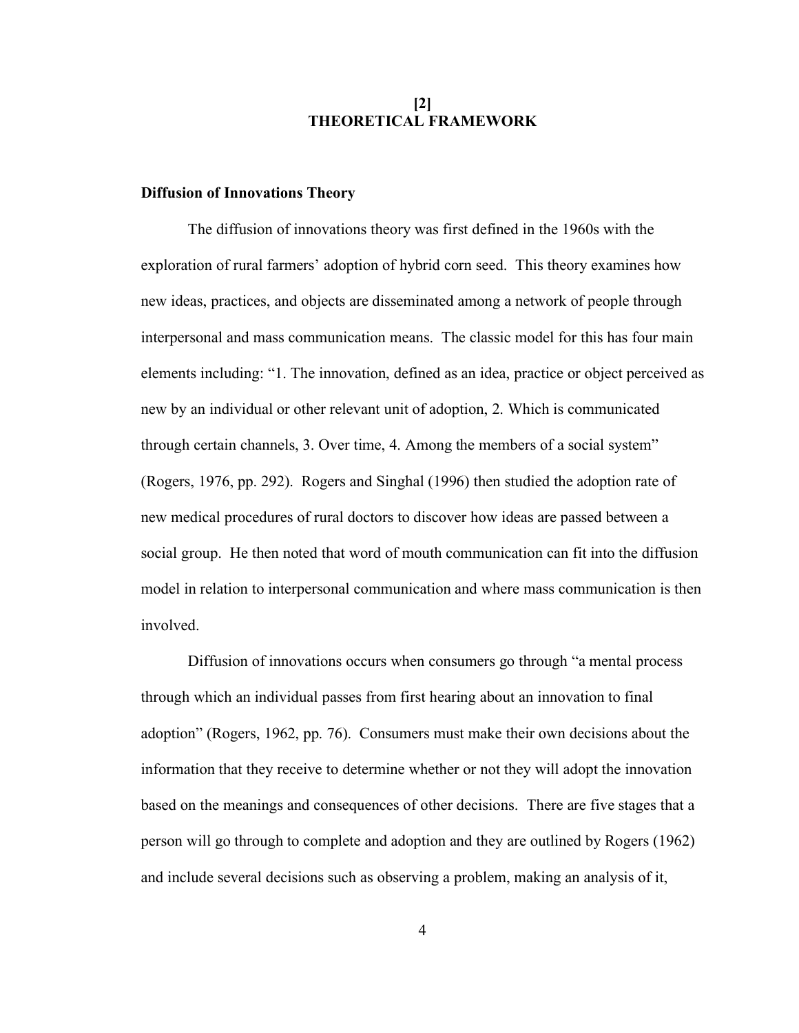# [2]
# THEORETICAL FRAMEWORK

## Diffusion of Innovations Theory

The diffusion of innovations theory was first defined in the 1960s with the exploration of rural farmers' adoption of hybrid corn seed. This theory examines how new ideas, practices, and objects are disseminated among a network of people through interpersonal and mass communication means. The classic model for this has four main elements including: "1. The innovation, defined as an idea, practice or object perceived as new by an individual or other relevant unit of adoption, 2. Which is communicated through certain channels, 3. Over time, 4. Among the members of a social system" (Rogers, 1976, pp. 292). Rogers and Singhal (1996) then studied the adoption rate of new medical procedures of rural doctors to discover how ideas are passed between a social group. He then noted that word of mouth communication can fit into the diffusion model in relation to interpersonal communication and where mass communication is then involved.

Diffusion of innovations occurs when consumers go through "a mental process through which an individual passes from first hearing about an innovation to final adoption" (Rogers, 1962, pp. 76). Consumers must make their own decisions about the information that they receive to determine whether or not they will adopt the innovation based on the meanings and consequences of other decisions. There are five stages that a person will go through to complete and adoption and they are outlined by Rogers (1962) and include several decisions such as observing a problem, making an analysis of it,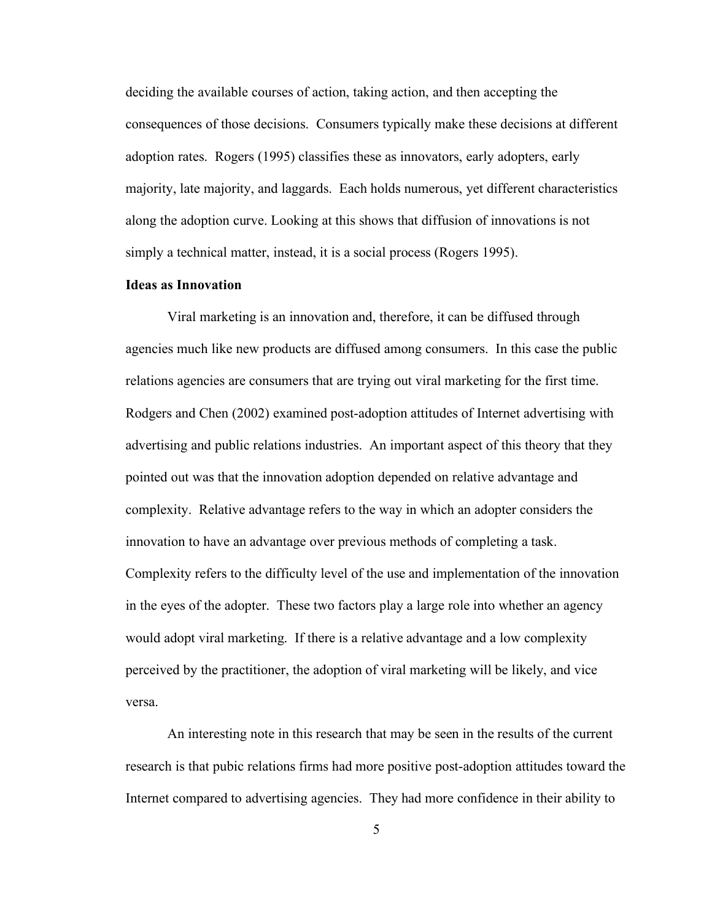deciding the available courses of action, taking action, and then accepting the consequences of those decisions. Consumers typically make these decisions at different adoption rates. Rogers (1995) classifies these as innovators, early adopters, early majority, late majority, and laggards. Each holds numerous, yet different characteristics along the adoption curve. Looking at this shows that diffusion of innovations is not simply a technical matter, instead, it is a social process (Rogers 1995).

**Ideas as Innovation**

Viral marketing is an innovation and, therefore, it can be diffused through agencies much like new products are diffused among consumers. In this case the public relations agencies are consumers that are trying out viral marketing for the first time. Rodgers and Chen (2002) examined post-adoption attitudes of Internet advertising with advertising and public relations industries. An important aspect of this theory that they pointed out was that the innovation adoption depended on relative advantage and complexity. Relative advantage refers to the way in which an adopter considers the innovation to have an advantage over previous methods of completing a task. Complexity refers to the difficulty level of the use and implementation of the innovation in the eyes of the adopter. These two factors play a large role into whether an agency would adopt viral marketing. If there is a relative advantage and a low complexity perceived by the practitioner, the adoption of viral marketing will be likely, and vice versa.

An interesting note in this research that may be seen in the results of the current research is that pubic relations firms had more positive post-adoption attitudes toward the Internet compared to advertising agencies. They had more confidence in their ability to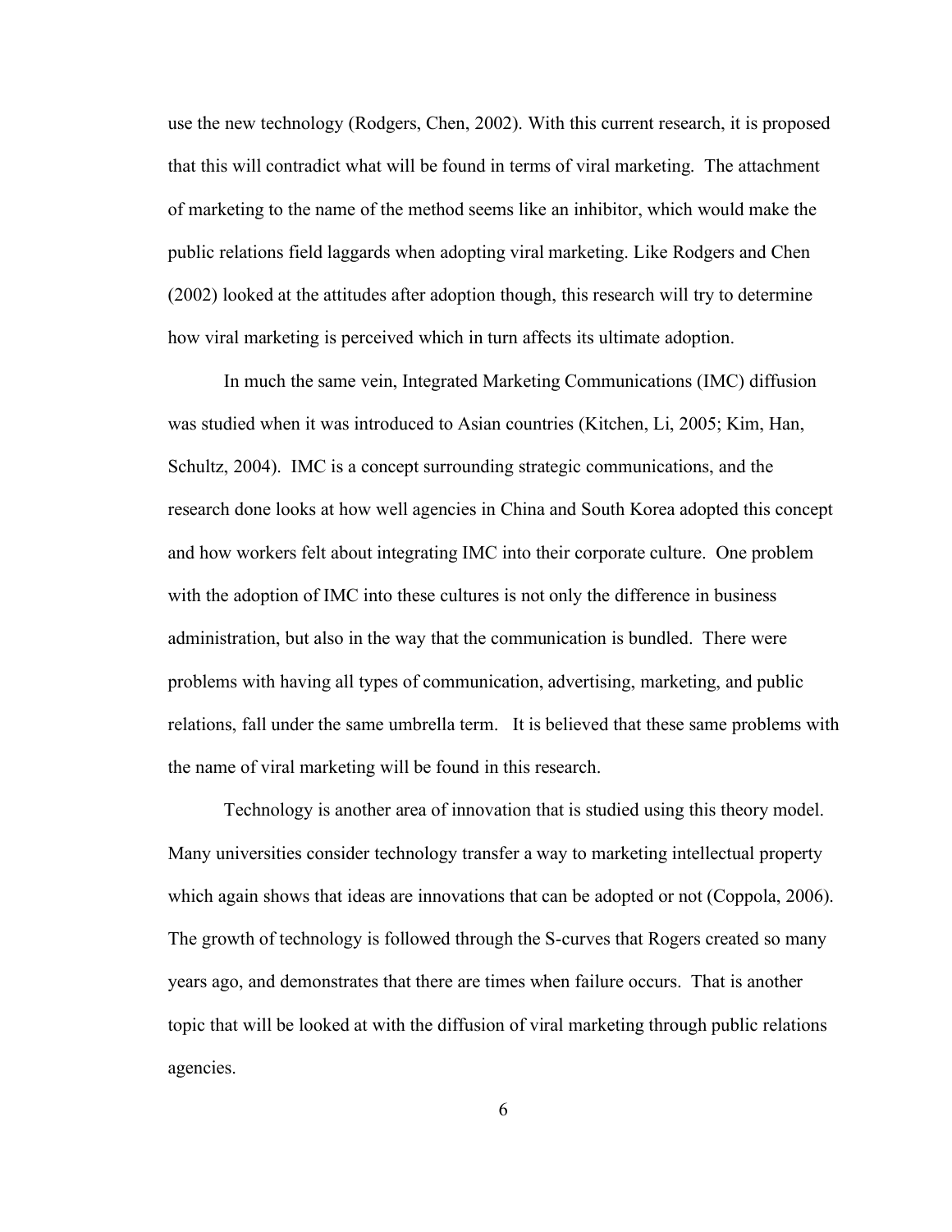use the new technology (Rodgers, Chen, 2002). With this current research, it is proposed that this will contradict what will be found in terms of viral marketing. The attachment of marketing to the name of the method seems like an inhibitor, which would make the public relations field laggards when adopting viral marketing. Like Rodgers and Chen (2002) looked at the attitudes after adoption though, this research will try to determine how viral marketing is perceived which in turn affects its ultimate adoption.

In much the same vein, Integrated Marketing Communications (IMC) diffusion was studied when it was introduced to Asian countries (Kitchen, Li, 2005; Kim, Han, Schultz, 2004). IMC is a concept surrounding strategic communications, and the research done looks at how well agencies in China and South Korea adopted this concept and how workers felt about integrating IMC into their corporate culture. One problem with the adoption of IMC into these cultures is not only the difference in business administration, but also in the way that the communication is bundled. There were problems with having all types of communication, advertising, marketing, and public relations, fall under the same umbrella term. It is believed that these same problems with the name of viral marketing will be found in this research.

Technology is another area of innovation that is studied using this theory model. Many universities consider technology transfer a way to marketing intellectual property which again shows that ideas are innovations that can be adopted or not (Coppola, 2006). The growth of technology is followed through the S-curves that Rogers created so many years ago, and demonstrates that there are times when failure occurs. That is another topic that will be looked at with the diffusion of viral marketing through public relations agencies.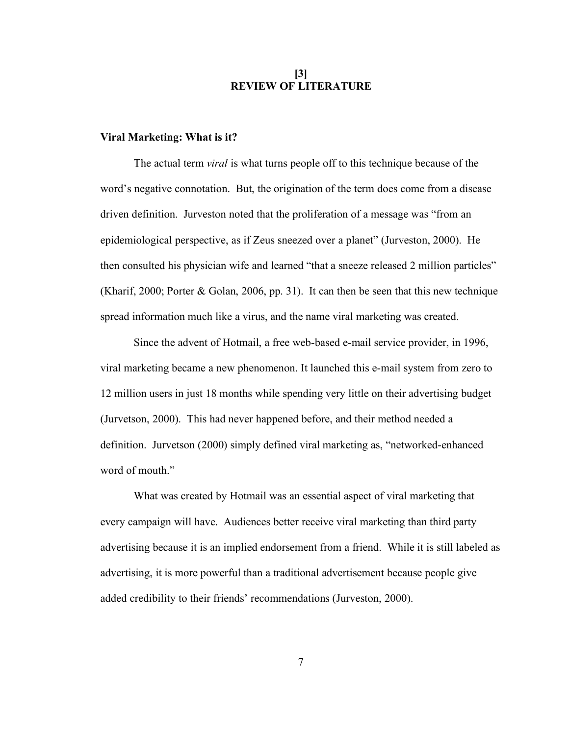# [3]
# REVIEW OF LITERATURE

## Viral Marketing: What is it?

The actual term *viral* is what turns people off to this technique because of the word's negative connotation. But, the origination of the term does come from a disease driven definition. Jurveston noted that the proliferation of a message was "from an epidemiological perspective, as if Zeus sneezed over a planet" (Jurveston, 2000). He then consulted his physician wife and learned "that a sneeze released 2 million particles" (Kharif, 2000; Porter & Golan, 2006, pp. 31). It can then be seen that this new technique spread information much like a virus, and the name viral marketing was created.

Since the advent of Hotmail, a free web-based e-mail service provider, in 1996, viral marketing became a new phenomenon. It launched this e-mail system from zero to 12 million users in just 18 months while spending very little on their advertising budget (Jurvetson, 2000). This had never happened before, and their method needed a definition. Jurvetson (2000) simply defined viral marketing as, "networked-enhanced word of mouth."

What was created by Hotmail was an essential aspect of viral marketing that every campaign will have. Audiences better receive viral marketing than third party advertising because it is an implied endorsement from a friend. While it is still labeled as advertising, it is more powerful than a traditional advertisement because people give added credibility to their friends' recommendations (Jurveston, 2000).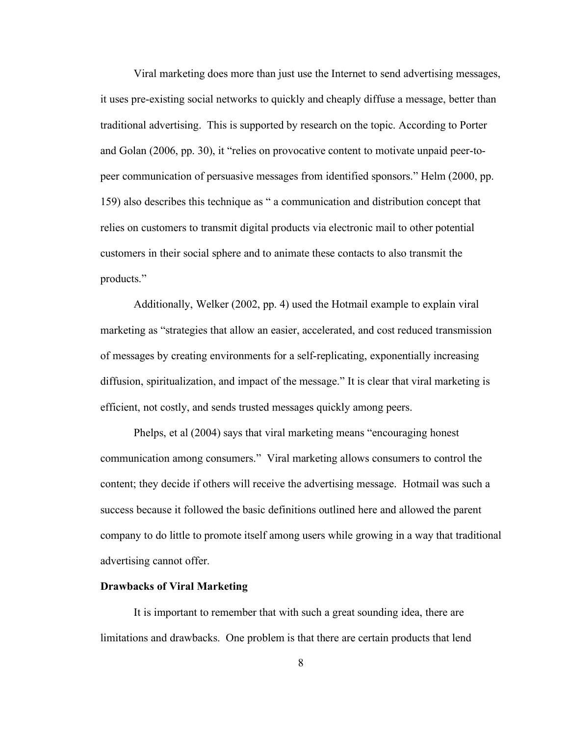Viral marketing does more than just use the Internet to send advertising messages, it uses pre-existing social networks to quickly and cheaply diffuse a message, better than traditional advertising. This is supported by research on the topic. According to Porter and Golan (2006, pp. 30), it "relies on provocative content to motivate unpaid peer-to-peer communication of persuasive messages from identified sponsors." Helm (2000, pp. 159) also describes this technique as " a communication and distribution concept that relies on customers to transmit digital products via electronic mail to other potential customers in their social sphere and to animate these contacts to also transmit the products."

Additionally, Welker (2002, pp. 4) used the Hotmail example to explain viral marketing as "strategies that allow an easier, accelerated, and cost reduced transmission of messages by creating environments for a self-replicating, exponentially increasing diffusion, spiritualization, and impact of the message." It is clear that viral marketing is efficient, not costly, and sends trusted messages quickly among peers.

Phelps, et al (2004) says that viral marketing means "encouraging honest communication among consumers." Viral marketing allows consumers to control the content; they decide if others will receive the advertising message. Hotmail was such a success because it followed the basic definitions outlined here and allowed the parent company to do little to promote itself among users while growing in a way that traditional advertising cannot offer.

**Drawbacks of Viral Marketing**

It is important to remember that with such a great sounding idea, there are limitations and drawbacks. One problem is that there are certain products that lend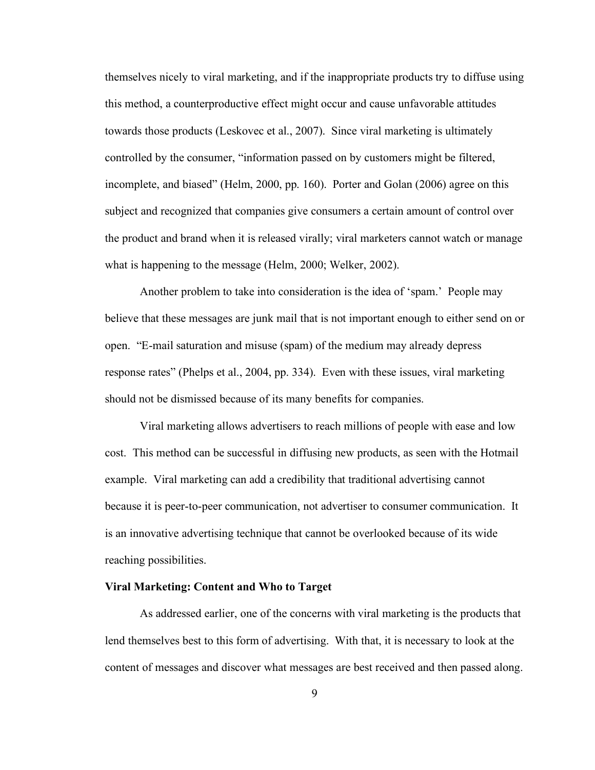themselves nicely to viral marketing, and if the inappropriate products try to diffuse using this method, a counterproductive effect might occur and cause unfavorable attitudes towards those products (Leskovec et al., 2007). Since viral marketing is ultimately controlled by the consumer, "information passed on by customers might be filtered, incomplete, and biased" (Helm, 2000, pp. 160). Porter and Golan (2006) agree on this subject and recognized that companies give consumers a certain amount of control over the product and brand when it is released virally; viral marketers cannot watch or manage what is happening to the message (Helm, 2000; Welker, 2002).

Another problem to take into consideration is the idea of 'spam.' People may believe that these messages are junk mail that is not important enough to either send on or open. "E-mail saturation and misuse (spam) of the medium may already depress response rates" (Phelps et al., 2004, pp. 334). Even with these issues, viral marketing should not be dismissed because of its many benefits for companies.

Viral marketing allows advertisers to reach millions of people with ease and low cost. This method can be successful in diffusing new products, as seen with the Hotmail example. Viral marketing can add a credibility that traditional advertising cannot because it is peer-to-peer communication, not advertiser to consumer communication. It is an innovative advertising technique that cannot be overlooked because of its wide reaching possibilities.

**Viral Marketing: Content and Who to Target**

As addressed earlier, one of the concerns with viral marketing is the products that lend themselves best to this form of advertising. With that, it is necessary to look at the content of messages and discover what messages are best received and then passed along.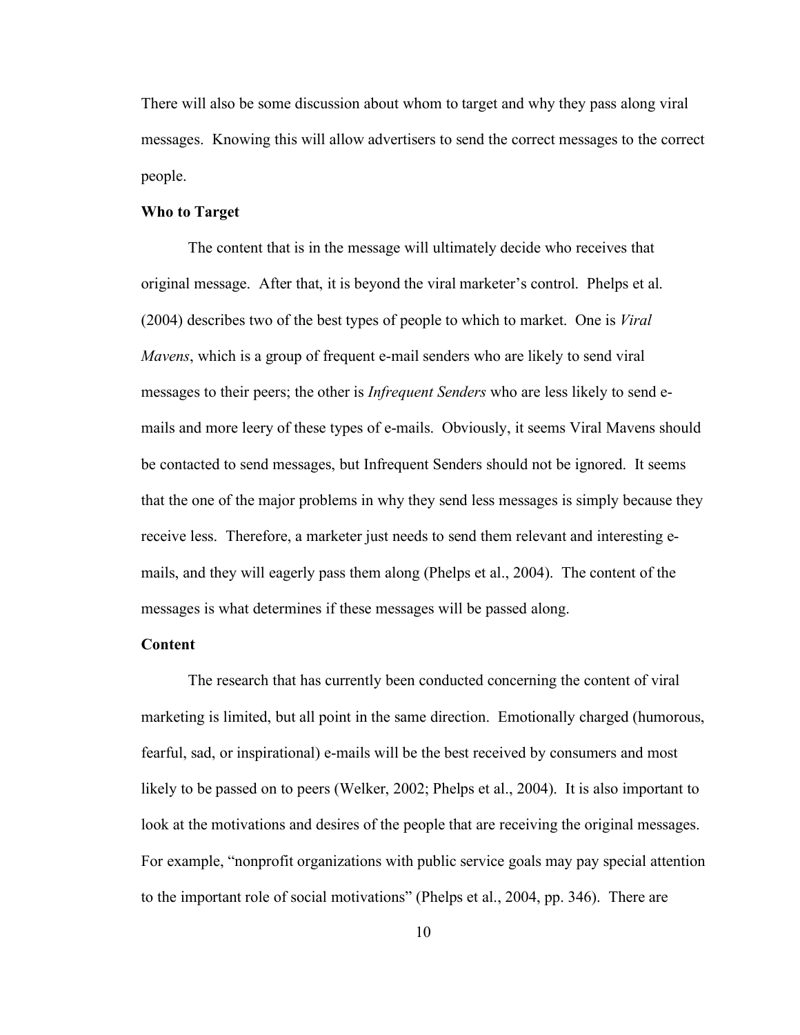There will also be some discussion about whom to target and why they pass along viral messages. Knowing this will allow advertisers to send the correct messages to the correct people.

### Who to Target

The content that is in the message will ultimately decide who receives that original message. After that, it is beyond the viral marketer's control. Phelps et al. (2004) describes two of the best types of people to which to market. One is *Viral Mavens*, which is a group of frequent e-mail senders who are likely to send viral messages to their peers; the other is *Infrequent Senders* who are less likely to send e-mails and more leery of these types of e-mails. Obviously, it seems Viral Mavens should be contacted to send messages, but Infrequent Senders should not be ignored. It seems that the one of the major problems in why they send less messages is simply because they receive less. Therefore, a marketer just needs to send them relevant and interesting e-mails, and they will eagerly pass them along (Phelps et al., 2004). The content of the messages is what determines if these messages will be passed along.

### Content

The research that has currently been conducted concerning the content of viral marketing is limited, but all point in the same direction. Emotionally charged (humorous, fearful, sad, or inspirational) e-mails will be the best received by consumers and most likely to be passed on to peers (Welker, 2002; Phelps et al., 2004). It is also important to look at the motivations and desires of the people that are receiving the original messages. For example, "nonprofit organizations with public service goals may pay special attention to the important role of social motivations" (Phelps et al., 2004, pp. 346). There are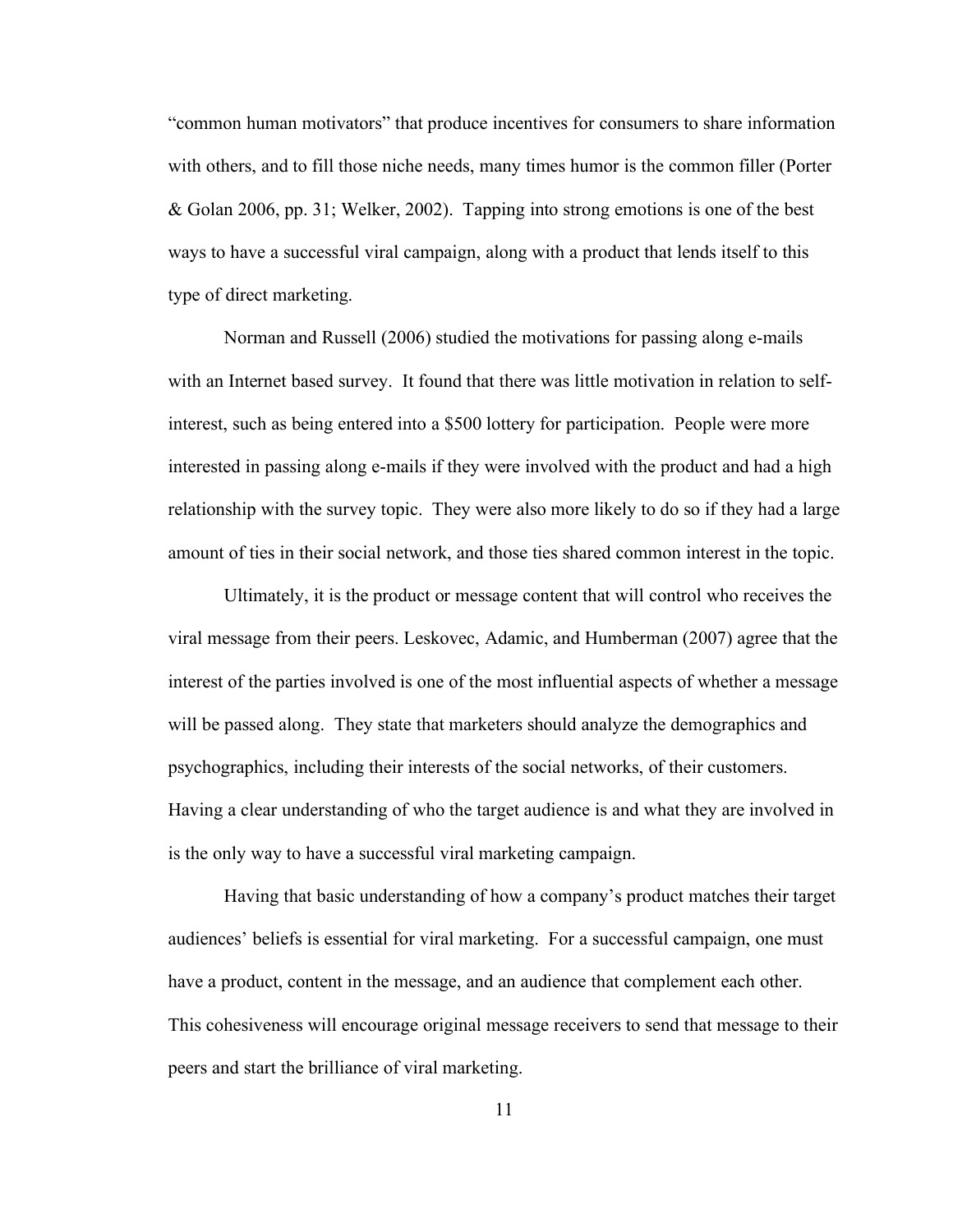"common human motivators" that produce incentives for consumers to share information with others, and to fill those niche needs, many times humor is the common filler (Porter & Golan 2006, pp. 31; Welker, 2002). Tapping into strong emotions is one of the best ways to have a successful viral campaign, along with a product that lends itself to this type of direct marketing.

Norman and Russell (2006) studied the motivations for passing along e-mails with an Internet based survey. It found that there was little motivation in relation to self-interest, such as being entered into a $500 lottery for participation. People were more interested in passing along e-mails if they were involved with the product and had a high relationship with the survey topic. They were also more likely to do so if they had a large amount of ties in their social network, and those ties shared common interest in the topic.

Ultimately, it is the product or message content that will control who receives the viral message from their peers. Leskovec, Adamic, and Humberman (2007) agree that the interest of the parties involved is one of the most influential aspects of whether a message will be passed along. They state that marketers should analyze the demographics and psychographics, including their interests of the social networks, of their customers. Having a clear understanding of who the target audience is and what they are involved in is the only way to have a successful viral marketing campaign.

Having that basic understanding of how a company's product matches their target audiences' beliefs is essential for viral marketing. For a successful campaign, one must have a product, content in the message, and an audience that complement each other. This cohesiveness will encourage original message receivers to send that message to their peers and start the brilliance of viral marketing.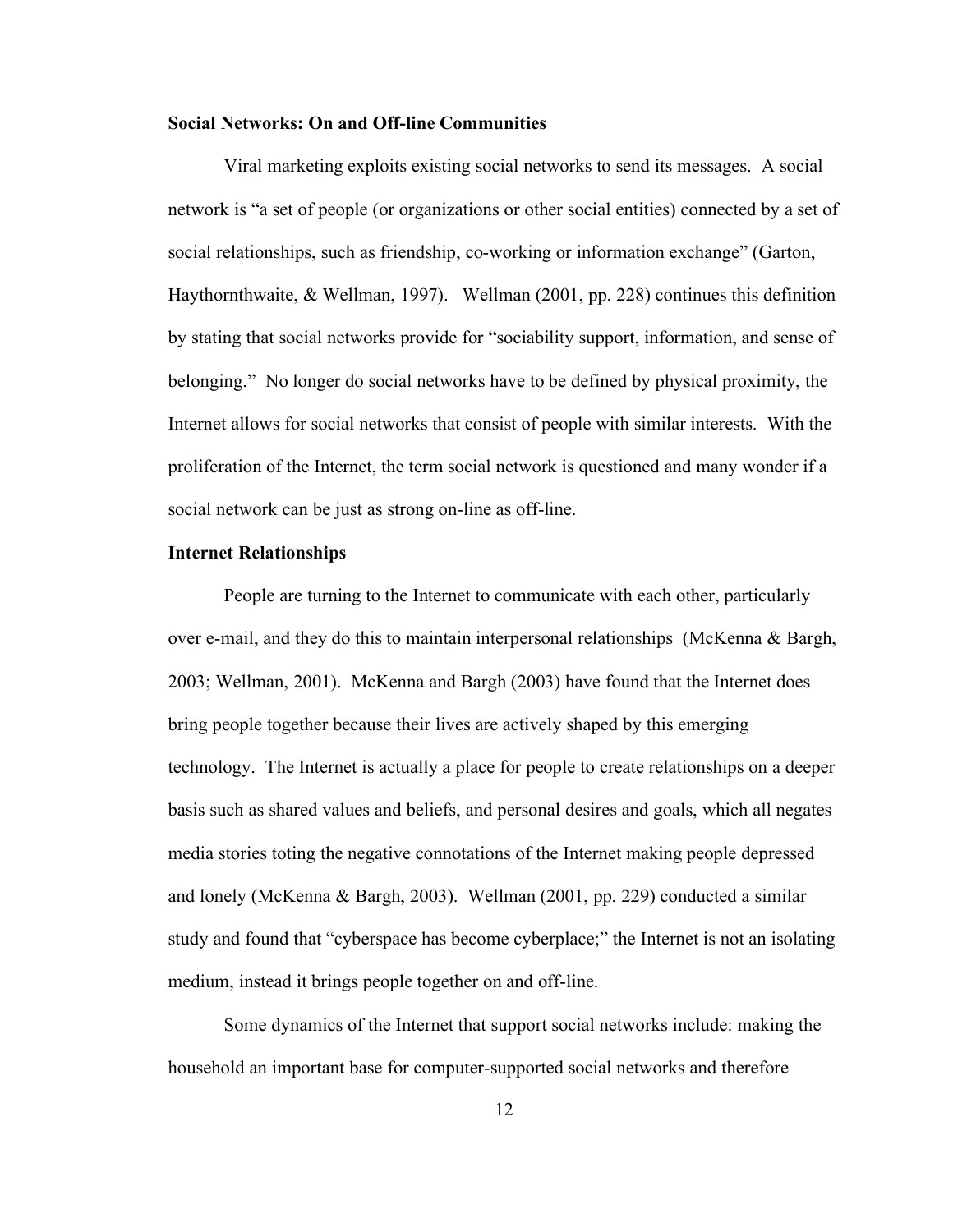**Social Networks: On and Off-line Communities**

Viral marketing exploits existing social networks to send its messages. A social network is "a set of people (or organizations or other social entities) connected by a set of social relationships, such as friendship, co-working or information exchange" (Garton, Haythornthwaite, & Wellman, 1997). Wellman (2001, pp. 228) continues this definition by stating that social networks provide for "sociability support, information, and sense of belonging." No longer do social networks have to be defined by physical proximity, the Internet allows for social networks that consist of people with similar interests. With the proliferation of the Internet, the term social network is questioned and many wonder if a social network can be just as strong on-line as off-line.

**Internet Relationships**

People are turning to the Internet to communicate with each other, particularly over e-mail, and they do this to maintain interpersonal relationships (McKenna & Bargh, 2003; Wellman, 2001). McKenna and Bargh (2003) have found that the Internet does bring people together because their lives are actively shaped by this emerging technology. The Internet is actually a place for people to create relationships on a deeper basis such as shared values and beliefs, and personal desires and goals, which all negates media stories toting the negative connotations of the Internet making people depressed and lonely (McKenna & Bargh, 2003). Wellman (2001, pp. 229) conducted a similar study and found that "cyberspace has become cyberplace;" the Internet is not an isolating medium, instead it brings people together on and off-line.

Some dynamics of the Internet that support social networks include: making the household an important base for computer-supported social networks and therefore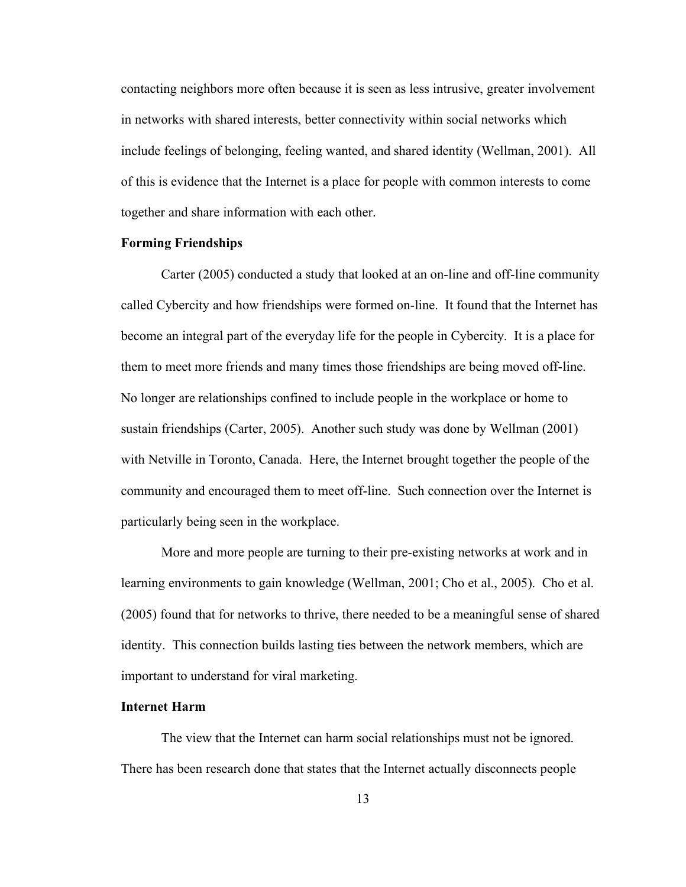contacting neighbors more often because it is seen as less intrusive, greater involvement in networks with shared interests, better connectivity within social networks which include feelings of belonging, feeling wanted, and shared identity (Wellman, 2001). All of this is evidence that the Internet is a place for people with common interests to come together and share information with each other.

### Forming Friendships

Carter (2005) conducted a study that looked at an on-line and off-line community called Cybercity and how friendships were formed on-line. It found that the Internet has become an integral part of the everyday life for the people in Cybercity. It is a place for them to meet more friends and many times those friendships are being moved off-line. No longer are relationships confined to include people in the workplace or home to sustain friendships (Carter, 2005). Another such study was done by Wellman (2001) with Netville in Toronto, Canada. Here, the Internet brought together the people of the community and encouraged them to meet off-line. Such connection over the Internet is particularly being seen in the workplace.

More and more people are turning to their pre-existing networks at work and in learning environments to gain knowledge (Wellman, 2001; Cho et al., 2005). Cho et al. (2005) found that for networks to thrive, there needed to be a meaningful sense of shared identity. This connection builds lasting ties between the network members, which are important to understand for viral marketing.

### Internet Harm

The view that the Internet can harm social relationships must not be ignored. There has been research done that states that the Internet actually disconnects people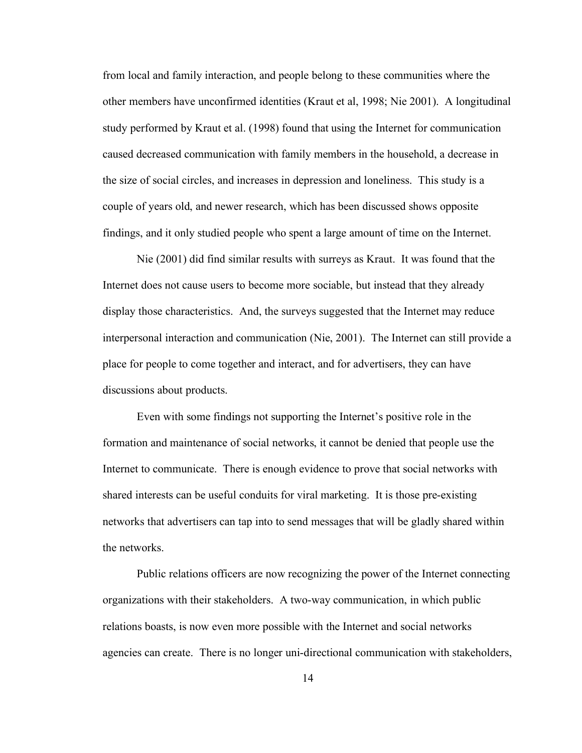from local and family interaction, and people belong to these communities where the other members have unconfirmed identities (Kraut et al, 1998; Nie 2001). A longitudinal study performed by Kraut et al. (1998) found that using the Internet for communication caused decreased communication with family members in the household, a decrease in the size of social circles, and increases in depression and loneliness. This study is a couple of years old, and newer research, which has been discussed shows opposite findings, and it only studied people who spent a large amount of time on the Internet.

Nie (2001) did find similar results with surreys as Kraut. It was found that the Internet does not cause users to become more sociable, but instead that they already display those characteristics. And, the surveys suggested that the Internet may reduce interpersonal interaction and communication (Nie, 2001). The Internet can still provide a place for people to come together and interact, and for advertisers, they can have discussions about products.

Even with some findings not supporting the Internet's positive role in the formation and maintenance of social networks, it cannot be denied that people use the Internet to communicate. There is enough evidence to prove that social networks with shared interests can be useful conduits for viral marketing. It is those pre-existing networks that advertisers can tap into to send messages that will be gladly shared within the networks.

Public relations officers are now recognizing the power of the Internet connecting organizations with their stakeholders. A two-way communication, in which public relations boasts, is now even more possible with the Internet and social networks agencies can create. There is no longer uni-directional communication with stakeholders,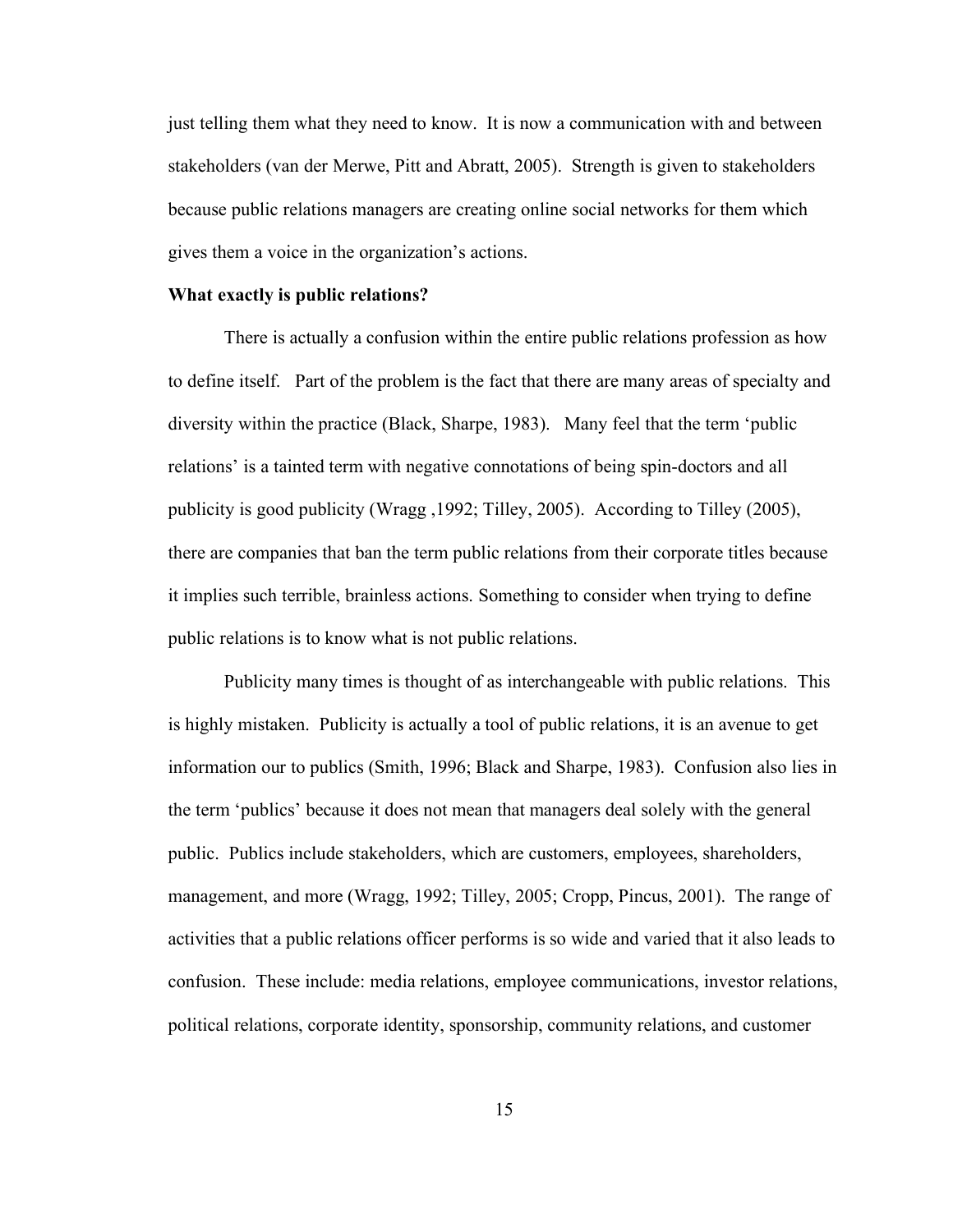just telling them what they need to know. It is now a communication with and between stakeholders (van der Merwe, Pitt and Abratt, 2005). Strength is given to stakeholders because public relations managers are creating online social networks for them which gives them a voice in the organization's actions.

**What exactly is public relations?**

There is actually a confusion within the entire public relations profession as how to define itself. Part of the problem is the fact that there are many areas of specialty and diversity within the practice (Black, Sharpe, 1983). Many feel that the term 'public relations' is a tainted term with negative connotations of being spin-doctors and all publicity is good publicity (Wragg ,1992; Tilley, 2005). According to Tilley (2005), there are companies that ban the term public relations from their corporate titles because it implies such terrible, brainless actions. Something to consider when trying to define public relations is to know what is not public relations.

Publicity many times is thought of as interchangeable with public relations. This is highly mistaken. Publicity is actually a tool of public relations, it is an avenue to get information our to publics (Smith, 1996; Black and Sharpe, 1983). Confusion also lies in the term 'publics' because it does not mean that managers deal solely with the general public. Publics include stakeholders, which are customers, employees, shareholders, management, and more (Wragg, 1992; Tilley, 2005; Cropp, Pincus, 2001). The range of activities that a public relations officer performs is so wide and varied that it also leads to confusion. These include: media relations, employee communications, investor relations, political relations, corporate identity, sponsorship, community relations, and customer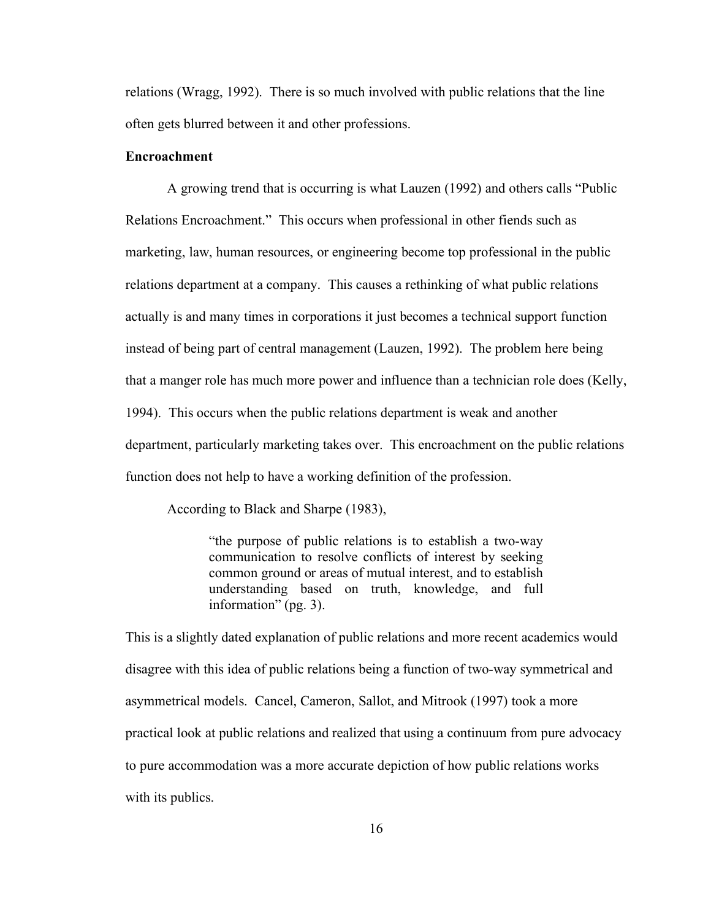relations (Wragg, 1992). There is so much involved with public relations that the line often gets blurred between it and other professions.

**Encroachment**

A growing trend that is occurring is what Lauzen (1992) and others calls "Public Relations Encroachment." This occurs when professional in other fiends such as marketing, law, human resources, or engineering become top professional in the public relations department at a company. This causes a rethinking of what public relations actually is and many times in corporations it just becomes a technical support function instead of being part of central management (Lauzen, 1992). The problem here being that a manger role has much more power and influence than a technician role does (Kelly, 1994). This occurs when the public relations department is weak and another department, particularly marketing takes over. This encroachment on the public relations function does not help to have a working definition of the profession.

According to Black and Sharpe (1983),

> "the purpose of public relations is to establish a two-way communication to resolve conflicts of interest by seeking common ground or areas of mutual interest, and to establish understanding based on truth, knowledge, and full information" (pg. 3).

This is a slightly dated explanation of public relations and more recent academics would disagree with this idea of public relations being a function of two-way symmetrical and asymmetrical models. Cancel, Cameron, Sallot, and Mitrook (1997) took a more practical look at public relations and realized that using a continuum from pure advocacy to pure accommodation was a more accurate depiction of how public relations works with its publics.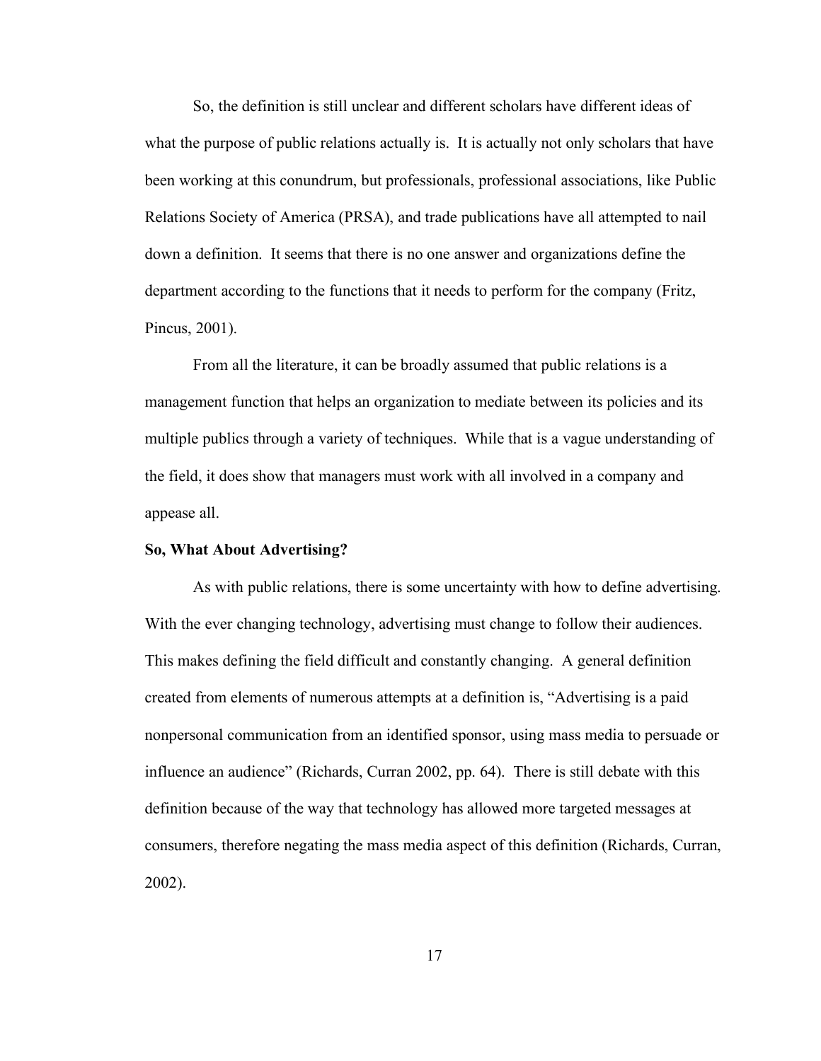So, the definition is still unclear and different scholars have different ideas of what the purpose of public relations actually is. It is actually not only scholars that have been working at this conundrum, but professionals, professional associations, like Public Relations Society of America (PRSA), and trade publications have all attempted to nail down a definition. It seems that there is no one answer and organizations define the department according to the functions that it needs to perform for the company (Fritz, Pincus, 2001).

From all the literature, it can be broadly assumed that public relations is a management function that helps an organization to mediate between its policies and its multiple publics through a variety of techniques. While that is a vague understanding of the field, it does show that managers must work with all involved in a company and appease all.

**So, What About Advertising?**

As with public relations, there is some uncertainty with how to define advertising. With the ever changing technology, advertising must change to follow their audiences. This makes defining the field difficult and constantly changing. A general definition created from elements of numerous attempts at a definition is, "Advertising is a paid nonpersonal communication from an identified sponsor, using mass media to persuade or influence an audience" (Richards, Curran 2002, pp. 64). There is still debate with this definition because of the way that technology has allowed more targeted messages at consumers, therefore negating the mass media aspect of this definition (Richards, Curran, 2002).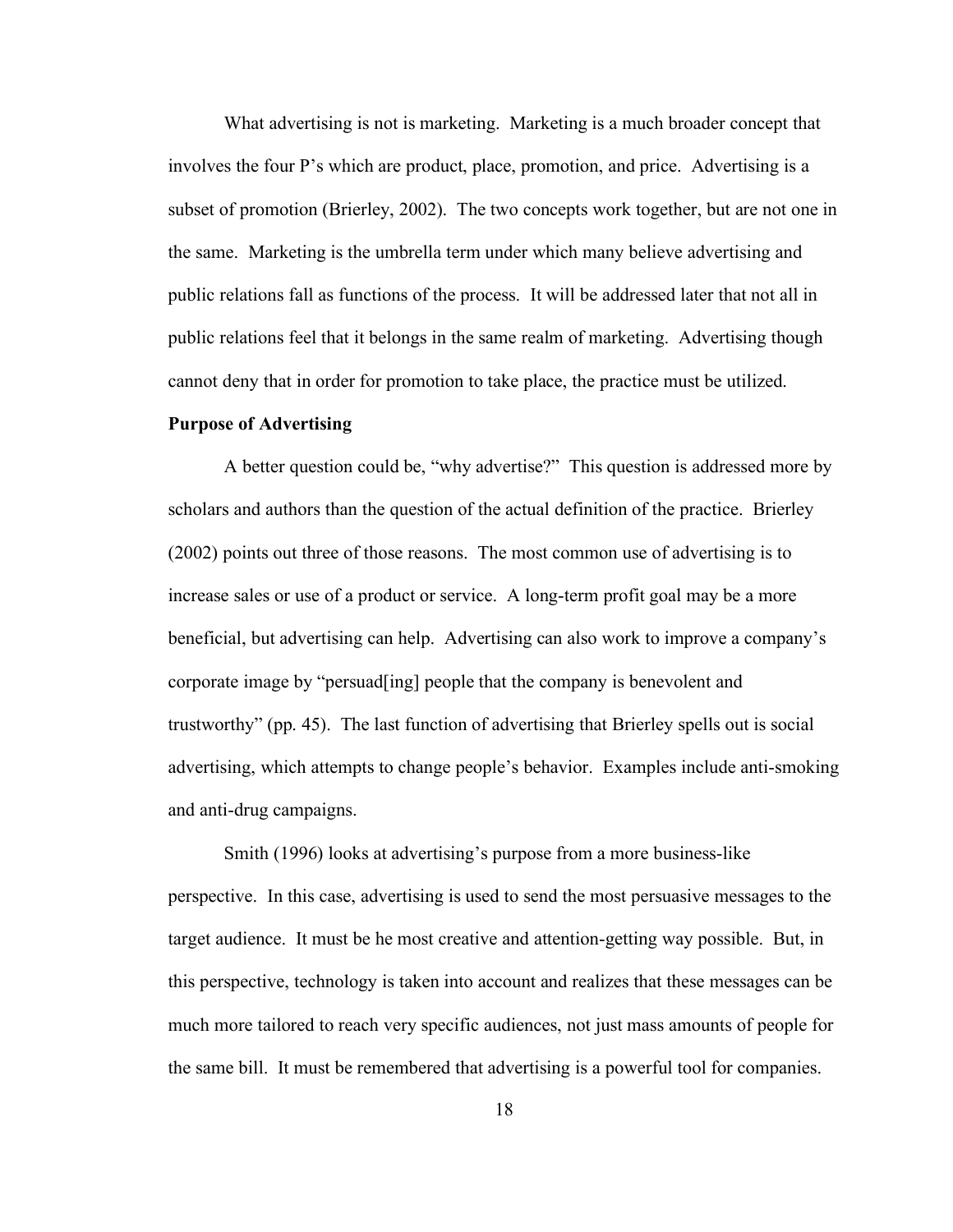What advertising is not is marketing. Marketing is a much broader concept that involves the four P's which are product, place, promotion, and price. Advertising is a subset of promotion (Brierley, 2002). The two concepts work together, but are not one in the same. Marketing is the umbrella term under which many believe advertising and public relations fall as functions of the process. It will be addressed later that not all in public relations feel that it belongs in the same realm of marketing. Advertising though cannot deny that in order for promotion to take place, the practice must be utilized.

**Purpose of Advertising**

A better question could be, "why advertise?" This question is addressed more by scholars and authors than the question of the actual definition of the practice. Brierley (2002) points out three of those reasons. The most common use of advertising is to increase sales or use of a product or service. A long-term profit goal may be a more beneficial, but advertising can help. Advertising can also work to improve a company's corporate image by "persuad[ing] people that the company is benevolent and trustworthy" (pp. 45). The last function of advertising that Brierley spells out is social advertising, which attempts to change people's behavior. Examples include anti-smoking and anti-drug campaigns.

Smith (1996) looks at advertising's purpose from a more business-like perspective. In this case, advertising is used to send the most persuasive messages to the target audience. It must be he most creative and attention-getting way possible. But, in this perspective, technology is taken into account and realizes that these messages can be much more tailored to reach very specific audiences, not just mass amounts of people for the same bill. It must be remembered that advertising is a powerful tool for companies.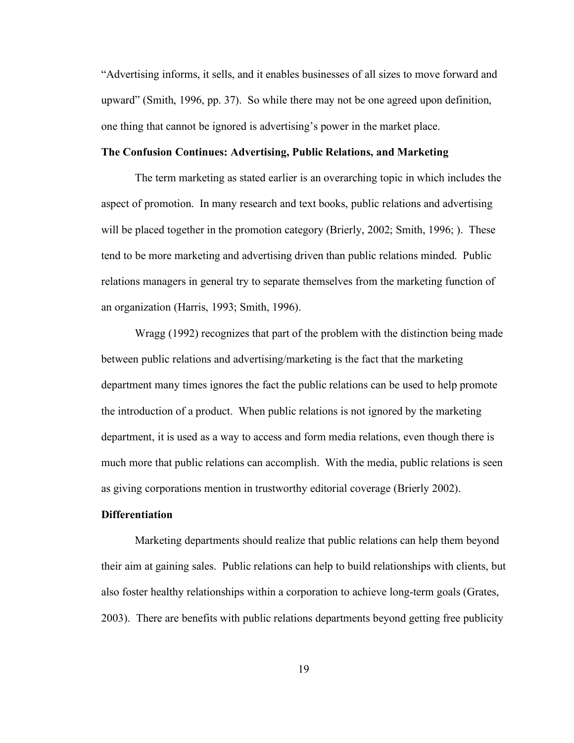"Advertising informs, it sells, and it enables businesses of all sizes to move forward and upward" (Smith, 1996, pp. 37). So while there may not be one agreed upon definition, one thing that cannot be ignored is advertising's power in the market place.

**The Confusion Continues: Advertising, Public Relations, and Marketing**

The term marketing as stated earlier is an overarching topic in which includes the aspect of promotion. In many research and text books, public relations and advertising will be placed together in the promotion category (Brierly, 2002; Smith, 1996; ). These tend to be more marketing and advertising driven than public relations minded. Public relations managers in general try to separate themselves from the marketing function of an organization (Harris, 1993; Smith, 1996).

Wragg (1992) recognizes that part of the problem with the distinction being made between public relations and advertising/marketing is the fact that the marketing department many times ignores the fact the public relations can be used to help promote the introduction of a product. When public relations is not ignored by the marketing department, it is used as a way to access and form media relations, even though there is much more that public relations can accomplish. With the media, public relations is seen as giving corporations mention in trustworthy editorial coverage (Brierly 2002).

**Differentiation**

Marketing departments should realize that public relations can help them beyond their aim at gaining sales. Public relations can help to build relationships with clients, but also foster healthy relationships within a corporation to achieve long-term goals (Grates, 2003). There are benefits with public relations departments beyond getting free publicity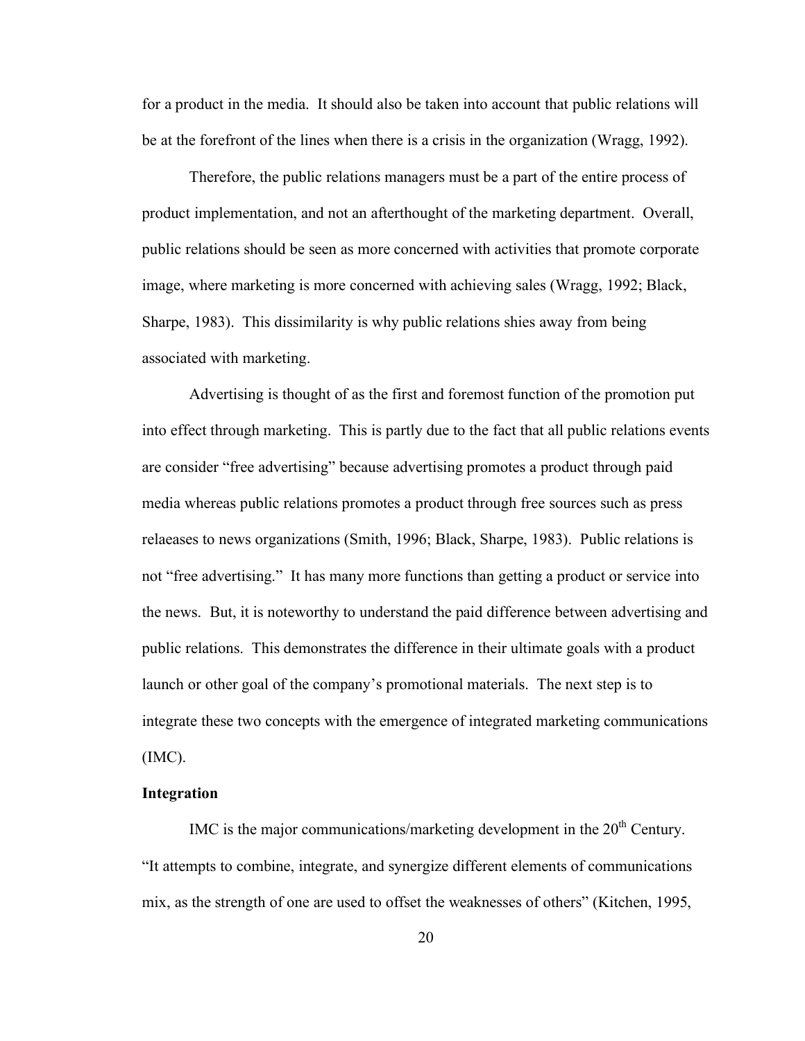for a product in the media. It should also be taken into account that public relations will be at the forefront of the lines when there is a crisis in the organization (Wragg, 1992).

Therefore, the public relations managers must be a part of the entire process of product implementation, and not an afterthought of the marketing department. Overall, public relations should be seen as more concerned with activities that promote corporate image, where marketing is more concerned with achieving sales (Wragg, 1992; Black, Sharpe, 1983). This dissimilarity is why public relations shies away from being associated with marketing.

Advertising is thought of as the first and foremost function of the promotion put into effect through marketing. This is partly due to the fact that all public relations events are consider "free advertising" because advertising promotes a product through paid media whereas public relations promotes a product through free sources such as press relaeases to news organizations (Smith, 1996; Black, Sharpe, 1983). Public relations is not "free advertising." It has many more functions than getting a product or service into the news. But, it is noteworthy to understand the paid difference between advertising and public relations. This demonstrates the difference in their ultimate goals with a product launch or other goal of the company's promotional materials. The next step is to integrate these two concepts with the emergence of integrated marketing communications (IMC).

**Integration**

IMC is the major communications/marketing development in the 20th Century. "It attempts to combine, integrate, and synergize different elements of communications mix, as the strength of one are used to offset the weaknesses of others" (Kitchen, 1995,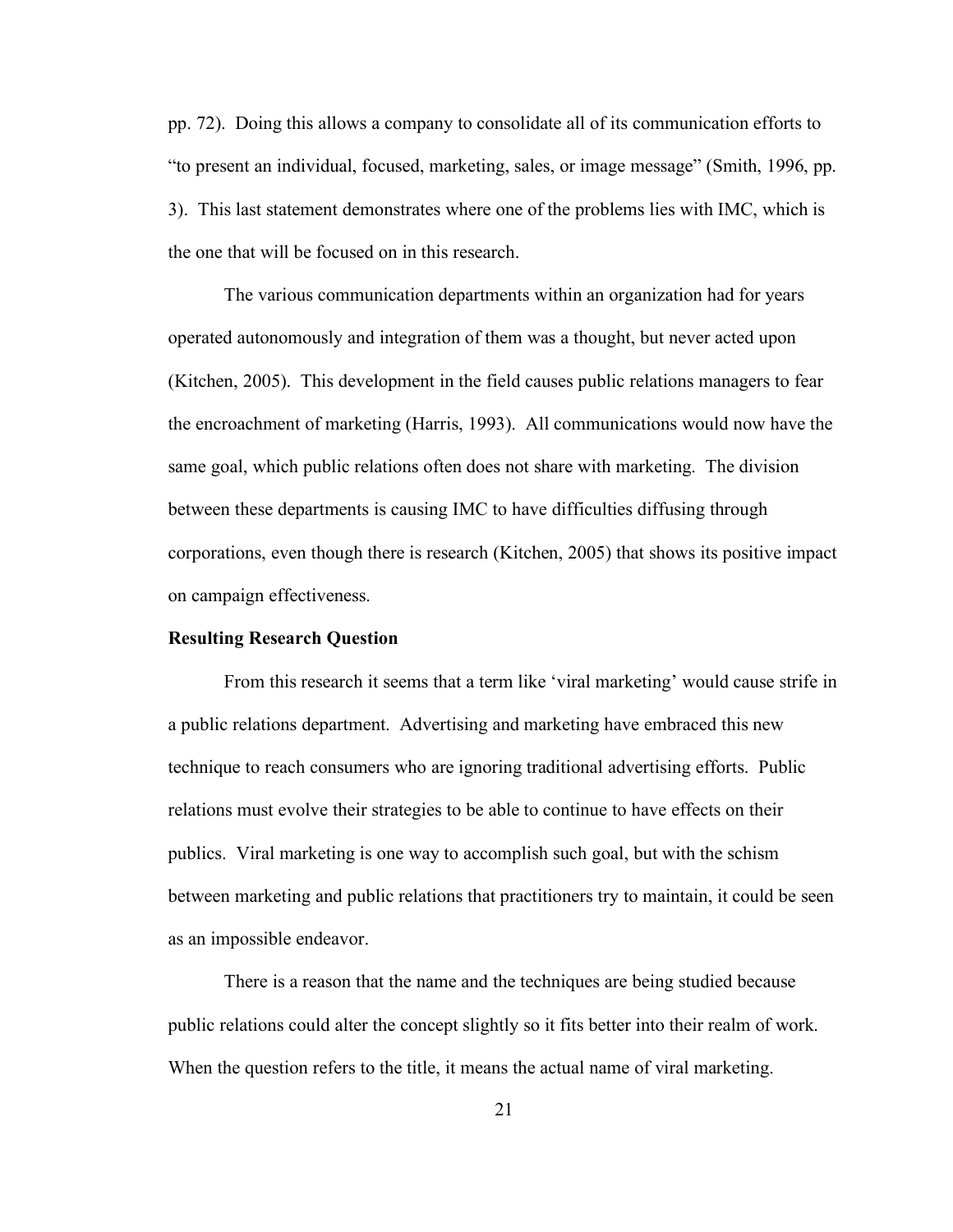pp. 72). Doing this allows a company to consolidate all of its communication efforts to "to present an individual, focused, marketing, sales, or image message" (Smith, 1996, pp. 3). This last statement demonstrates where one of the problems lies with IMC, which is the one that will be focused on in this research.

The various communication departments within an organization had for years operated autonomously and integration of them was a thought, but never acted upon (Kitchen, 2005). This development in the field causes public relations managers to fear the encroachment of marketing (Harris, 1993). All communications would now have the same goal, which public relations often does not share with marketing. The division between these departments is causing IMC to have difficulties diffusing through corporations, even though there is research (Kitchen, 2005) that shows its positive impact on campaign effectiveness.

**Resulting Research Question**

From this research it seems that a term like 'viral marketing' would cause strife in a public relations department. Advertising and marketing have embraced this new technique to reach consumers who are ignoring traditional advertising efforts. Public relations must evolve their strategies to be able to continue to have effects on their publics. Viral marketing is one way to accomplish such goal, but with the schism between marketing and public relations that practitioners try to maintain, it could be seen as an impossible endeavor.

There is a reason that the name and the techniques are being studied because public relations could alter the concept slightly so it fits better into their realm of work. When the question refers to the title, it means the actual name of viral marketing.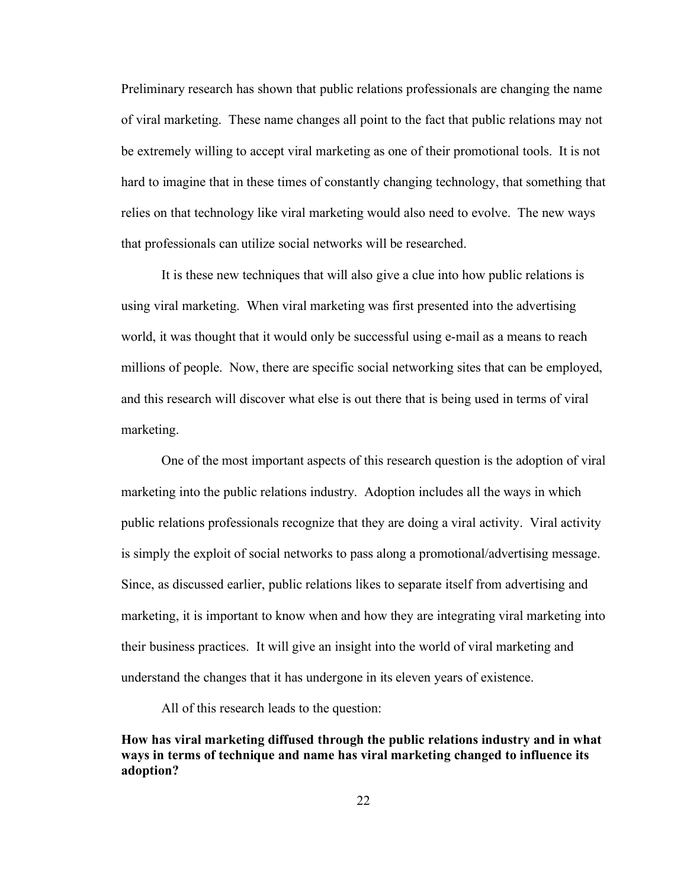Preliminary research has shown that public relations professionals are changing the name of viral marketing. These name changes all point to the fact that public relations may not be extremely willing to accept viral marketing as one of their promotional tools. It is not hard to imagine that in these times of constantly changing technology, that something that relies on that technology like viral marketing would also need to evolve. The new ways that professionals can utilize social networks will be researched.

It is these new techniques that will also give a clue into how public relations is using viral marketing. When viral marketing was first presented into the advertising world, it was thought that it would only be successful using e-mail as a means to reach millions of people. Now, there are specific social networking sites that can be employed, and this research will discover what else is out there that is being used in terms of viral marketing.

One of the most important aspects of this research question is the adoption of viral marketing into the public relations industry. Adoption includes all the ways in which public relations professionals recognize that they are doing a viral activity. Viral activity is simply the exploit of social networks to pass along a promotional/advertising message. Since, as discussed earlier, public relations likes to separate itself from advertising and marketing, it is important to know when and how they are integrating viral marketing into their business practices. It will give an insight into the world of viral marketing and understand the changes that it has undergone in its eleven years of existence.

All of this research leads to the question:

**How has viral marketing diffused through the public relations industry and in what ways in terms of technique and name has viral marketing changed to influence its adoption?**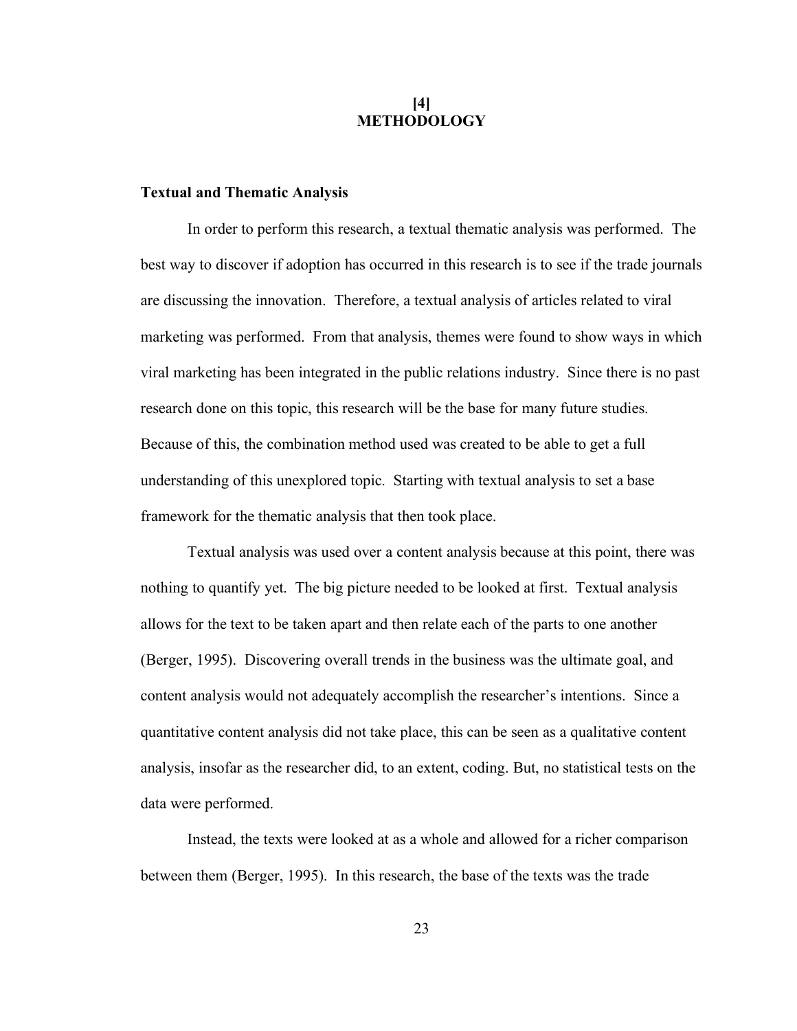# [4] METHODOLOGY

## Textual and Thematic Analysis

In order to perform this research, a textual thematic analysis was performed. The best way to discover if adoption has occurred in this research is to see if the trade journals are discussing the innovation. Therefore, a textual analysis of articles related to viral marketing was performed. From that analysis, themes were found to show ways in which viral marketing has been integrated in the public relations industry. Since there is no past research done on this topic, this research will be the base for many future studies. Because of this, the combination method used was created to be able to get a full understanding of this unexplored topic. Starting with textual analysis to set a base framework for the thematic analysis that then took place.

Textual analysis was used over a content analysis because at this point, there was nothing to quantify yet. The big picture needed to be looked at first. Textual analysis allows for the text to be taken apart and then relate each of the parts to one another (Berger, 1995). Discovering overall trends in the business was the ultimate goal, and content analysis would not adequately accomplish the researcher's intentions. Since a quantitative content analysis did not take place, this can be seen as a qualitative content analysis, insofar as the researcher did, to an extent, coding. But, no statistical tests on the data were performed.

Instead, the texts were looked at as a whole and allowed for a richer comparison between them (Berger, 1995). In this research, the base of the texts was the trade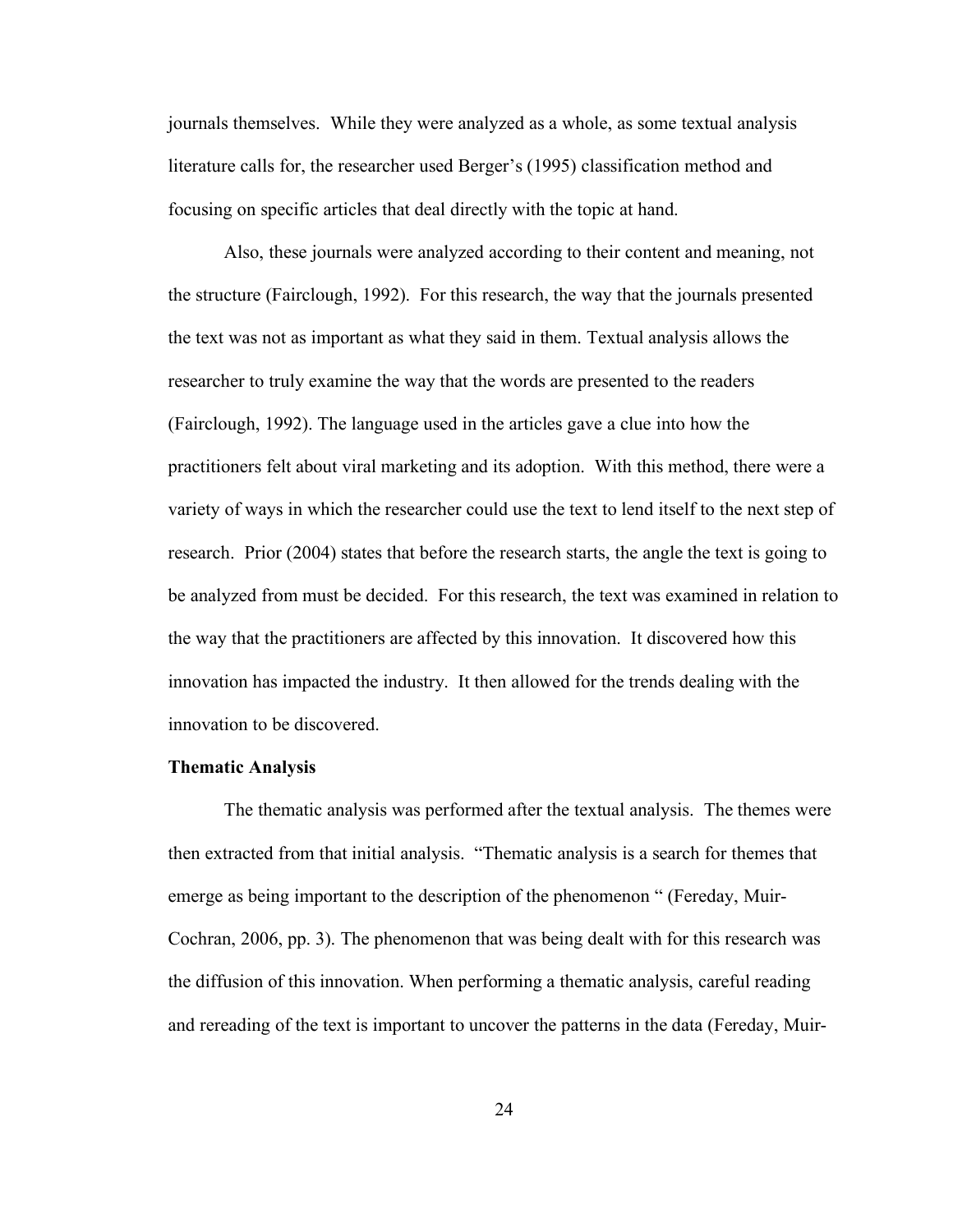journals themselves. While they were analyzed as a whole, as some textual analysis literature calls for, the researcher used Berger's (1995) classification method and focusing on specific articles that deal directly with the topic at hand.

Also, these journals were analyzed according to their content and meaning, not the structure (Fairclough, 1992). For this research, the way that the journals presented the text was not as important as what they said in them. Textual analysis allows the researcher to truly examine the way that the words are presented to the readers (Fairclough, 1992). The language used in the articles gave a clue into how the practitioners felt about viral marketing and its adoption. With this method, there were a variety of ways in which the researcher could use the text to lend itself to the next step of research. Prior (2004) states that before the research starts, the angle the text is going to be analyzed from must be decided. For this research, the text was examined in relation to the way that the practitioners are affected by this innovation. It discovered how this innovation has impacted the industry. It then allowed for the trends dealing with the innovation to be discovered.

**Thematic Analysis**

The thematic analysis was performed after the textual analysis. The themes were then extracted from that initial analysis. "Thematic analysis is a search for themes that emerge as being important to the description of the phenomenon " (Fereday, Muir-Cochran, 2006, pp. 3). The phenomenon that was being dealt with for this research was the diffusion of this innovation. When performing a thematic analysis, careful reading and rereading of the text is important to uncover the patterns in the data (Fereday, Muir-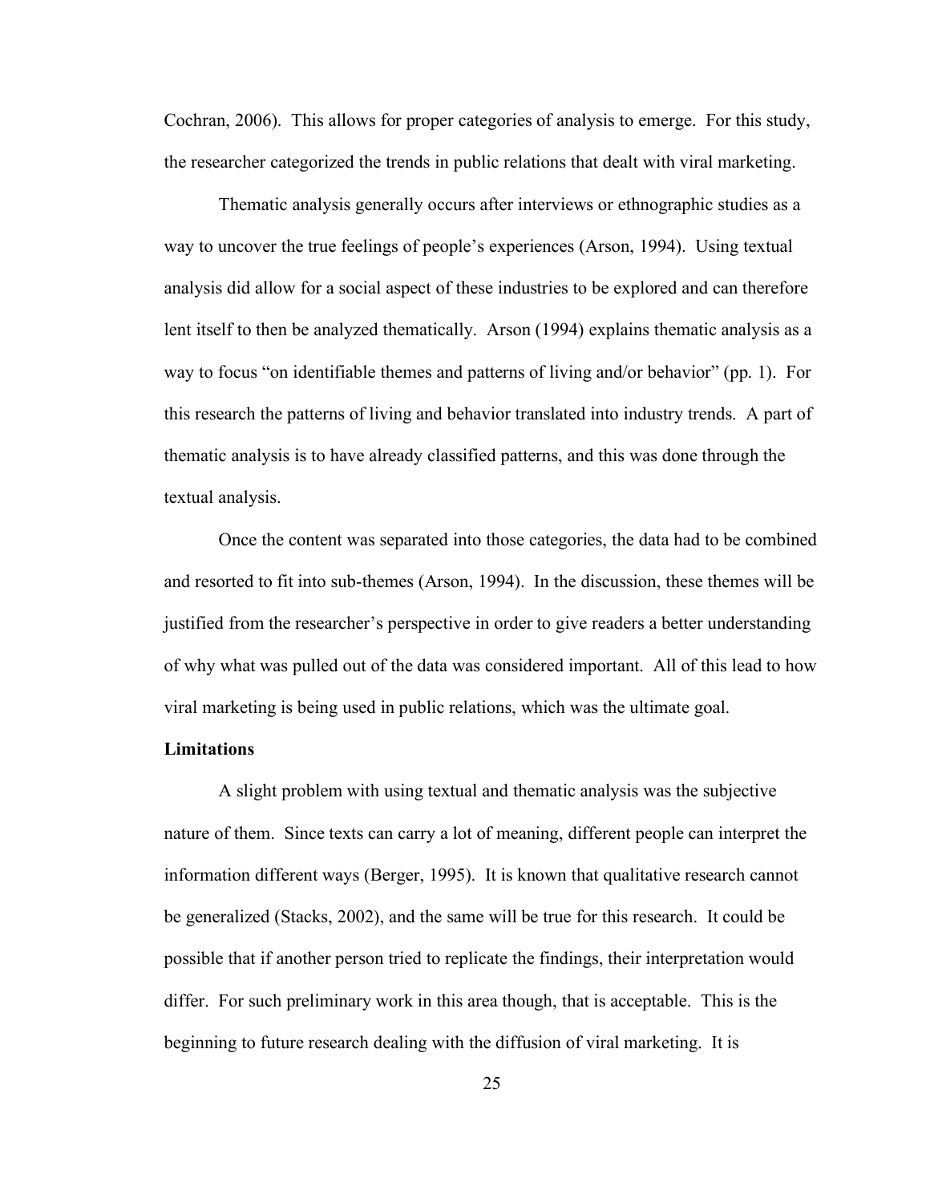Cochran, 2006). This allows for proper categories of analysis to emerge. For this study, the researcher categorized the trends in public relations that dealt with viral marketing.

Thematic analysis generally occurs after interviews or ethnographic studies as a way to uncover the true feelings of people's experiences (Arson, 1994). Using textual analysis did allow for a social aspect of these industries to be explored and can therefore lent itself to then be analyzed thematically. Arson (1994) explains thematic analysis as a way to focus "on identifiable themes and patterns of living and/or behavior" (pp. 1). For this research the patterns of living and behavior translated into industry trends. A part of thematic analysis is to have already classified patterns, and this was done through the textual analysis.

Once the content was separated into those categories, the data had to be combined and resorted to fit into sub-themes (Arson, 1994). In the discussion, these themes will be justified from the researcher's perspective in order to give readers a better understanding of why what was pulled out of the data was considered important. All of this lead to how viral marketing is being used in public relations, which was the ultimate goal.

**Limitations**

A slight problem with using textual and thematic analysis was the subjective nature of them. Since texts can carry a lot of meaning, different people can interpret the information different ways (Berger, 1995). It is known that qualitative research cannot be generalized (Stacks, 2002), and the same will be true for this research. It could be possible that if another person tried to replicate the findings, their interpretation would differ. For such preliminary work in this area though, that is acceptable. This is the beginning to future research dealing with the diffusion of viral marketing. It is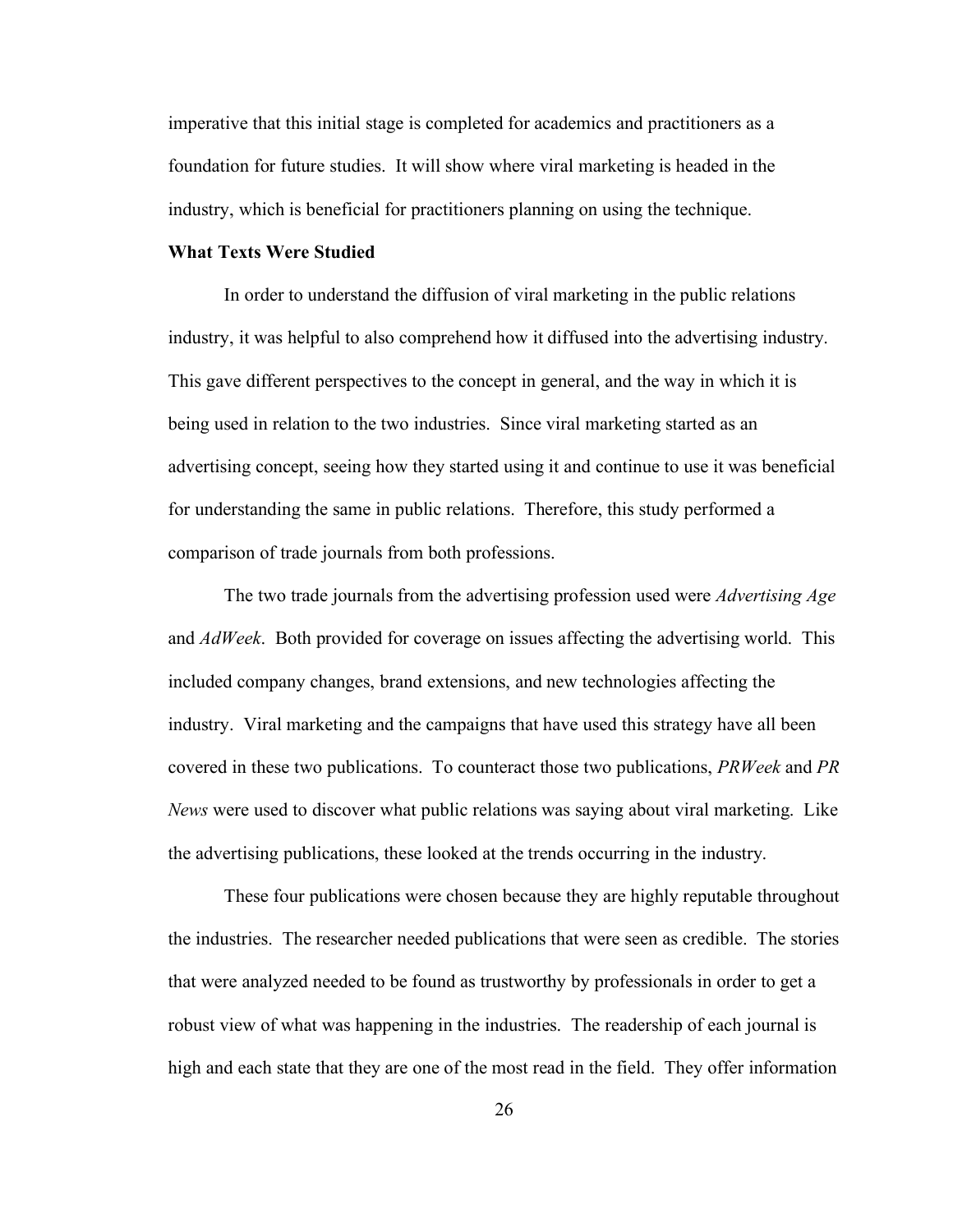imperative that this initial stage is completed for academics and practitioners as a foundation for future studies. It will show where viral marketing is headed in the industry, which is beneficial for practitioners planning on using the technique.

**What Texts Were Studied**

In order to understand the diffusion of viral marketing in the public relations industry, it was helpful to also comprehend how it diffused into the advertising industry. This gave different perspectives to the concept in general, and the way in which it is being used in relation to the two industries. Since viral marketing started as an advertising concept, seeing how they started using it and continue to use it was beneficial for understanding the same in public relations. Therefore, this study performed a comparison of trade journals from both professions.

The two trade journals from the advertising profession used were *Advertising Age* and *AdWeek*. Both provided for coverage on issues affecting the advertising world. This included company changes, brand extensions, and new technologies affecting the industry. Viral marketing and the campaigns that have used this strategy have all been covered in these two publications. To counteract those two publications, *PRWeek* and *PR News* were used to discover what public relations was saying about viral marketing. Like the advertising publications, these looked at the trends occurring in the industry.

These four publications were chosen because they are highly reputable throughout the industries. The researcher needed publications that were seen as credible. The stories that were analyzed needed to be found as trustworthy by professionals in order to get a robust view of what was happening in the industries. The readership of each journal is high and each state that they are one of the most read in the field. They offer information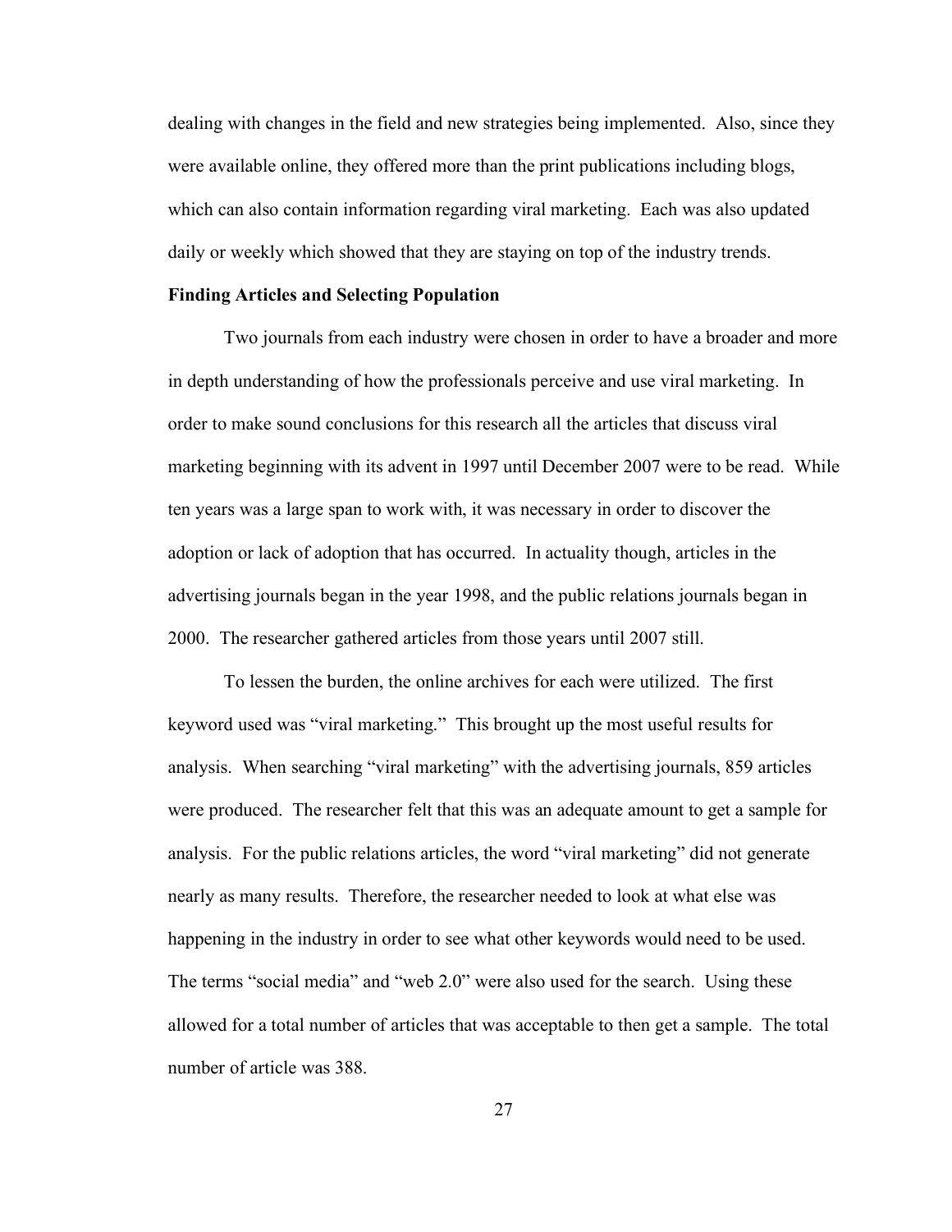dealing with changes in the field and new strategies being implemented. Also, since they were available online, they offered more than the print publications including blogs, which can also contain information regarding viral marketing. Each was also updated daily or weekly which showed that they are staying on top of the industry trends.

### Finding Articles and Selecting Population

Two journals from each industry were chosen in order to have a broader and more in depth understanding of how the professionals perceive and use viral marketing. In order to make sound conclusions for this research all the articles that discuss viral marketing beginning with its advent in 1997 until December 2007 were to be read. While ten years was a large span to work with, it was necessary in order to discover the adoption or lack of adoption that has occurred. In actuality though, articles in the advertising journals began in the year 1998, and the public relations journals began in 2000. The researcher gathered articles from those years until 2007 still.

To lessen the burden, the online archives for each were utilized. The first keyword used was "viral marketing." This brought up the most useful results for analysis. When searching "viral marketing" with the advertising journals, 859 articles were produced. The researcher felt that this was an adequate amount to get a sample for analysis. For the public relations articles, the word "viral marketing" did not generate nearly as many results. Therefore, the researcher needed to look at what else was happening in the industry in order to see what other keywords would need to be used. The terms "social media" and "web 2.0" were also used for the search. Using these allowed for a total number of articles that was acceptable to then get a sample. The total number of article was 388.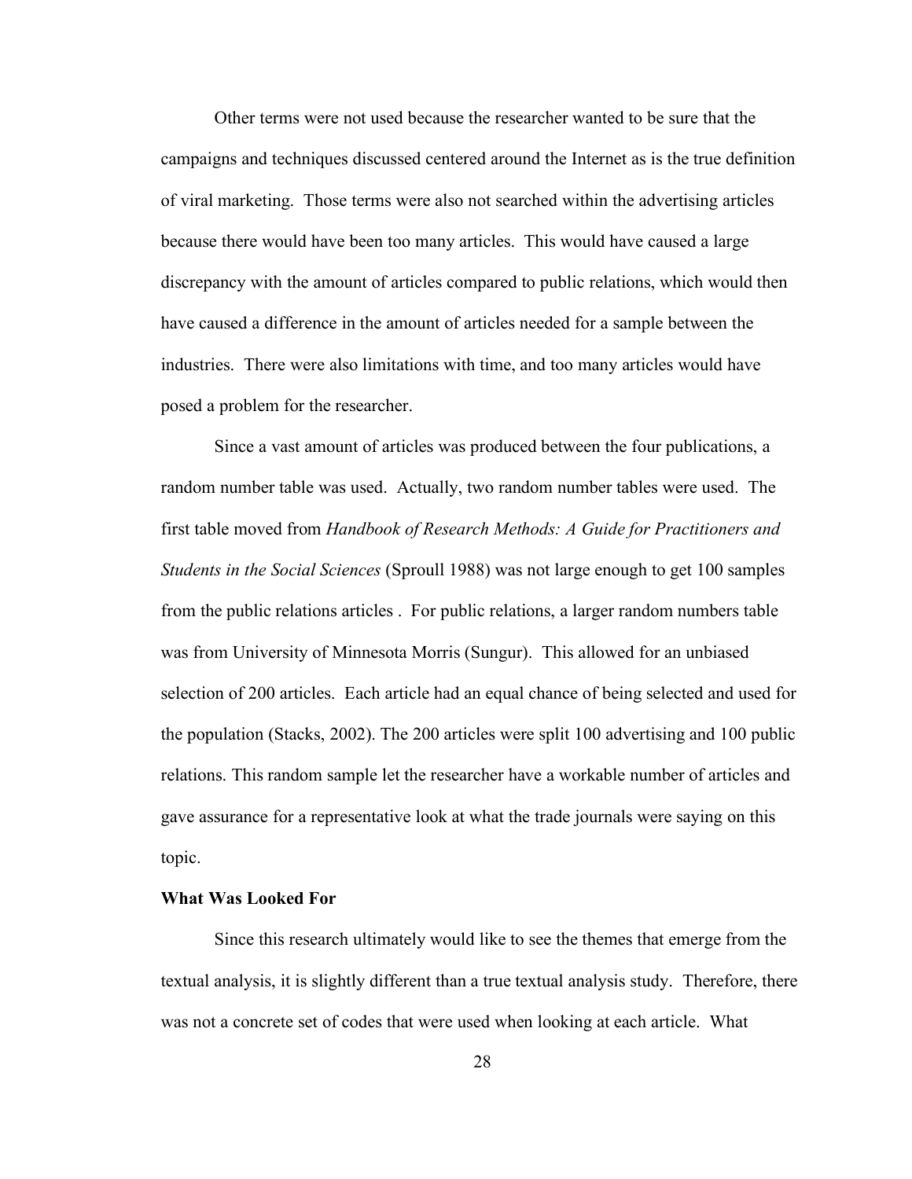Other terms were not used because the researcher wanted to be sure that the campaigns and techniques discussed centered around the Internet as is the true definition of viral marketing. Those terms were also not searched within the advertising articles because there would have been too many articles. This would have caused a large discrepancy with the amount of articles compared to public relations, which would then have caused a difference in the amount of articles needed for a sample between the industries. There were also limitations with time, and too many articles would have posed a problem for the researcher.

Since a vast amount of articles was produced between the four publications, a random number table was used. Actually, two random number tables were used. The first table moved from *Handbook of Research Methods: A Guide for Practitioners and Students in the Social Sciences* (Sproull 1988) was not large enough to get 100 samples from the public relations articles . For public relations, a larger random numbers table was from University of Minnesota Morris (Sungur). This allowed for an unbiased selection of 200 articles. Each article had an equal chance of being selected and used for the population (Stacks, 2002). The 200 articles were split 100 advertising and 100 public relations. This random sample let the researcher have a workable number of articles and gave assurance for a representative look at what the trade journals were saying on this topic.

**What Was Looked For**

Since this research ultimately would like to see the themes that emerge from the textual analysis, it is slightly different than a true textual analysis study. Therefore, there was not a concrete set of codes that were used when looking at each article. What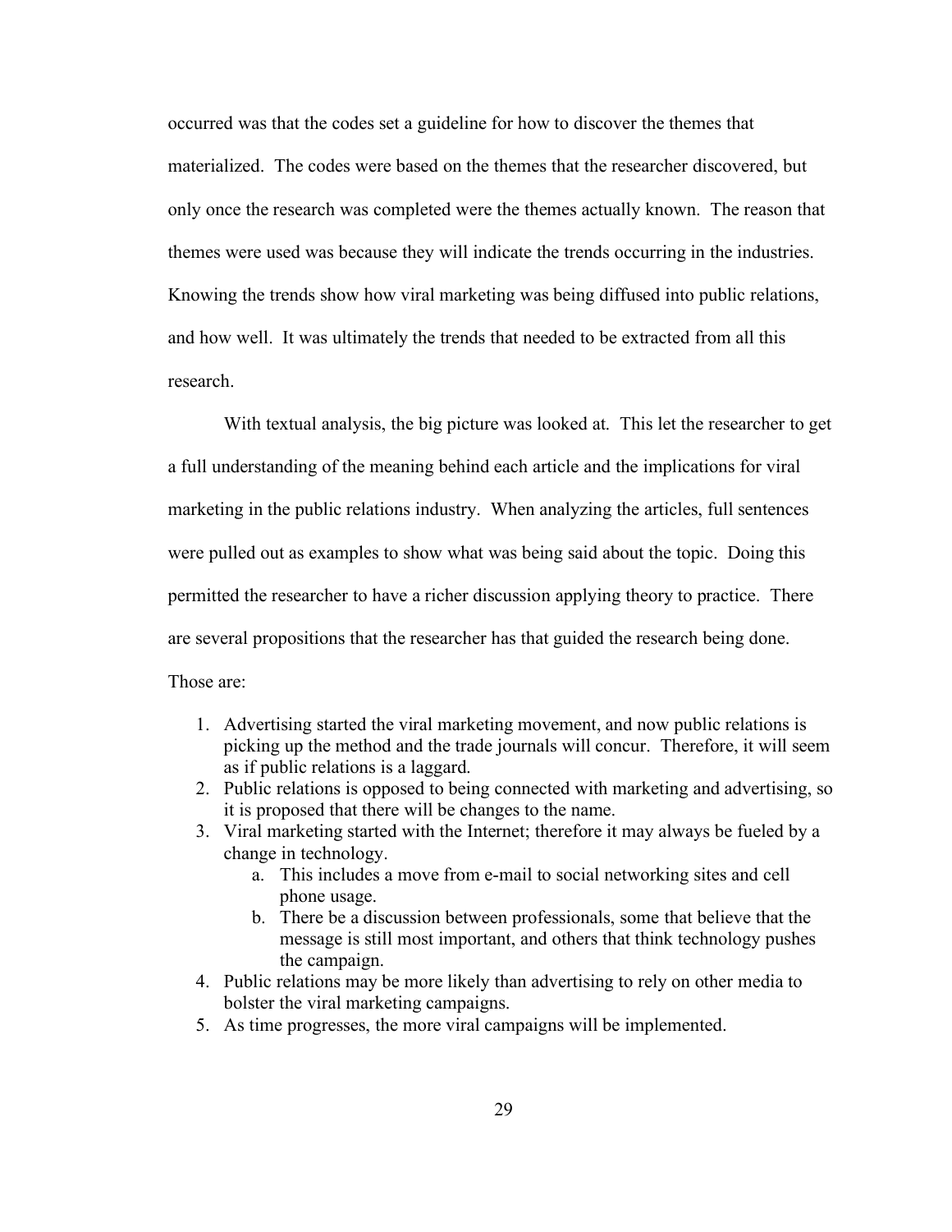occurred was that the codes set a guideline for how to discover the themes that materialized. The codes were based on the themes that the researcher discovered, but only once the research was completed were the themes actually known. The reason that themes were used was because they will indicate the trends occurring in the industries. Knowing the trends show how viral marketing was being diffused into public relations, and how well. It was ultimately the trends that needed to be extracted from all this research.

With textual analysis, the big picture was looked at. This let the researcher to get a full understanding of the meaning behind each article and the implications for viral marketing in the public relations industry. When analyzing the articles, full sentences were pulled out as examples to show what was being said about the topic. Doing this permitted the researcher to have a richer discussion applying theory to practice. There are several propositions that the researcher has that guided the research being done. Those are:

1. Advertising started the viral marketing movement, and now public relations is picking up the method and the trade journals will concur. Therefore, it will seem as if public relations is a laggard.
2. Public relations is opposed to being connected with marketing and advertising, so it is proposed that there will be changes to the name.
3. Viral marketing started with the Internet; therefore it may always be fueled by a change in technology.
   a. This includes a move from e-mail to social networking sites and cell phone usage.
   b. There be a discussion between professionals, some that believe that the message is still most important, and others that think technology pushes the campaign.
4. Public relations may be more likely than advertising to rely on other media to bolster the viral marketing campaigns.
5. As time progresses, the more viral campaigns will be implemented.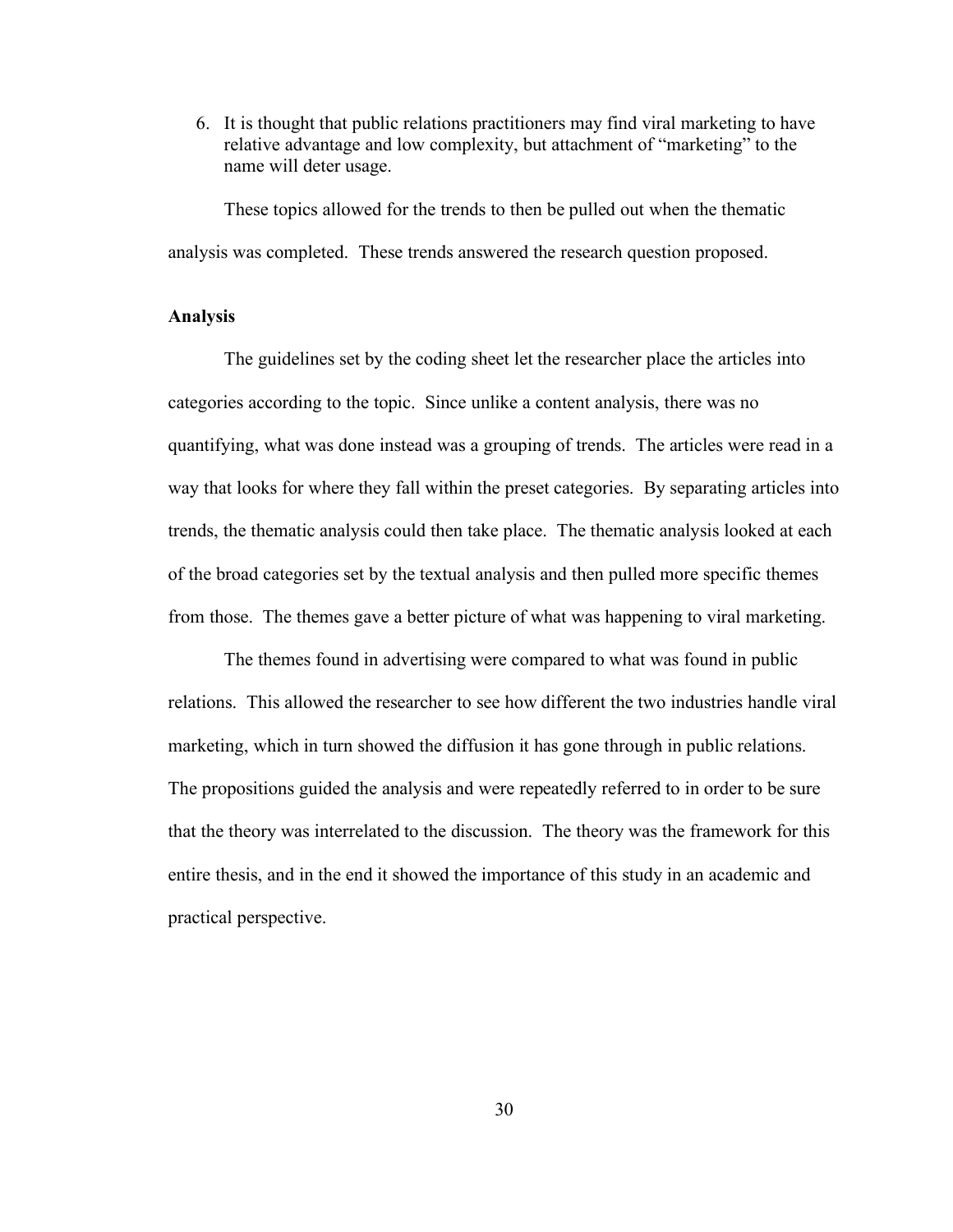6. It is thought that public relations practitioners may find viral marketing to have relative advantage and low complexity, but attachment of "marketing" to the name will deter usage.

These topics allowed for the trends to then be pulled out when the thematic analysis was completed. These trends answered the research question proposed.

### Analysis

The guidelines set by the coding sheet let the researcher place the articles into categories according to the topic. Since unlike a content analysis, there was no quantifying, what was done instead was a grouping of trends. The articles were read in a way that looks for where they fall within the preset categories. By separating articles into trends, the thematic analysis could then take place. The thematic analysis looked at each of the broad categories set by the textual analysis and then pulled more specific themes from those. The themes gave a better picture of what was happening to viral marketing.

The themes found in advertising were compared to what was found in public relations. This allowed the researcher to see how different the two industries handle viral marketing, which in turn showed the diffusion it has gone through in public relations. The propositions guided the analysis and were repeatedly referred to in order to be sure that the theory was interrelated to the discussion. The theory was the framework for this entire thesis, and in the end it showed the importance of this study in an academic and practical perspective.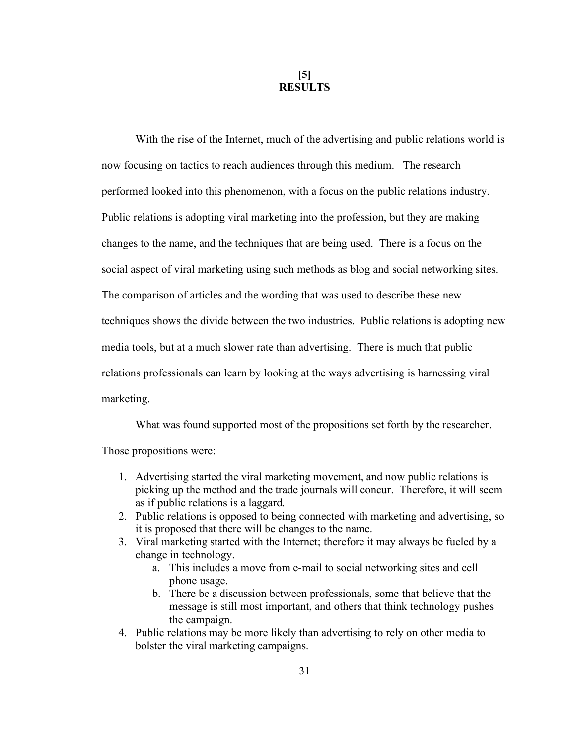# [5] RESULTS

With the rise of the Internet, much of the advertising and public relations world is now focusing on tactics to reach audiences through this medium. The research performed looked into this phenomenon, with a focus on the public relations industry. Public relations is adopting viral marketing into the profession, but they are making changes to the name, and the techniques that are being used. There is a focus on the social aspect of viral marketing using such methods as blog and social networking sites. The comparison of articles and the wording that was used to describe these new techniques shows the divide between the two industries. Public relations is adopting new media tools, but at a much slower rate than advertising. There is much that public relations professionals can learn by looking at the ways advertising is harnessing viral marketing.

What was found supported most of the propositions set forth by the researcher. Those propositions were:

1. Advertising started the viral marketing movement, and now public relations is picking up the method and the trade journals will concur. Therefore, it will seem as if public relations is a laggard.
2. Public relations is opposed to being connected with marketing and advertising, so it is proposed that there will be changes to the name.
3. Viral marketing started with the Internet; therefore it may always be fueled by a change in technology.
   a. This includes a move from e-mail to social networking sites and cell phone usage.
   b. There be a discussion between professionals, some that believe that the message is still most important, and others that think technology pushes the campaign.
4. Public relations may be more likely than advertising to rely on other media to bolster the viral marketing campaigns.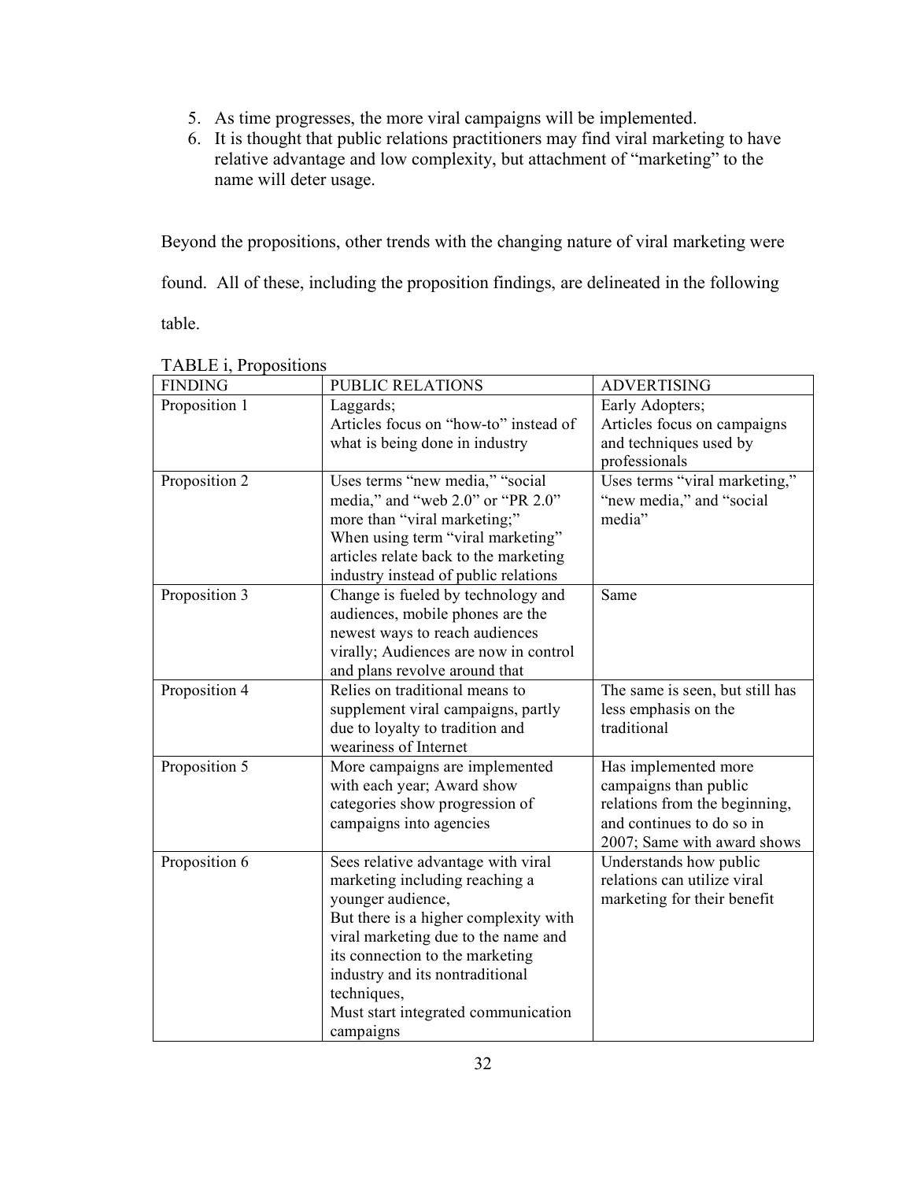5. As time progresses, the more viral campaigns will be implemented.
6. It is thought that public relations practitioners may find viral marketing to have relative advantage and low complexity, but attachment of "marketing" to the name will deter usage.

Beyond the propositions, other trends with the changing nature of viral marketing were found. All of these, including the proposition findings, are delineated in the following table.

TABLE i, Propositions

| FINDING | PUBLIC RELATIONS | ADVERTISING |
|---|---|---|
| Proposition 1 | Laggards; Articles focus on "how-to" instead of what is being done in industry | Early Adopters; Articles focus on campaigns and techniques used by professionals |
| Proposition 2 | Uses terms "new media," "social media," and "web 2.0" or "PR 2.0" more than "viral marketing;" When using term "viral marketing" articles relate back to the marketing industry instead of public relations | Uses terms "viral marketing," "new media," and "social media" |
| Proposition 3 | Change is fueled by technology and audiences, mobile phones are the newest ways to reach audiences virally; Audiences are now in control and plans revolve around that | Same |
| Proposition 4 | Relies on traditional means to supplement viral campaigns, partly due to loyalty to tradition and weariness of Internet | The same is seen, but still has less emphasis on the traditional |
| Proposition 5 | More campaigns are implemented with each year; Award show categories show progression of campaigns into agencies | Has implemented more campaigns than public relations from the beginning, and continues to do so in 2007; Same with award shows |
| Proposition 6 | Sees relative advantage with viral marketing including reaching a younger audience, But there is a higher complexity with viral marketing due to the name and its connection to the marketing industry and its nontraditional techniques, Must start integrated communication campaigns | Understands how public relations can utilize viral marketing for their benefit |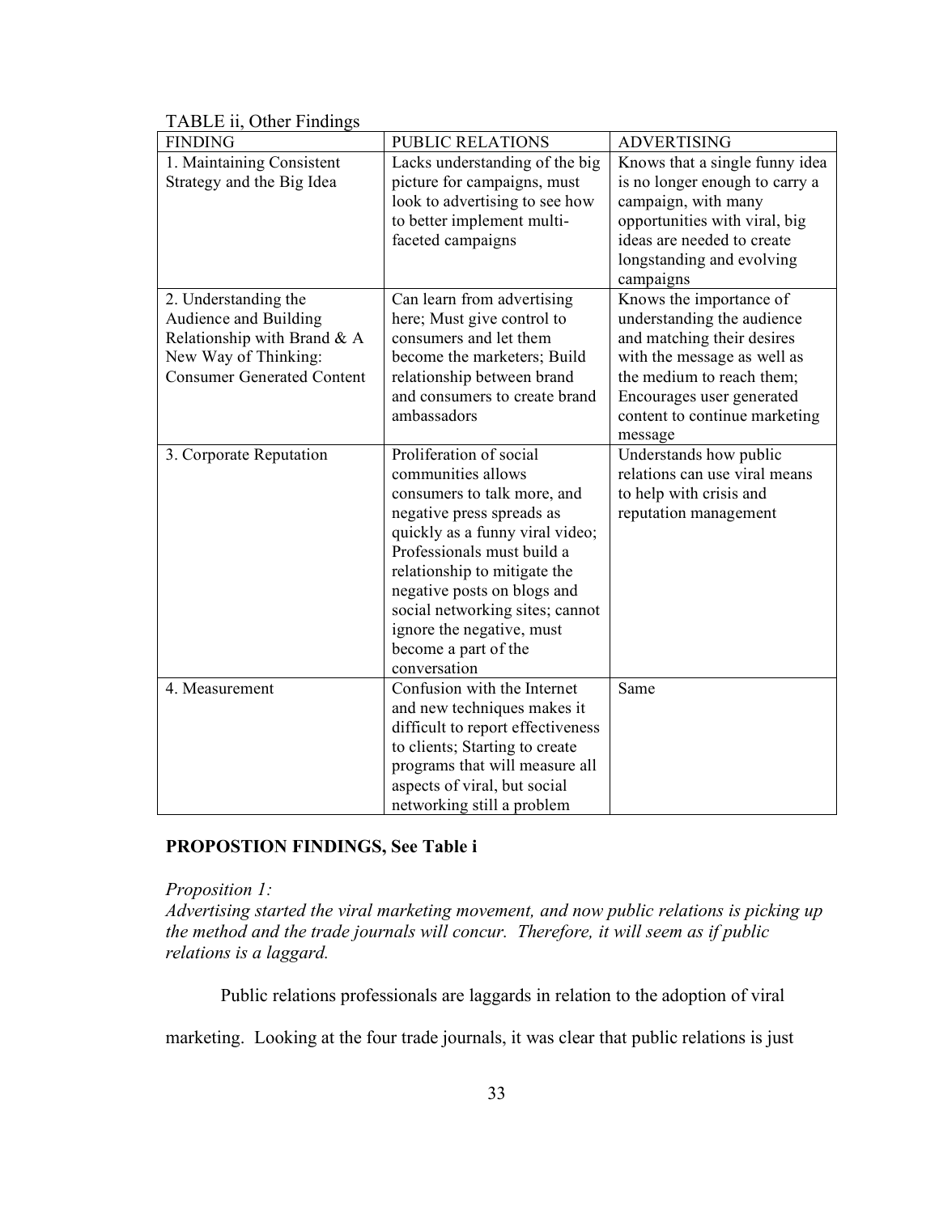TABLE ii, Other Findings

| FINDING | PUBLIC RELATIONS | ADVERTISING |
|---|---|---|
| 1. Maintaining Consistent Strategy and the Big Idea | Lacks understanding of the big picture for campaigns, must look to advertising to see how to better implement multi-faceted campaigns | Knows that a single funny idea is no longer enough to carry a campaign, with many opportunities with viral, big ideas are needed to create longstanding and evolving campaigns |
| 2. Understanding the Audience and Building Relationship with Brand & A New Way of Thinking: Consumer Generated Content | Can learn from advertising here; Must give control to consumers and let them become the marketers; Build relationship between brand and consumers to create brand ambassadors | Knows the importance of understanding the audience and matching their desires with the message as well as the medium to reach them; Encourages user generated content to continue marketing message |
| 3. Corporate Reputation | Proliferation of social communities allows consumers to talk more, and negative press spreads as quickly as a funny viral video; Professionals must build a relationship to mitigate the negative posts on blogs and social networking sites; cannot ignore the negative, must become a part of the conversation | Understands how public relations can use viral means to help with crisis and reputation management |
| 4. Measurement | Confusion with the Internet and new techniques makes it difficult to report effectiveness to clients; Starting to create programs that will measure all aspects of viral, but social networking still a problem | Same |

**PROPOSTION FINDINGS, See Table i**

*Proposition 1:*
*Advertising started the viral marketing movement, and now public relations is picking up the method and the trade journals will concur. Therefore, it will seem as if public relations is a laggard.*

Public relations professionals are laggards in relation to the adoption of viral marketing. Looking at the four trade journals, it was clear that public relations is just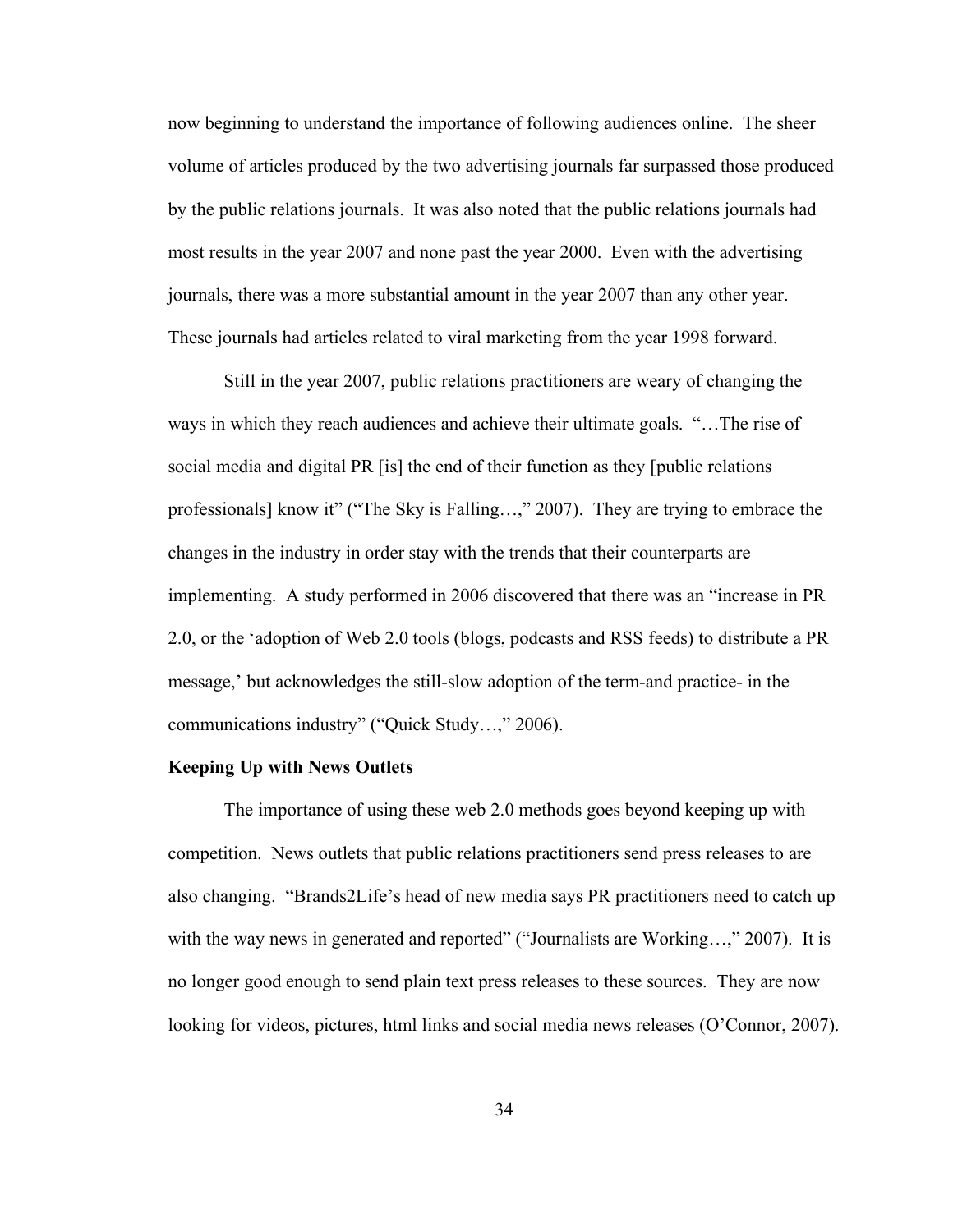now beginning to understand the importance of following audiences online. The sheer volume of articles produced by the two advertising journals far surpassed those produced by the public relations journals. It was also noted that the public relations journals had most results in the year 2007 and none past the year 2000. Even with the advertising journals, there was a more substantial amount in the year 2007 than any other year. These journals had articles related to viral marketing from the year 1998 forward.

Still in the year 2007, public relations practitioners are weary of changing the ways in which they reach audiences and achieve their ultimate goals. "…The rise of social media and digital PR [is] the end of their function as they [public relations professionals] know it" ("The Sky is Falling…," 2007). They are trying to embrace the changes in the industry in order stay with the trends that their counterparts are implementing. A study performed in 2006 discovered that there was an "increase in PR 2.0, or the 'adoption of Web 2.0 tools (blogs, podcasts and RSS feeds) to distribute a PR message,' but acknowledges the still-slow adoption of the term-and practice- in the communications industry" ("Quick Study…," 2006).

**Keeping Up with News Outlets**

The importance of using these web 2.0 methods goes beyond keeping up with competition. News outlets that public relations practitioners send press releases to are also changing. "Brands2Life's head of new media says PR practitioners need to catch up with the way news in generated and reported" ("Journalists are Working…," 2007). It is no longer good enough to send plain text press releases to these sources. They are now looking for videos, pictures, html links and social media news releases (O'Connor, 2007).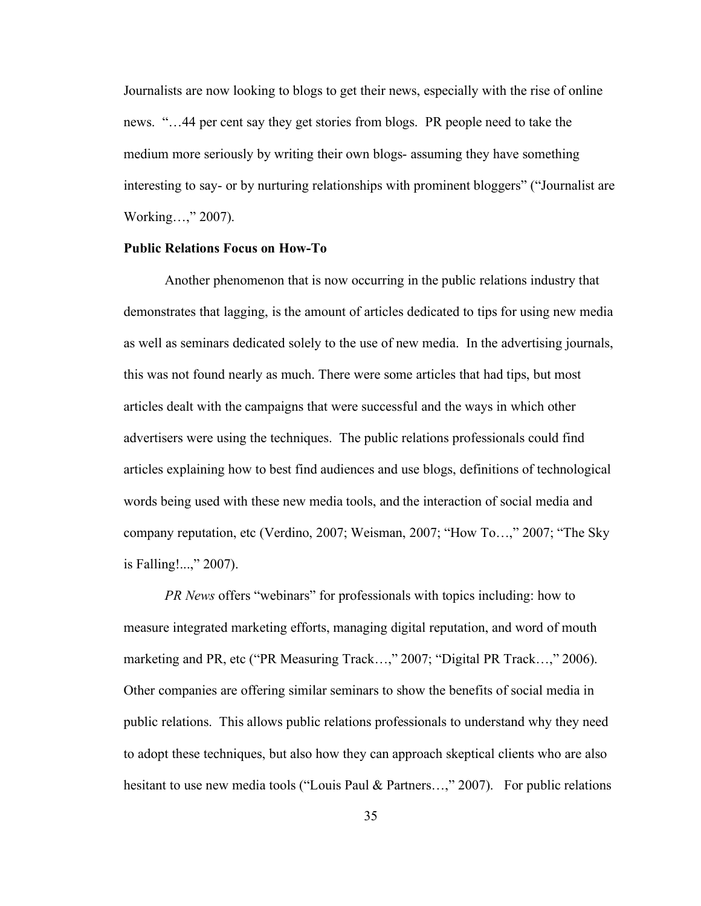Journalists are now looking to blogs to get their news, especially with the rise of online news. "…44 per cent say they get stories from blogs. PR people need to take the medium more seriously by writing their own blogs- assuming they have something interesting to say- or by nurturing relationships with prominent bloggers" ("Journalist are Working…," 2007).

**Public Relations Focus on How-To**

Another phenomenon that is now occurring in the public relations industry that demonstrates that lagging, is the amount of articles dedicated to tips for using new media as well as seminars dedicated solely to the use of new media. In the advertising journals, this was not found nearly as much. There were some articles that had tips, but most articles dealt with the campaigns that were successful and the ways in which other advertisers were using the techniques. The public relations professionals could find articles explaining how to best find audiences and use blogs, definitions of technological words being used with these new media tools, and the interaction of social media and company reputation, etc (Verdino, 2007; Weisman, 2007; "How To…," 2007; "The Sky is Falling!...," 2007).

*PR News* offers "webinars" for professionals with topics including: how to measure integrated marketing efforts, managing digital reputation, and word of mouth marketing and PR, etc ("PR Measuring Track…," 2007; "Digital PR Track…," 2006). Other companies are offering similar seminars to show the benefits of social media in public relations. This allows public relations professionals to understand why they need to adopt these techniques, but also how they can approach skeptical clients who are also hesitant to use new media tools ("Louis Paul & Partners…," 2007). For public relations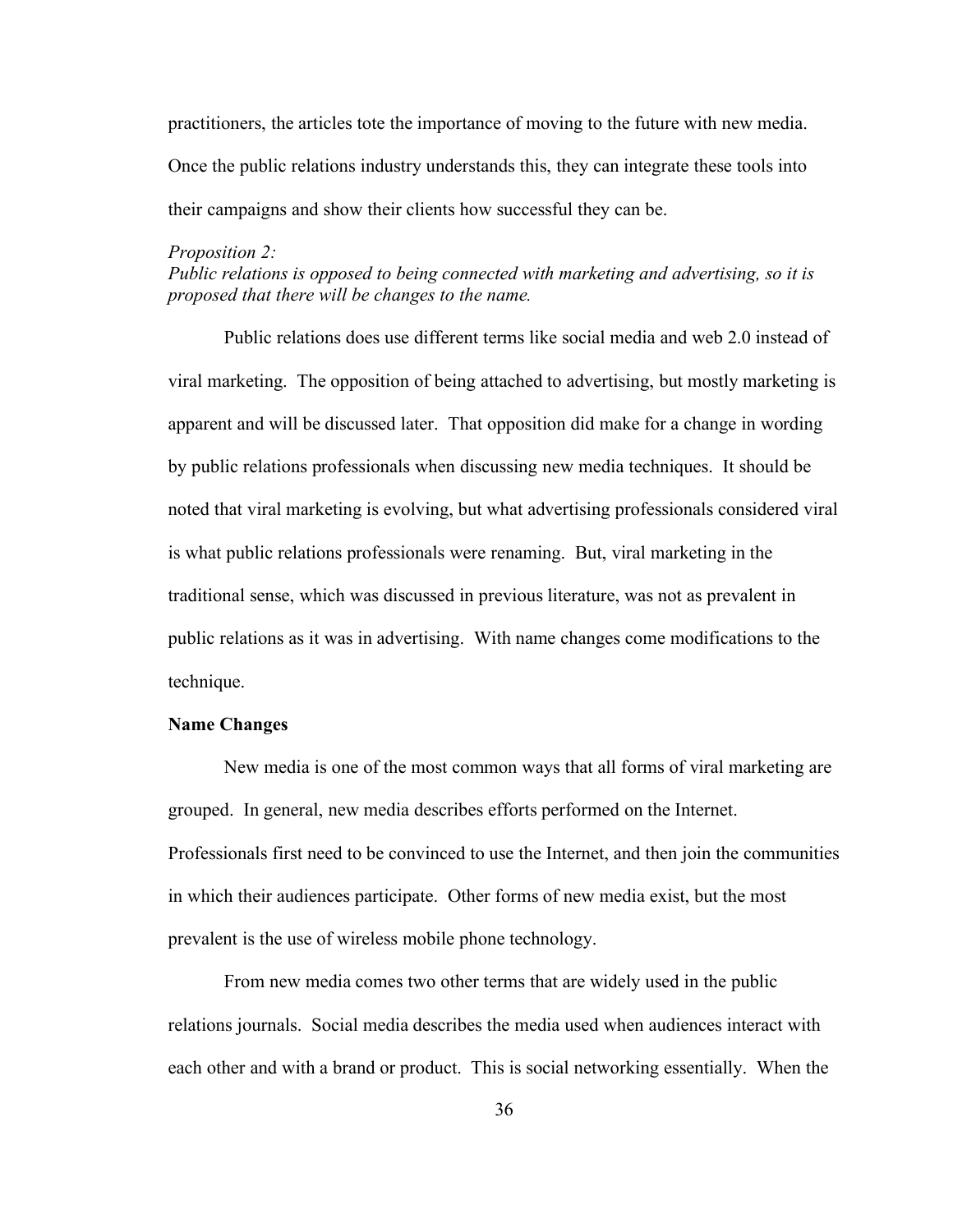practitioners, the articles tote the importance of moving to the future with new media. Once the public relations industry understands this, they can integrate these tools into their campaigns and show their clients how successful they can be.

*Proposition 2:*
*Public relations is opposed to being connected with marketing and advertising, so it is proposed that there will be changes to the name.*

Public relations does use different terms like social media and web 2.0 instead of viral marketing. The opposition of being attached to advertising, but mostly marketing is apparent and will be discussed later. That opposition did make for a change in wording by public relations professionals when discussing new media techniques. It should be noted that viral marketing is evolving, but what advertising professionals considered viral is what public relations professionals were renaming. But, viral marketing in the traditional sense, which was discussed in previous literature, was not as prevalent in public relations as it was in advertising. With name changes come modifications to the technique.

**Name Changes**

New media is one of the most common ways that all forms of viral marketing are grouped. In general, new media describes efforts performed on the Internet. Professionals first need to be convinced to use the Internet, and then join the communities in which their audiences participate. Other forms of new media exist, but the most prevalent is the use of wireless mobile phone technology.

From new media comes two other terms that are widely used in the public relations journals. Social media describes the media used when audiences interact with each other and with a brand or product. This is social networking essentially. When the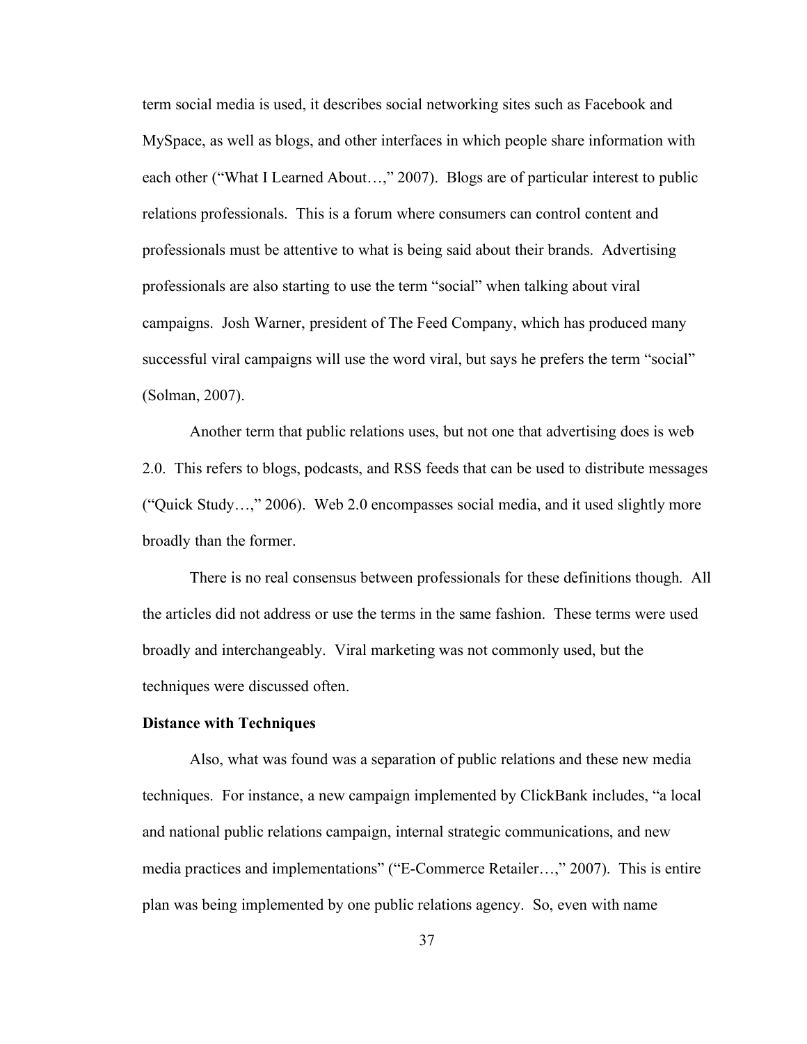term social media is used, it describes social networking sites such as Facebook and MySpace, as well as blogs, and other interfaces in which people share information with each other ("What I Learned About…," 2007). Blogs are of particular interest to public relations professionals. This is a forum where consumers can control content and professionals must be attentive to what is being said about their brands. Advertising professionals are also starting to use the term "social" when talking about viral campaigns. Josh Warner, president of The Feed Company, which has produced many successful viral campaigns will use the word viral, but says he prefers the term "social" (Solman, 2007).

Another term that public relations uses, but not one that advertising does is web 2.0. This refers to blogs, podcasts, and RSS feeds that can be used to distribute messages ("Quick Study…," 2006). Web 2.0 encompasses social media, and it used slightly more broadly than the former.

There is no real consensus between professionals for these definitions though. All the articles did not address or use the terms in the same fashion. These terms were used broadly and interchangeably. Viral marketing was not commonly used, but the techniques were discussed often.

**Distance with Techniques**

Also, what was found was a separation of public relations and these new media techniques. For instance, a new campaign implemented by ClickBank includes, "a local and national public relations campaign, internal strategic communications, and new media practices and implementations" ("E-Commerce Retailer…," 2007). This is entire plan was being implemented by one public relations agency. So, even with name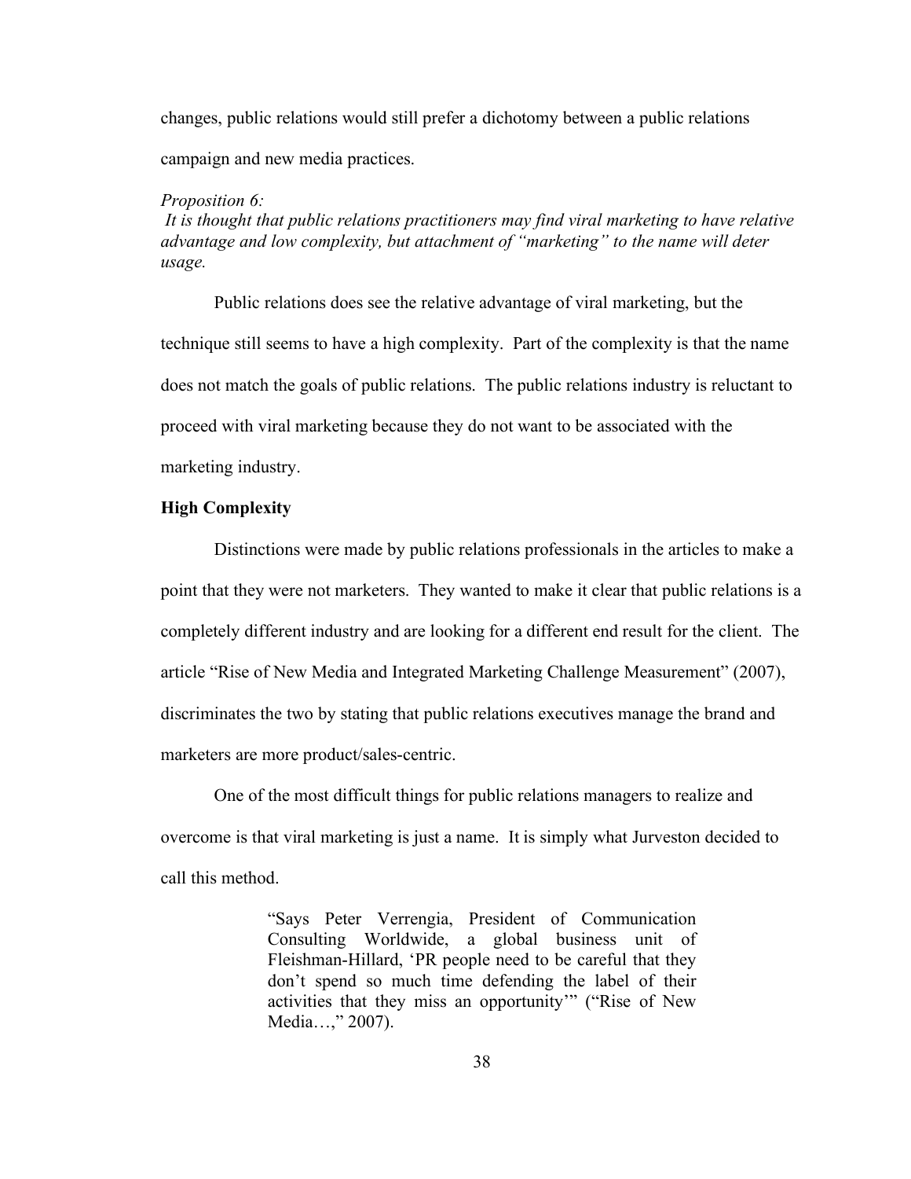changes, public relations would still prefer a dichotomy between a public relations campaign and new media practices.

*Proposition 6:*

*It is thought that public relations practitioners may find viral marketing to have relative advantage and low complexity, but attachment of "marketing" to the name will deter usage.*

Public relations does see the relative advantage of viral marketing, but the technique still seems to have a high complexity. Part of the complexity is that the name does not match the goals of public relations. The public relations industry is reluctant to proceed with viral marketing because they do not want to be associated with the marketing industry.

**High Complexity**

Distinctions were made by public relations professionals in the articles to make a point that they were not marketers. They wanted to make it clear that public relations is a completely different industry and are looking for a different end result for the client. The article "Rise of New Media and Integrated Marketing Challenge Measurement" (2007), discriminates the two by stating that public relations executives manage the brand and marketers are more product/sales-centric.

One of the most difficult things for public relations managers to realize and overcome is that viral marketing is just a name. It is simply what Jurveston decided to call this method.

> "Says Peter Verrengia, President of Communication Consulting Worldwide, a global business unit of Fleishman-Hillard, 'PR people need to be careful that they don't spend so much time defending the label of their activities that they miss an opportunity'" ("Rise of New Media…," 2007).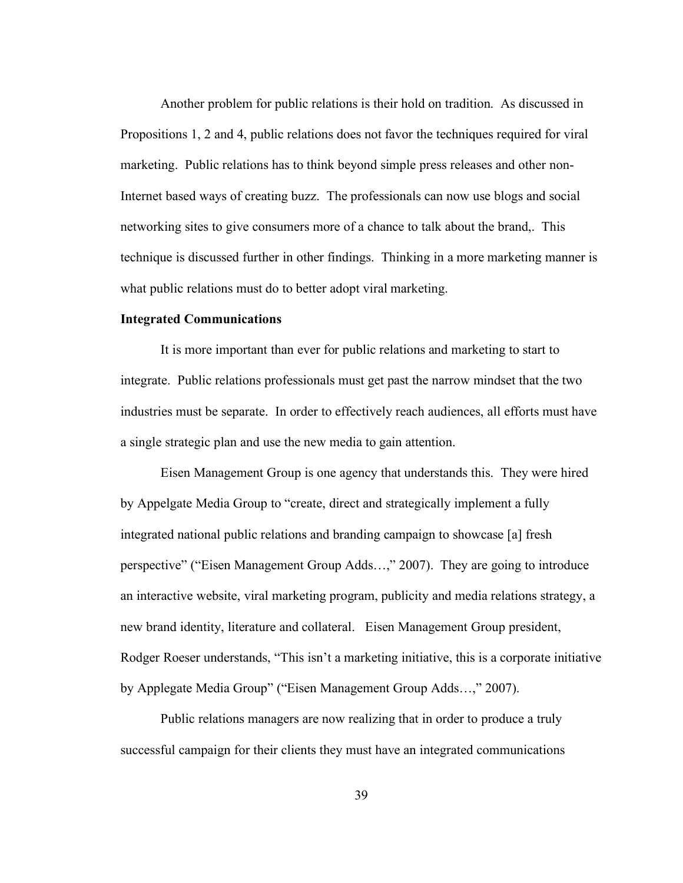Another problem for public relations is their hold on tradition. As discussed in Propositions 1, 2 and 4, public relations does not favor the techniques required for viral marketing. Public relations has to think beyond simple press releases and other non-Internet based ways of creating buzz. The professionals can now use blogs and social networking sites to give consumers more of a chance to talk about the brand,. This technique is discussed further in other findings. Thinking in a more marketing manner is what public relations must do to better adopt viral marketing.

**Integrated Communications**

It is more important than ever for public relations and marketing to start to integrate. Public relations professionals must get past the narrow mindset that the two industries must be separate. In order to effectively reach audiences, all efforts must have a single strategic plan and use the new media to gain attention.

Eisen Management Group is one agency that understands this. They were hired by Appelgate Media Group to "create, direct and strategically implement a fully integrated national public relations and branding campaign to showcase [a] fresh perspective" ("Eisen Management Group Adds…," 2007). They are going to introduce an interactive website, viral marketing program, publicity and media relations strategy, a new brand identity, literature and collateral. Eisen Management Group president, Rodger Roeser understands, "This isn't a marketing initiative, this is a corporate initiative by Applegate Media Group" ("Eisen Management Group Adds…," 2007).

Public relations managers are now realizing that in order to produce a truly successful campaign for their clients they must have an integrated communications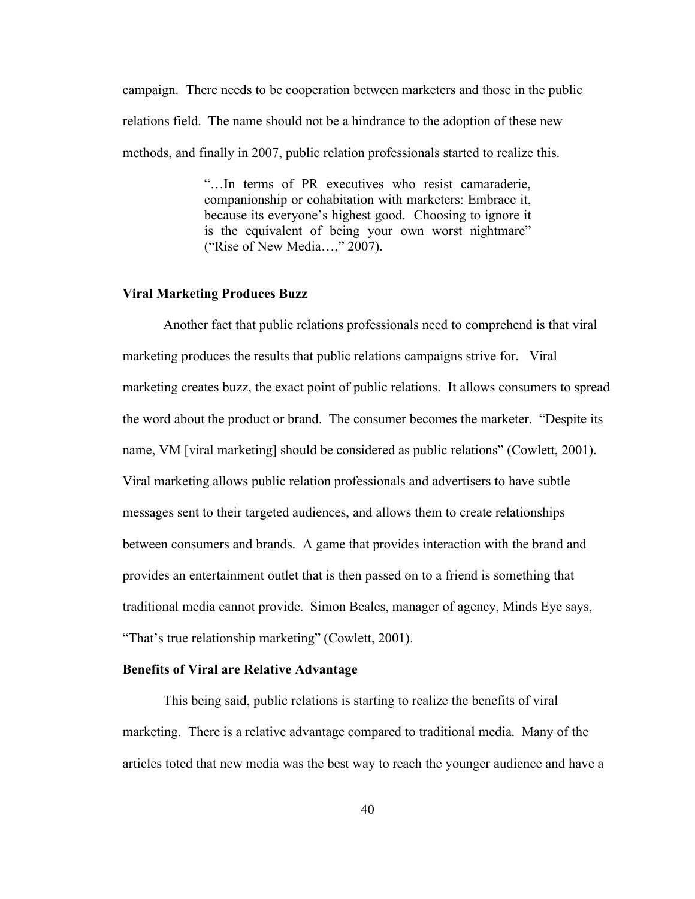campaign. There needs to be cooperation between marketers and those in the public relations field. The name should not be a hindrance to the adoption of these new methods, and finally in 2007, public relation professionals started to realize this.

> "…In terms of PR executives who resist camaraderie, companionship or cohabitation with marketers: Embrace it, because its everyone's highest good. Choosing to ignore it is the equivalent of being your own worst nightmare" ("Rise of New Media…," 2007).

**Viral Marketing Produces Buzz**

Another fact that public relations professionals need to comprehend is that viral marketing produces the results that public relations campaigns strive for. Viral marketing creates buzz, the exact point of public relations. It allows consumers to spread the word about the product or brand. The consumer becomes the marketer. "Despite its name, VM [viral marketing] should be considered as public relations" (Cowlett, 2001). Viral marketing allows public relation professionals and advertisers to have subtle messages sent to their targeted audiences, and allows them to create relationships between consumers and brands. A game that provides interaction with the brand and provides an entertainment outlet that is then passed on to a friend is something that traditional media cannot provide. Simon Beales, manager of agency, Minds Eye says, "That's true relationship marketing" (Cowlett, 2001).

**Benefits of Viral are Relative Advantage**

This being said, public relations is starting to realize the benefits of viral marketing. There is a relative advantage compared to traditional media. Many of the articles toted that new media was the best way to reach the younger audience and have a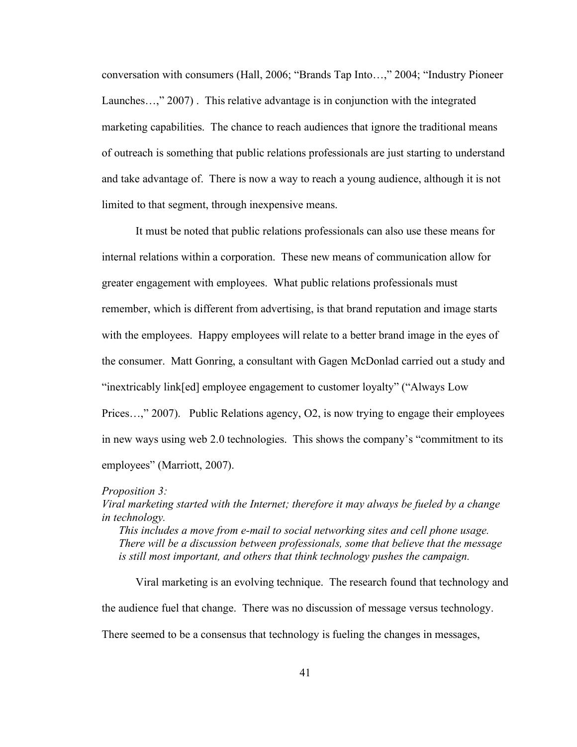conversation with consumers (Hall, 2006; "Brands Tap Into…," 2004; "Industry Pioneer Launches…," 2007) . This relative advantage is in conjunction with the integrated marketing capabilities. The chance to reach audiences that ignore the traditional means of outreach is something that public relations professionals are just starting to understand and take advantage of. There is now a way to reach a young audience, although it is not limited to that segment, through inexpensive means.

It must be noted that public relations professionals can also use these means for internal relations within a corporation. These new means of communication allow for greater engagement with employees. What public relations professionals must remember, which is different from advertising, is that brand reputation and image starts with the employees. Happy employees will relate to a better brand image in the eyes of the consumer. Matt Gonring, a consultant with Gagen McDonlad carried out a study and "inextricably link[ed] employee engagement to customer loyalty" ("Always Low Prices…," 2007). Public Relations agency, O2, is now trying to engage their employees in new ways using web 2.0 technologies. This shows the company's "commitment to its employees" (Marriott, 2007).

*Proposition 3:*
*Viral marketing started with the Internet; therefore it may always be fueled by a change in technology.*

> *This includes a move from e-mail to social networking sites and cell phone usage. There will be a discussion between professionals, some that believe that the message is still most important, and others that think technology pushes the campaign.*

Viral marketing is an evolving technique. The research found that technology and the audience fuel that change. There was no discussion of message versus technology. There seemed to be a consensus that technology is fueling the changes in messages,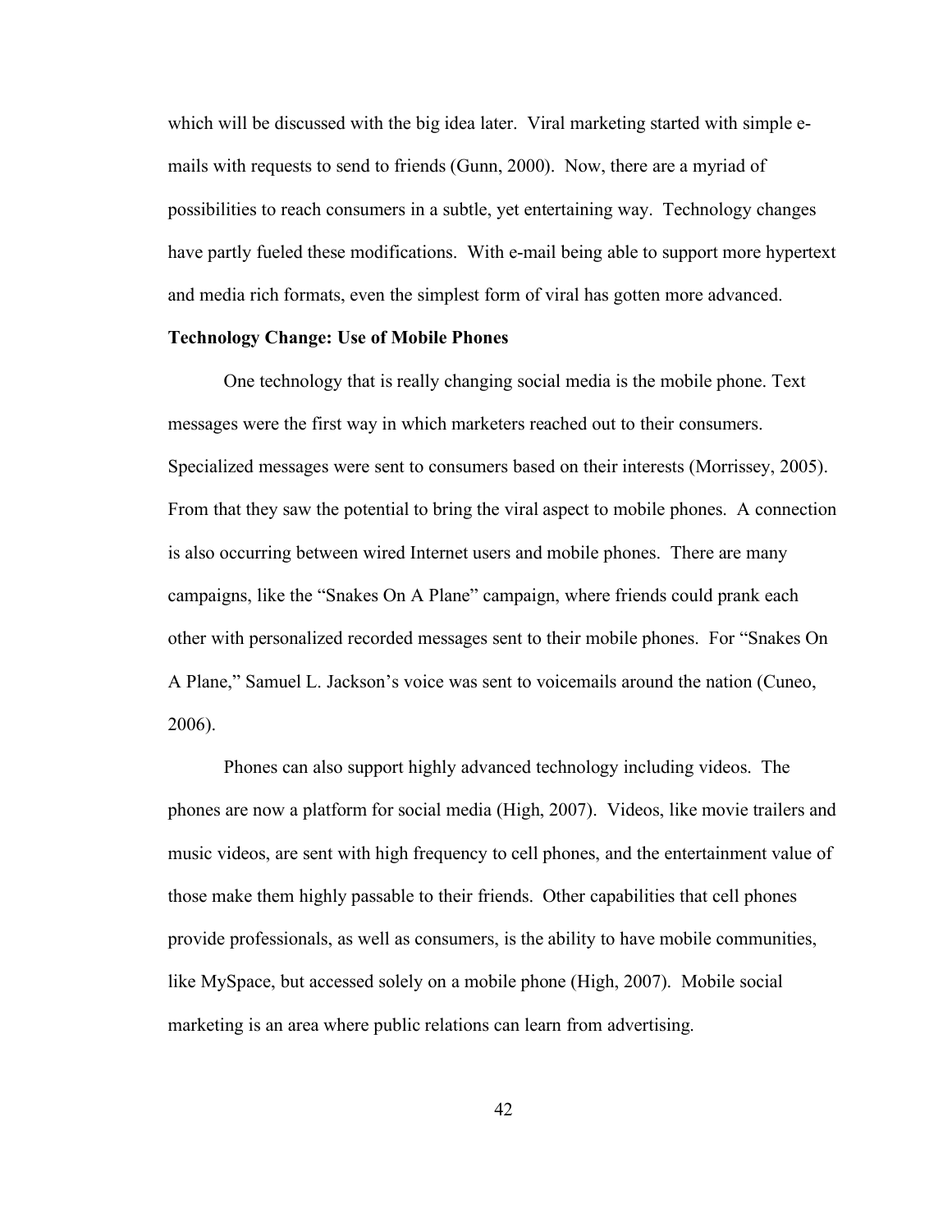which will be discussed with the big idea later. Viral marketing started with simple e-mails with requests to send to friends (Gunn, 2000). Now, there are a myriad of possibilities to reach consumers in a subtle, yet entertaining way. Technology changes have partly fueled these modifications. With e-mail being able to support more hypertext and media rich formats, even the simplest form of viral has gotten more advanced.

**Technology Change: Use of Mobile Phones**

One technology that is really changing social media is the mobile phone. Text messages were the first way in which marketers reached out to their consumers. Specialized messages were sent to consumers based on their interests (Morrissey, 2005). From that they saw the potential to bring the viral aspect to mobile phones. A connection is also occurring between wired Internet users and mobile phones. There are many campaigns, like the "Snakes On A Plane" campaign, where friends could prank each other with personalized recorded messages sent to their mobile phones. For "Snakes On A Plane," Samuel L. Jackson's voice was sent to voicemails around the nation (Cuneo, 2006).

Phones can also support highly advanced technology including videos. The phones are now a platform for social media (High, 2007). Videos, like movie trailers and music videos, are sent with high frequency to cell phones, and the entertainment value of those make them highly passable to their friends. Other capabilities that cell phones provide professionals, as well as consumers, is the ability to have mobile communities, like MySpace, but accessed solely on a mobile phone (High, 2007). Mobile social marketing is an area where public relations can learn from advertising.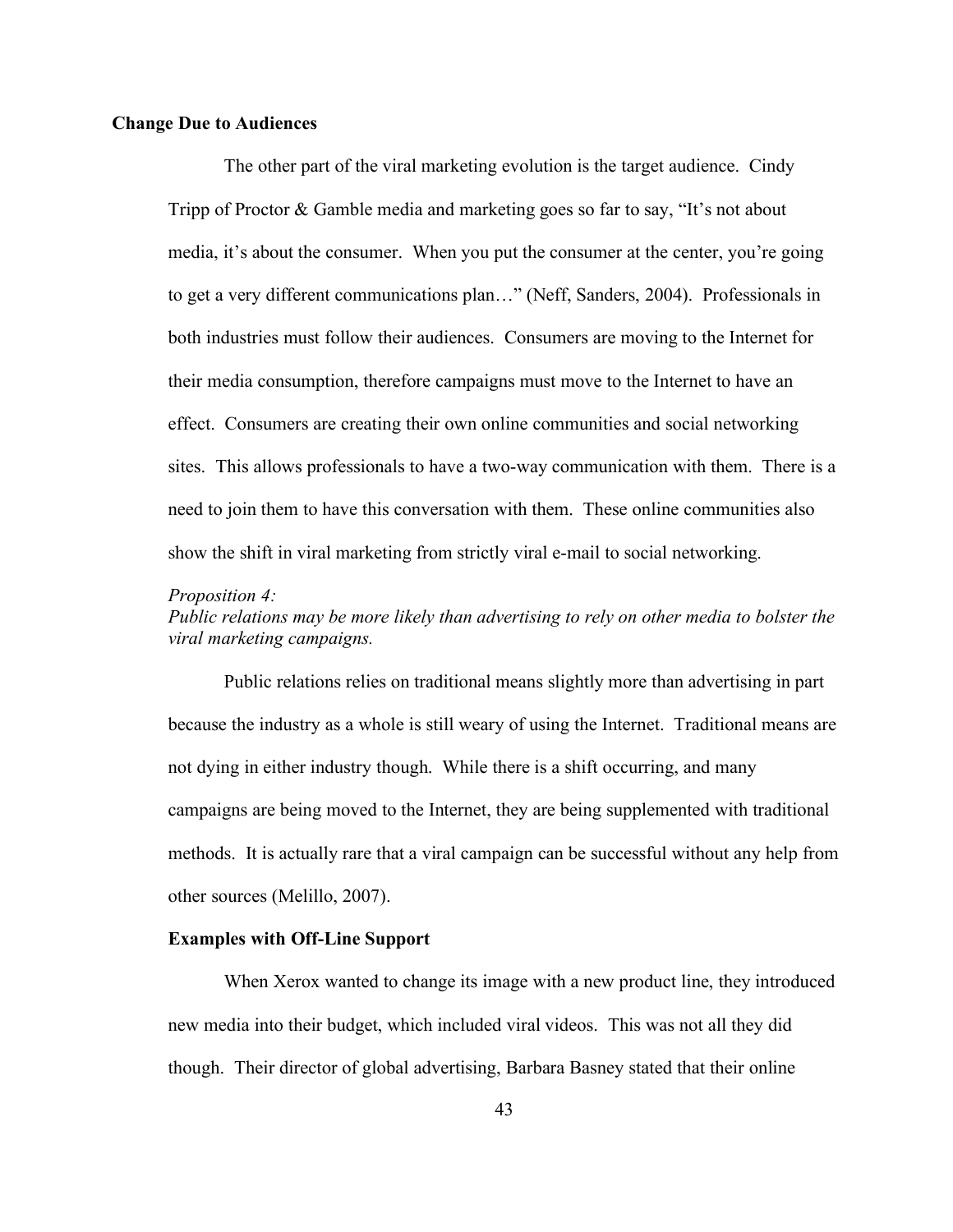**Change Due to Audiences**

The other part of the viral marketing evolution is the target audience. Cindy Tripp of Proctor & Gamble media and marketing goes so far to say, "It's not about media, it's about the consumer. When you put the consumer at the center, you're going to get a very different communications plan…" (Neff, Sanders, 2004). Professionals in both industries must follow their audiences. Consumers are moving to the Internet for their media consumption, therefore campaigns must move to the Internet to have an effect. Consumers are creating their own online communities and social networking sites. This allows professionals to have a two-way communication with them. There is a need to join them to have this conversation with them. These online communities also show the shift in viral marketing from strictly viral e-mail to social networking.

*Proposition 4:*
*Public relations may be more likely than advertising to rely on other media to bolster the viral marketing campaigns.*

Public relations relies on traditional means slightly more than advertising in part because the industry as a whole is still weary of using the Internet. Traditional means are not dying in either industry though. While there is a shift occurring, and many campaigns are being moved to the Internet, they are being supplemented with traditional methods. It is actually rare that a viral campaign can be successful without any help from other sources (Melillo, 2007).

**Examples with Off-Line Support**

When Xerox wanted to change its image with a new product line, they introduced new media into their budget, which included viral videos. This was not all they did though. Their director of global advertising, Barbara Basney stated that their online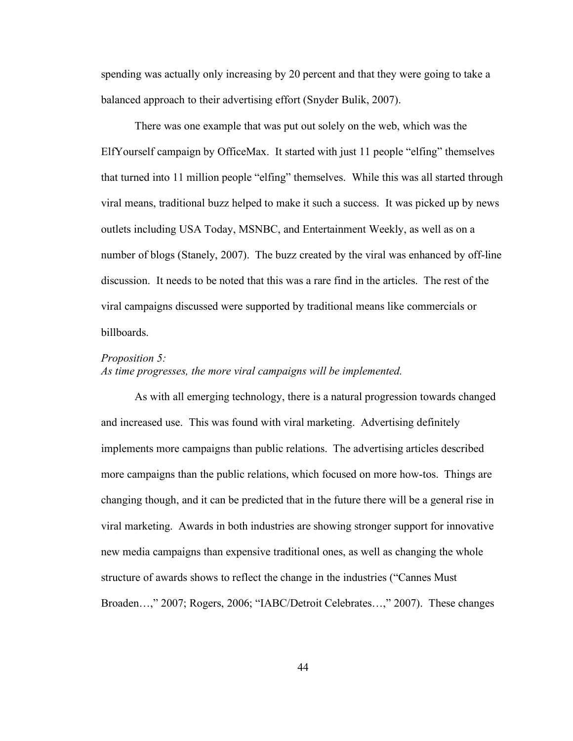spending was actually only increasing by 20 percent and that they were going to take a balanced approach to their advertising effort (Snyder Bulik, 2007).

There was one example that was put out solely on the web, which was the ElfYourself campaign by OfficeMax. It started with just 11 people "elfing" themselves that turned into 11 million people "elfing" themselves. While this was all started through viral means, traditional buzz helped to make it such a success. It was picked up by news outlets including USA Today, MSNBC, and Entertainment Weekly, as well as on a number of blogs (Stanely, 2007). The buzz created by the viral was enhanced by off-line discussion. It needs to be noted that this was a rare find in the articles. The rest of the viral campaigns discussed were supported by traditional means like commercials or billboards.

*Proposition 5:*
*As time progresses, the more viral campaigns will be implemented.*

As with all emerging technology, there is a natural progression towards changed and increased use. This was found with viral marketing. Advertising definitely implements more campaigns than public relations. The advertising articles described more campaigns than the public relations, which focused on more how-tos. Things are changing though, and it can be predicted that in the future there will be a general rise in viral marketing. Awards in both industries are showing stronger support for innovative new media campaigns than expensive traditional ones, as well as changing the whole structure of awards shows to reflect the change in the industries ("Cannes Must Broaden…," 2007; Rogers, 2006; "IABC/Detroit Celebrates…," 2007). These changes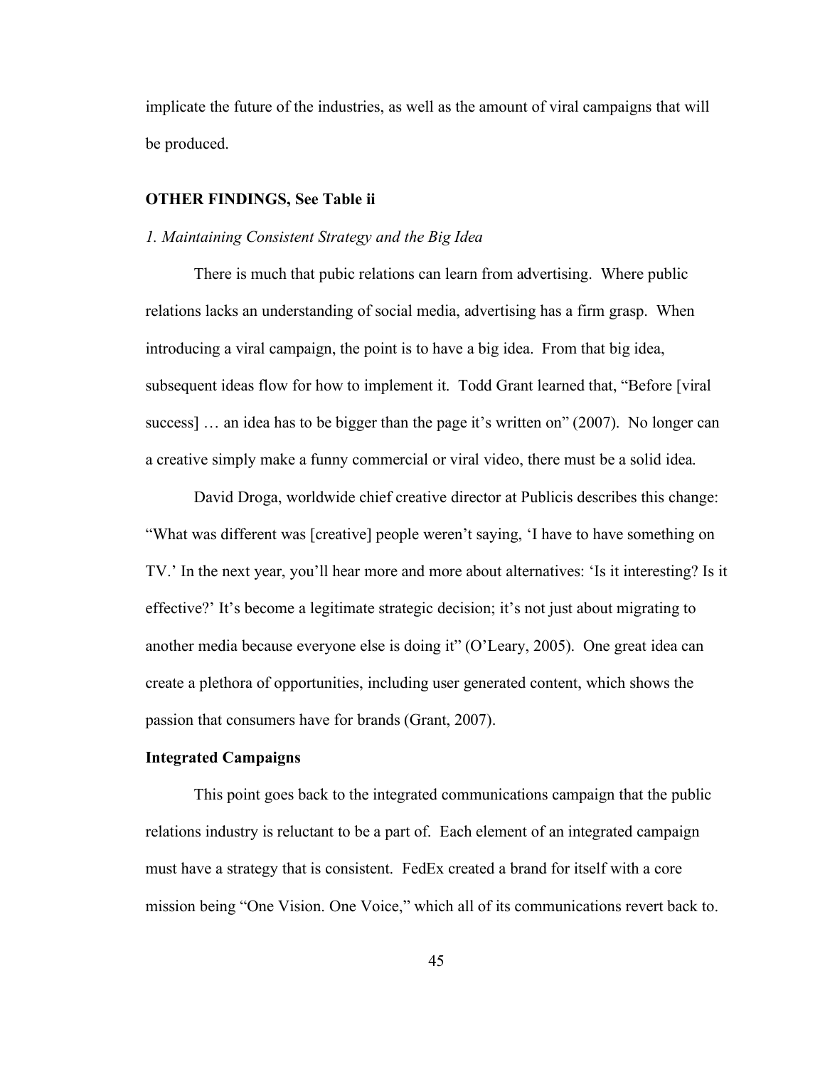implicate the future of the industries, as well as the amount of viral campaigns that will be produced.

**OTHER FINDINGS, See Table ii**

*1. Maintaining Consistent Strategy and the Big Idea*

There is much that pubic relations can learn from advertising. Where public relations lacks an understanding of social media, advertising has a firm grasp. When introducing a viral campaign, the point is to have a big idea. From that big idea, subsequent ideas flow for how to implement it. Todd Grant learned that, "Before [viral success] … an idea has to be bigger than the page it's written on" (2007). No longer can a creative simply make a funny commercial or viral video, there must be a solid idea.

David Droga, worldwide chief creative director at Publicis describes this change: "What was different was [creative] people weren't saying, 'I have to have something on TV.' In the next year, you'll hear more and more about alternatives: 'Is it interesting? Is it effective?' It's become a legitimate strategic decision; it's not just about migrating to another media because everyone else is doing it" (O'Leary, 2005). One great idea can create a plethora of opportunities, including user generated content, which shows the passion that consumers have for brands (Grant, 2007).

**Integrated Campaigns**

This point goes back to the integrated communications campaign that the public relations industry is reluctant to be a part of. Each element of an integrated campaign must have a strategy that is consistent. FedEx created a brand for itself with a core mission being "One Vision. One Voice," which all of its communications revert back to.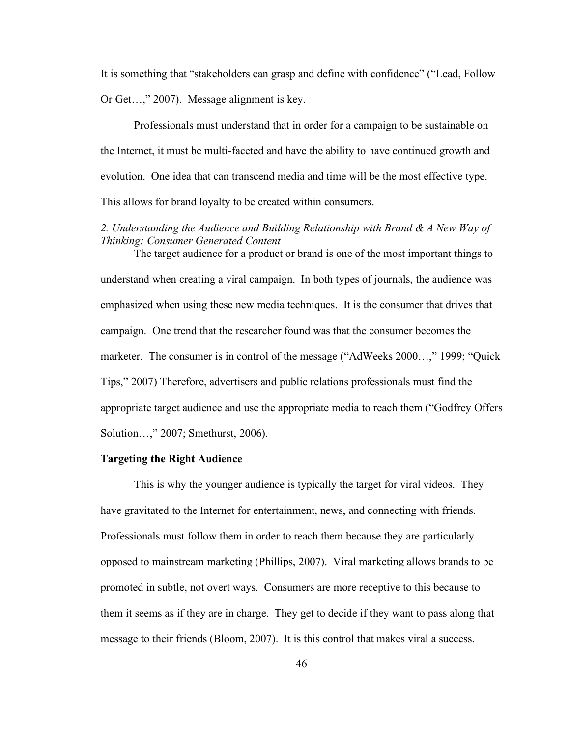It is something that "stakeholders can grasp and define with confidence" ("Lead, Follow Or Get…," 2007). Message alignment is key.

Professionals must understand that in order for a campaign to be sustainable on the Internet, it must be multi-faceted and have the ability to have continued growth and evolution. One idea that can transcend media and time will be the most effective type. This allows for brand loyalty to be created within consumers.

*2. Understanding the Audience and Building Relationship with Brand & A New Way of Thinking: Consumer Generated Content*

The target audience for a product or brand is one of the most important things to understand when creating a viral campaign. In both types of journals, the audience was emphasized when using these new media techniques. It is the consumer that drives that campaign. One trend that the researcher found was that the consumer becomes the marketer. The consumer is in control of the message ("AdWeeks 2000…," 1999; "Quick Tips," 2007) Therefore, advertisers and public relations professionals must find the appropriate target audience and use the appropriate media to reach them ("Godfrey Offers Solution…," 2007; Smethurst, 2006).

**Targeting the Right Audience**

This is why the younger audience is typically the target for viral videos. They have gravitated to the Internet for entertainment, news, and connecting with friends. Professionals must follow them in order to reach them because they are particularly opposed to mainstream marketing (Phillips, 2007). Viral marketing allows brands to be promoted in subtle, not overt ways. Consumers are more receptive to this because to them it seems as if they are in charge. They get to decide if they want to pass along that message to their friends (Bloom, 2007). It is this control that makes viral a success.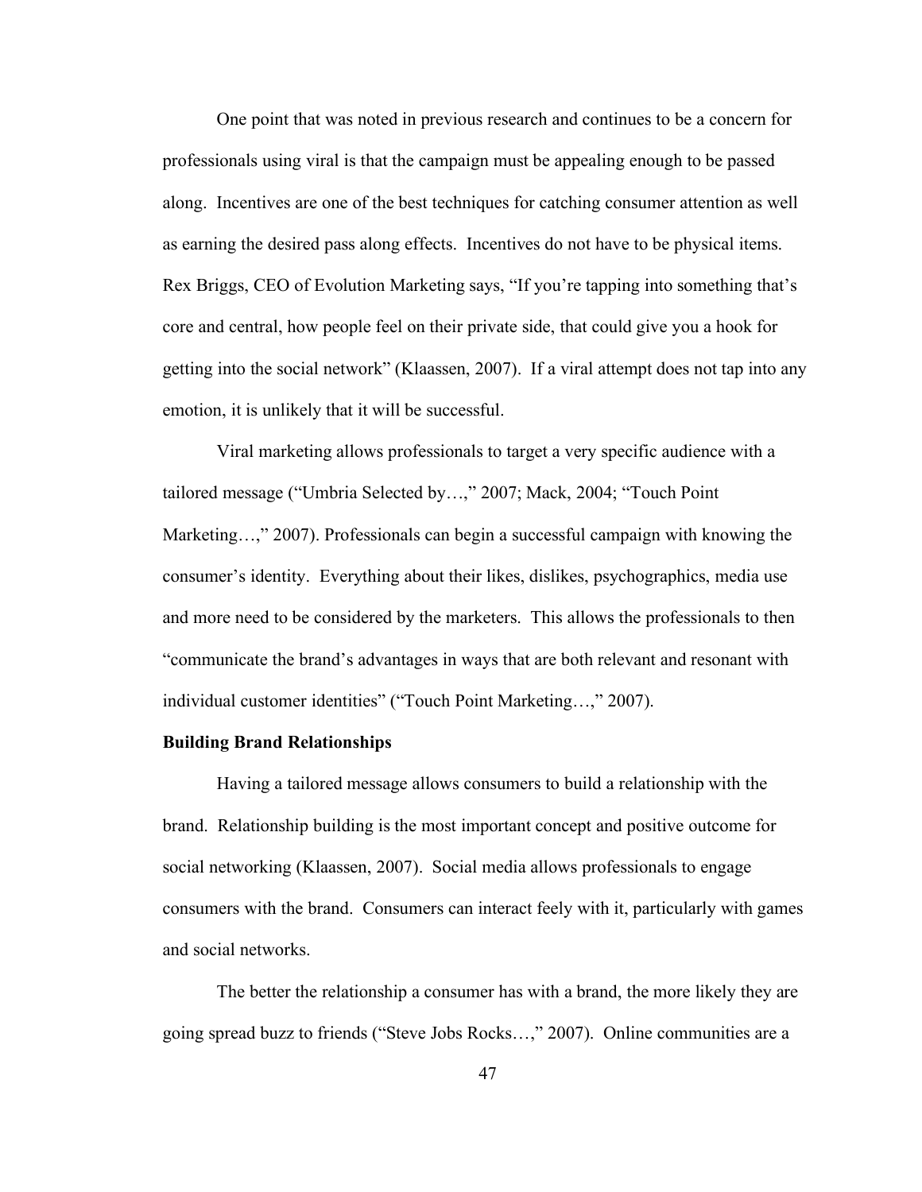One point that was noted in previous research and continues to be a concern for professionals using viral is that the campaign must be appealing enough to be passed along. Incentives are one of the best techniques for catching consumer attention as well as earning the desired pass along effects. Incentives do not have to be physical items. Rex Briggs, CEO of Evolution Marketing says, "If you're tapping into something that's core and central, how people feel on their private side, that could give you a hook for getting into the social network" (Klaassen, 2007). If a viral attempt does not tap into any emotion, it is unlikely that it will be successful.

Viral marketing allows professionals to target a very specific audience with a tailored message ("Umbria Selected by…," 2007; Mack, 2004; "Touch Point Marketing…," 2007). Professionals can begin a successful campaign with knowing the consumer's identity. Everything about their likes, dislikes, psychographics, media use and more need to be considered by the marketers. This allows the professionals to then "communicate the brand's advantages in ways that are both relevant and resonant with individual customer identities" ("Touch Point Marketing…," 2007).

**Building Brand Relationships**

Having a tailored message allows consumers to build a relationship with the brand. Relationship building is the most important concept and positive outcome for social networking (Klaassen, 2007). Social media allows professionals to engage consumers with the brand. Consumers can interact feely with it, particularly with games and social networks.

The better the relationship a consumer has with a brand, the more likely they are going spread buzz to friends ("Steve Jobs Rocks…," 2007). Online communities are a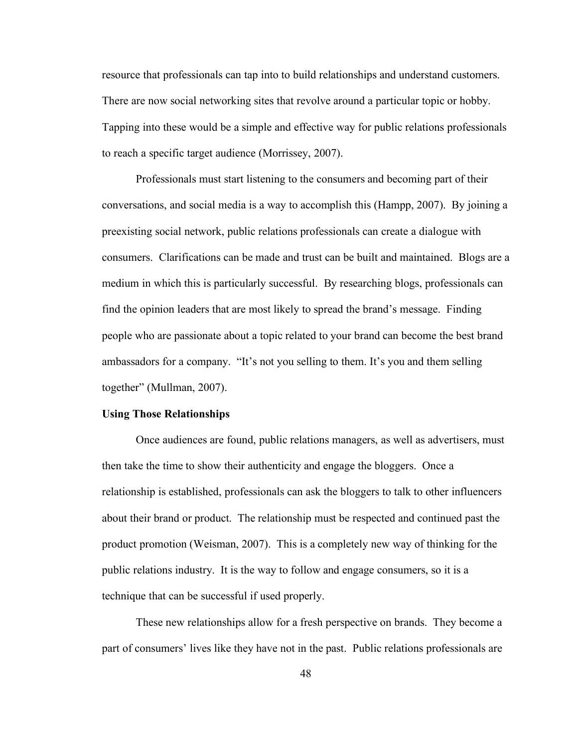resource that professionals can tap into to build relationships and understand customers. There are now social networking sites that revolve around a particular topic or hobby. Tapping into these would be a simple and effective way for public relations professionals to reach a specific target audience (Morrissey, 2007).

Professionals must start listening to the consumers and becoming part of their conversations, and social media is a way to accomplish this (Hampp, 2007). By joining a preexisting social network, public relations professionals can create a dialogue with consumers. Clarifications can be made and trust can be built and maintained. Blogs are a medium in which this is particularly successful. By researching blogs, professionals can find the opinion leaders that are most likely to spread the brand's message. Finding people who are passionate about a topic related to your brand can become the best brand ambassadors for a company. "It's not you selling to them. It's you and them selling together" (Mullman, 2007).

**Using Those Relationships**

Once audiences are found, public relations managers, as well as advertisers, must then take the time to show their authenticity and engage the bloggers. Once a relationship is established, professionals can ask the bloggers to talk to other influencers about their brand or product. The relationship must be respected and continued past the product promotion (Weisman, 2007). This is a completely new way of thinking for the public relations industry. It is the way to follow and engage consumers, so it is a technique that can be successful if used properly.

These new relationships allow for a fresh perspective on brands. They become a part of consumers' lives like they have not in the past. Public relations professionals are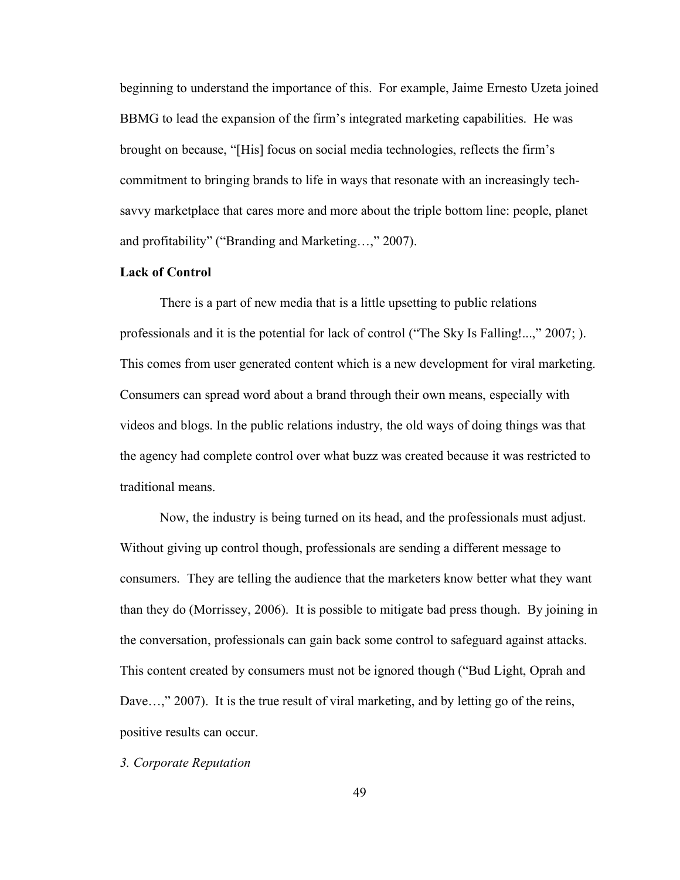beginning to understand the importance of this. For example, Jaime Ernesto Uzeta joined BBMG to lead the expansion of the firm's integrated marketing capabilities. He was brought on because, "[His] focus on social media technologies, reflects the firm's commitment to bringing brands to life in ways that resonate with an increasingly tech-savvy marketplace that cares more and more about the triple bottom line: people, planet and profitability" ("Branding and Marketing…," 2007).

**Lack of Control**

There is a part of new media that is a little upsetting to public relations professionals and it is the potential for lack of control ("The Sky Is Falling!...," 2007; ). This comes from user generated content which is a new development for viral marketing. Consumers can spread word about a brand through their own means, especially with videos and blogs. In the public relations industry, the old ways of doing things was that the agency had complete control over what buzz was created because it was restricted to traditional means.

Now, the industry is being turned on its head, and the professionals must adjust. Without giving up control though, professionals are sending a different message to consumers. They are telling the audience that the marketers know better what they want than they do (Morrissey, 2006). It is possible to mitigate bad press though. By joining in the conversation, professionals can gain back some control to safeguard against attacks. This content created by consumers must not be ignored though ("Bud Light, Oprah and Dave…," 2007). It is the true result of viral marketing, and by letting go of the reins, positive results can occur.

*3. Corporate Reputation*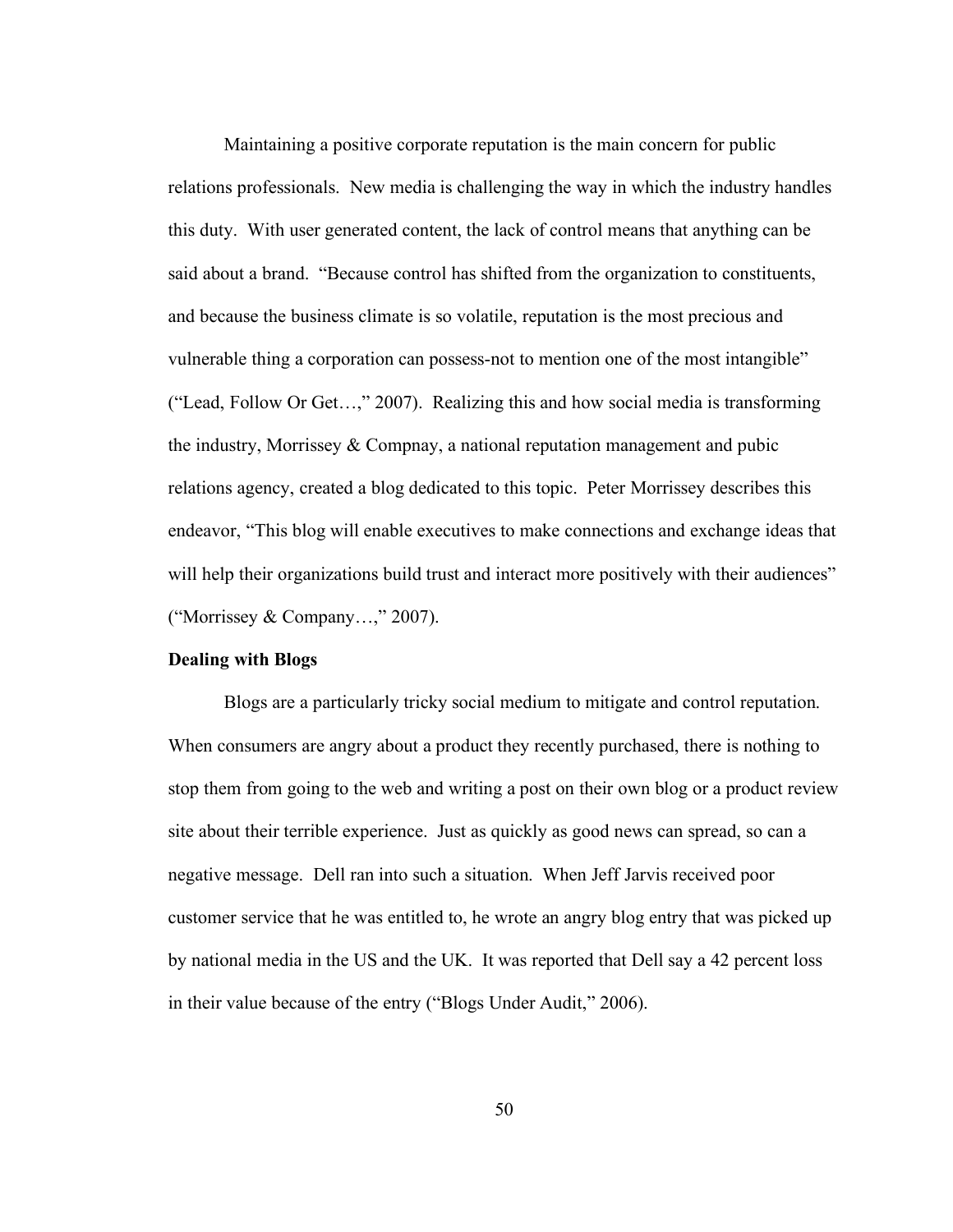Maintaining a positive corporate reputation is the main concern for public relations professionals. New media is challenging the way in which the industry handles this duty. With user generated content, the lack of control means that anything can be said about a brand. "Because control has shifted from the organization to constituents, and because the business climate is so volatile, reputation is the most precious and vulnerable thing a corporation can possess-not to mention one of the most intangible" ("Lead, Follow Or Get…," 2007). Realizing this and how social media is transforming the industry, Morrissey & Compnay, a national reputation management and pubic relations agency, created a blog dedicated to this topic. Peter Morrissey describes this endeavor, "This blog will enable executives to make connections and exchange ideas that will help their organizations build trust and interact more positively with their audiences" ("Morrissey & Company…," 2007).

**Dealing with Blogs**

Blogs are a particularly tricky social medium to mitigate and control reputation. When consumers are angry about a product they recently purchased, there is nothing to stop them from going to the web and writing a post on their own blog or a product review site about their terrible experience. Just as quickly as good news can spread, so can a negative message. Dell ran into such a situation. When Jeff Jarvis received poor customer service that he was entitled to, he wrote an angry blog entry that was picked up by national media in the US and the UK. It was reported that Dell say a 42 percent loss in their value because of the entry ("Blogs Under Audit," 2006).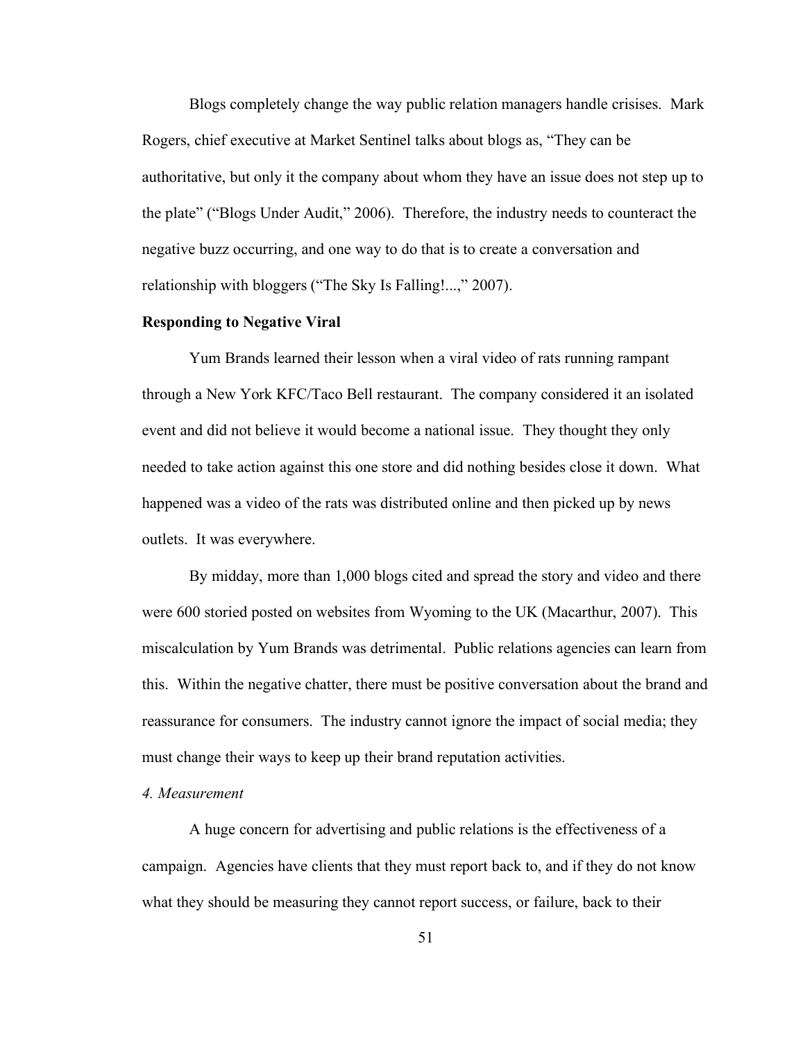Blogs completely change the way public relation managers handle crisises. Mark Rogers, chief executive at Market Sentinel talks about blogs as, "They can be authoritative, but only it the company about whom they have an issue does not step up to the plate" ("Blogs Under Audit," 2006). Therefore, the industry needs to counteract the negative buzz occurring, and one way to do that is to create a conversation and relationship with bloggers ("The Sky Is Falling!...," 2007).

**Responding to Negative Viral**

Yum Brands learned their lesson when a viral video of rats running rampant through a New York KFC/Taco Bell restaurant. The company considered it an isolated event and did not believe it would become a national issue. They thought they only needed to take action against this one store and did nothing besides close it down. What happened was a video of the rats was distributed online and then picked up by news outlets. It was everywhere.

By midday, more than 1,000 blogs cited and spread the story and video and there were 600 storied posted on websites from Wyoming to the UK (Macarthur, 2007). This miscalculation by Yum Brands was detrimental. Public relations agencies can learn from this. Within the negative chatter, there must be positive conversation about the brand and reassurance for consumers. The industry cannot ignore the impact of social media; they must change their ways to keep up their brand reputation activities.

*4. Measurement*

A huge concern for advertising and public relations is the effectiveness of a campaign. Agencies have clients that they must report back to, and if they do not know what they should be measuring they cannot report success, or failure, back to their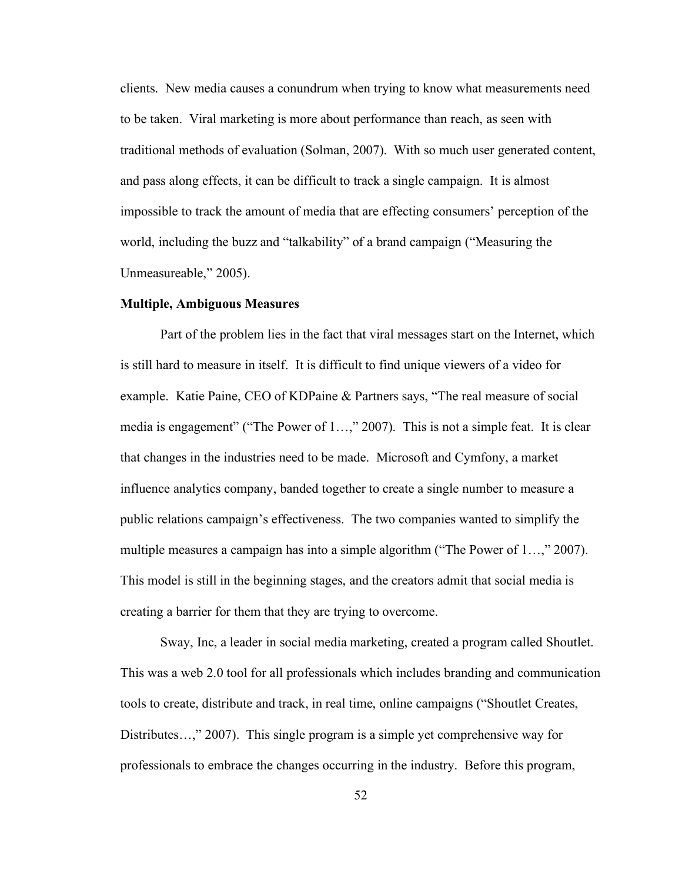clients. New media causes a conundrum when trying to know what measurements need to be taken. Viral marketing is more about performance than reach, as seen with traditional methods of evaluation (Solman, 2007). With so much user generated content, and pass along effects, it can be difficult to track a single campaign. It is almost impossible to track the amount of media that are effecting consumers' perception of the world, including the buzz and "talkability" of a brand campaign ("Measuring the Unmeasureable," 2005).

**Multiple, Ambiguous Measures**

Part of the problem lies in the fact that viral messages start on the Internet, which is still hard to measure in itself. It is difficult to find unique viewers of a video for example. Katie Paine, CEO of KDPaine & Partners says, "The real measure of social media is engagement" ("The Power of 1…," 2007). This is not a simple feat. It is clear that changes in the industries need to be made. Microsoft and Cymfony, a market influence analytics company, banded together to create a single number to measure a public relations campaign's effectiveness. The two companies wanted to simplify the multiple measures a campaign has into a simple algorithm ("The Power of 1…," 2007). This model is still in the beginning stages, and the creators admit that social media is creating a barrier for them that they are trying to overcome.

Sway, Inc, a leader in social media marketing, created a program called Shoutlet. This was a web 2.0 tool for all professionals which includes branding and communication tools to create, distribute and track, in real time, online campaigns ("Shoutlet Creates, Distributes…," 2007). This single program is a simple yet comprehensive way for professionals to embrace the changes occurring in the industry. Before this program,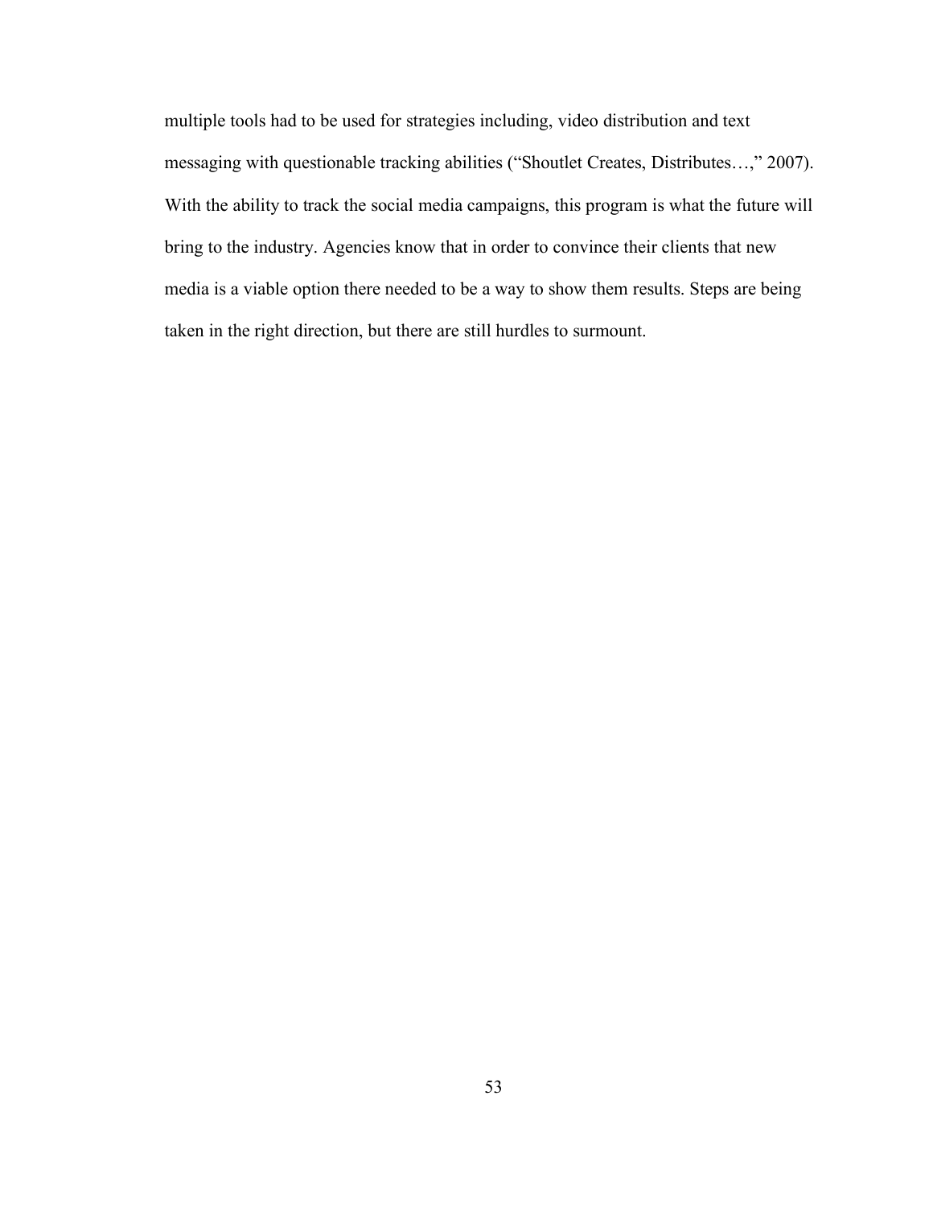multiple tools had to be used for strategies including, video distribution and text messaging with questionable tracking abilities ("Shoutlet Creates, Distributes…," 2007). With the ability to track the social media campaigns, this program is what the future will bring to the industry. Agencies know that in order to convince their clients that new media is a viable option there needed to be a way to show them results. Steps are being taken in the right direction, but there are still hurdles to surmount.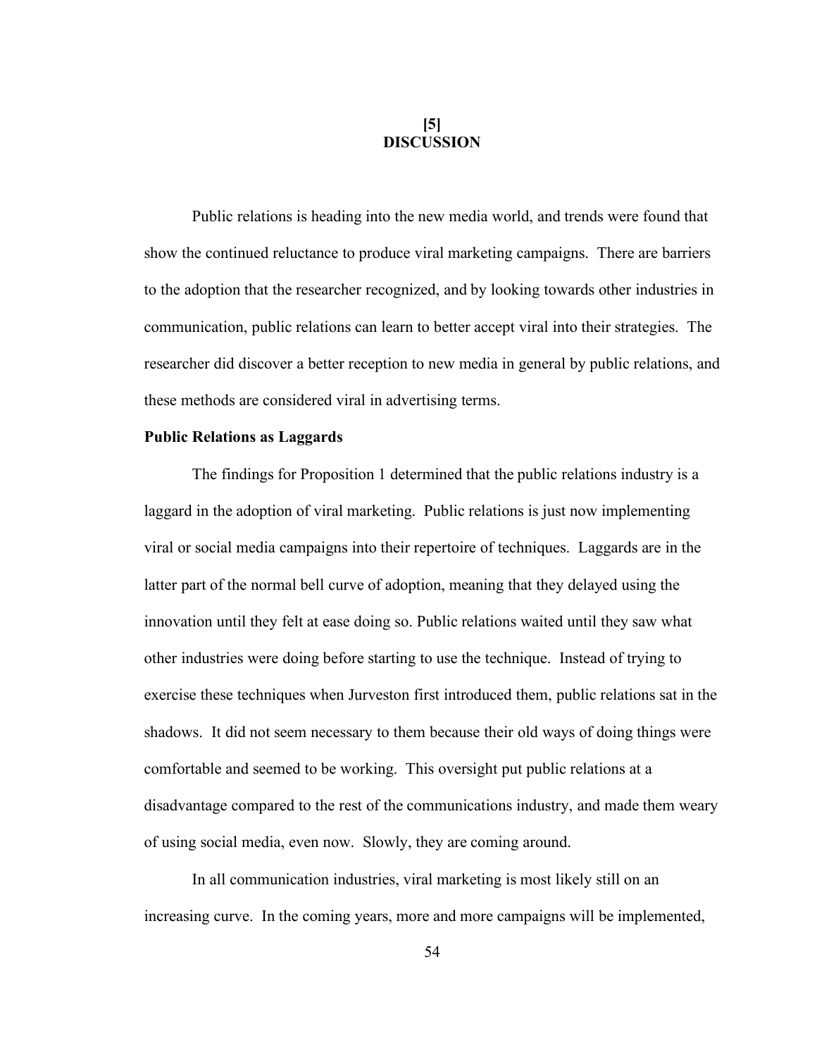# [5] DISCUSSION

Public relations is heading into the new media world, and trends were found that show the continued reluctance to produce viral marketing campaigns. There are barriers to the adoption that the researcher recognized, and by looking towards other industries in communication, public relations can learn to better accept viral into their strategies. The researcher did discover a better reception to new media in general by public relations, and these methods are considered viral in advertising terms.

## Public Relations as Laggards

The findings for Proposition 1 determined that the public relations industry is a laggard in the adoption of viral marketing. Public relations is just now implementing viral or social media campaigns into their repertoire of techniques. Laggards are in the latter part of the normal bell curve of adoption, meaning that they delayed using the innovation until they felt at ease doing so. Public relations waited until they saw what other industries were doing before starting to use the technique. Instead of trying to exercise these techniques when Jurveston first introduced them, public relations sat in the shadows. It did not seem necessary to them because their old ways of doing things were comfortable and seemed to be working. This oversight put public relations at a disadvantage compared to the rest of the communications industry, and made them weary of using social media, even now. Slowly, they are coming around.

In all communication industries, viral marketing is most likely still on an increasing curve. In the coming years, more and more campaigns will be implemented,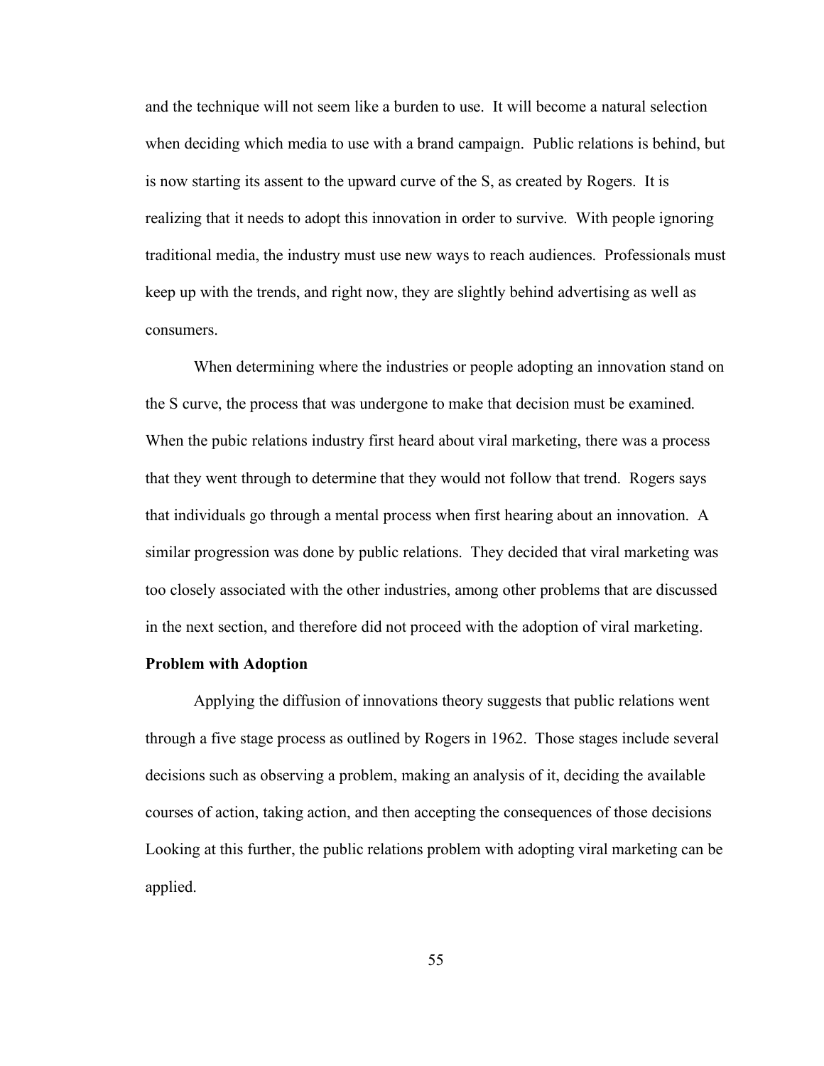and the technique will not seem like a burden to use. It will become a natural selection when deciding which media to use with a brand campaign. Public relations is behind, but is now starting its assent to the upward curve of the S, as created by Rogers. It is realizing that it needs to adopt this innovation in order to survive. With people ignoring traditional media, the industry must use new ways to reach audiences. Professionals must keep up with the trends, and right now, they are slightly behind advertising as well as consumers.

When determining where the industries or people adopting an innovation stand on the S curve, the process that was undergone to make that decision must be examined. When the pubic relations industry first heard about viral marketing, there was a process that they went through to determine that they would not follow that trend. Rogers says that individuals go through a mental process when first hearing about an innovation. A similar progression was done by public relations. They decided that viral marketing was too closely associated with the other industries, among other problems that are discussed in the next section, and therefore did not proceed with the adoption of viral marketing.

**Problem with Adoption**

Applying the diffusion of innovations theory suggests that public relations went through a five stage process as outlined by Rogers in 1962. Those stages include several decisions such as observing a problem, making an analysis of it, deciding the available courses of action, taking action, and then accepting the consequences of those decisions Looking at this further, the public relations problem with adopting viral marketing can be applied.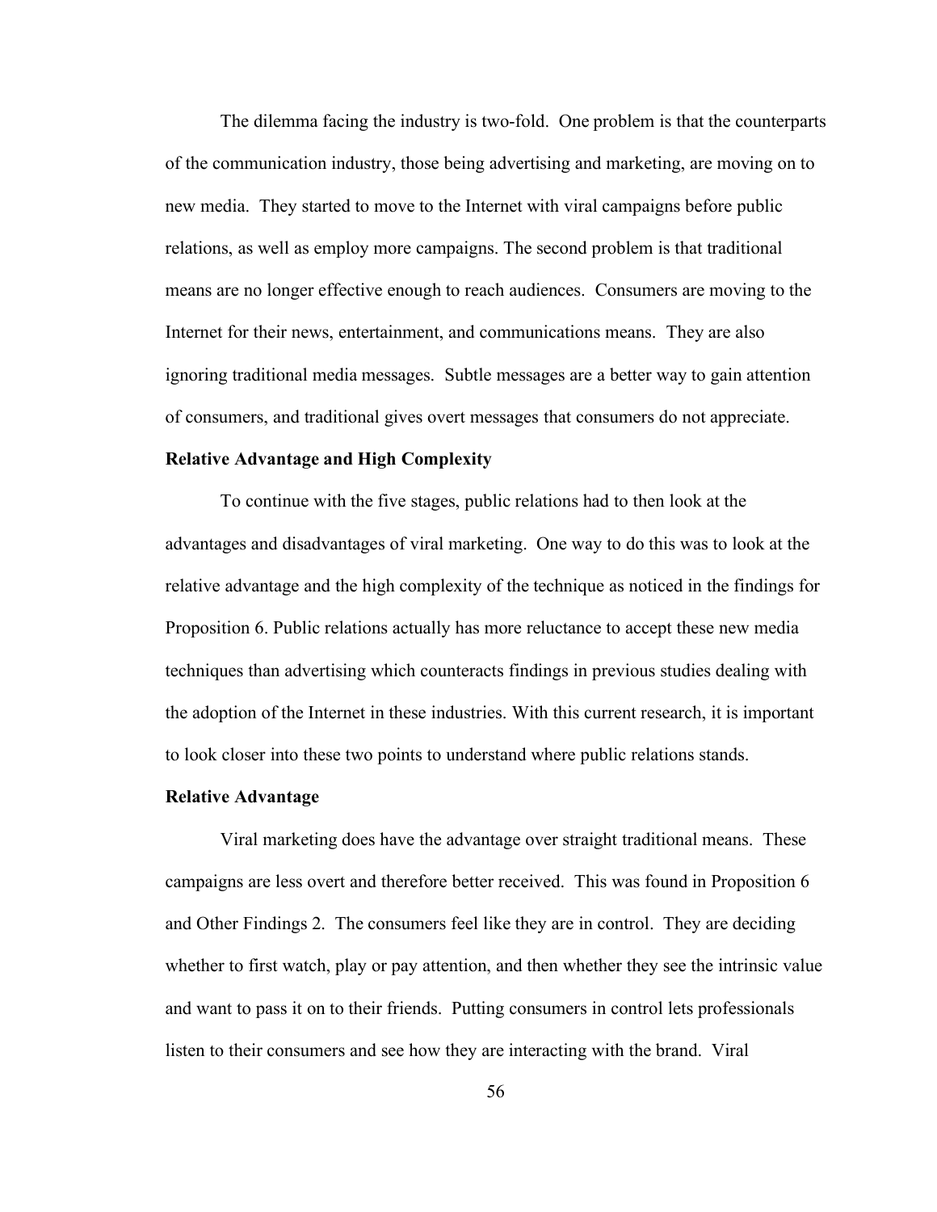The dilemma facing the industry is two-fold. One problem is that the counterparts of the communication industry, those being advertising and marketing, are moving on to new media. They started to move to the Internet with viral campaigns before public relations, as well as employ more campaigns. The second problem is that traditional means are no longer effective enough to reach audiences. Consumers are moving to the Internet for their news, entertainment, and communications means. They are also ignoring traditional media messages. Subtle messages are a better way to gain attention of consumers, and traditional gives overt messages that consumers do not appreciate.

**Relative Advantage and High Complexity**

To continue with the five stages, public relations had to then look at the advantages and disadvantages of viral marketing. One way to do this was to look at the relative advantage and the high complexity of the technique as noticed in the findings for Proposition 6. Public relations actually has more reluctance to accept these new media techniques than advertising which counteracts findings in previous studies dealing with the adoption of the Internet in these industries. With this current research, it is important to look closer into these two points to understand where public relations stands.

**Relative Advantage**

Viral marketing does have the advantage over straight traditional means. These campaigns are less overt and therefore better received. This was found in Proposition 6 and Other Findings 2. The consumers feel like they are in control. They are deciding whether to first watch, play or pay attention, and then whether they see the intrinsic value and want to pass it on to their friends. Putting consumers in control lets professionals listen to their consumers and see how they are interacting with the brand. Viral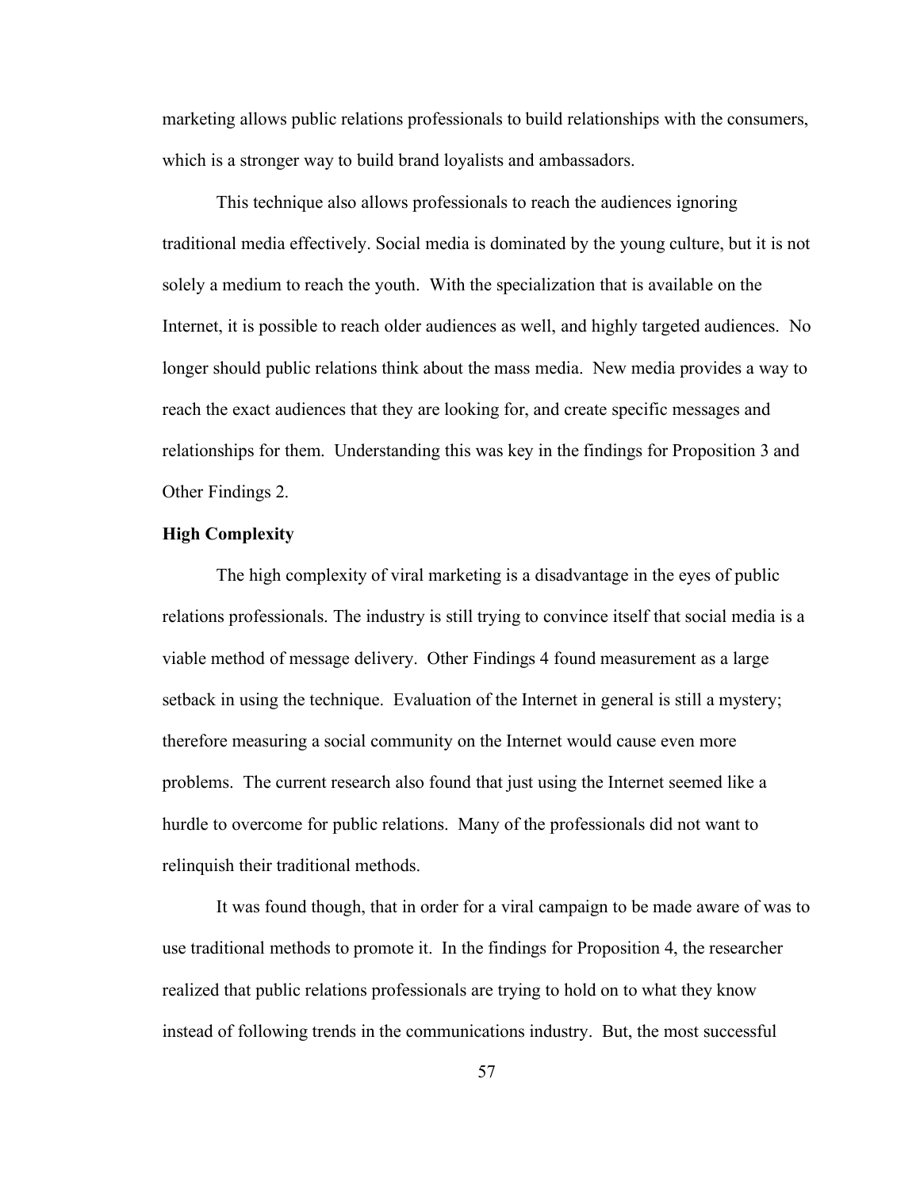marketing allows public relations professionals to build relationships with the consumers, which is a stronger way to build brand loyalists and ambassadors.

This technique also allows professionals to reach the audiences ignoring traditional media effectively. Social media is dominated by the young culture, but it is not solely a medium to reach the youth. With the specialization that is available on the Internet, it is possible to reach older audiences as well, and highly targeted audiences. No longer should public relations think about the mass media. New media provides a way to reach the exact audiences that they are looking for, and create specific messages and relationships for them. Understanding this was key in the findings for Proposition 3 and Other Findings 2.

**High Complexity**

The high complexity of viral marketing is a disadvantage in the eyes of public relations professionals. The industry is still trying to convince itself that social media is a viable method of message delivery. Other Findings 4 found measurement as a large setback in using the technique. Evaluation of the Internet in general is still a mystery; therefore measuring a social community on the Internet would cause even more problems. The current research also found that just using the Internet seemed like a hurdle to overcome for public relations. Many of the professionals did not want to relinquish their traditional methods.

It was found though, that in order for a viral campaign to be made aware of was to use traditional methods to promote it. In the findings for Proposition 4, the researcher realized that public relations professionals are trying to hold on to what they know instead of following trends in the communications industry. But, the most successful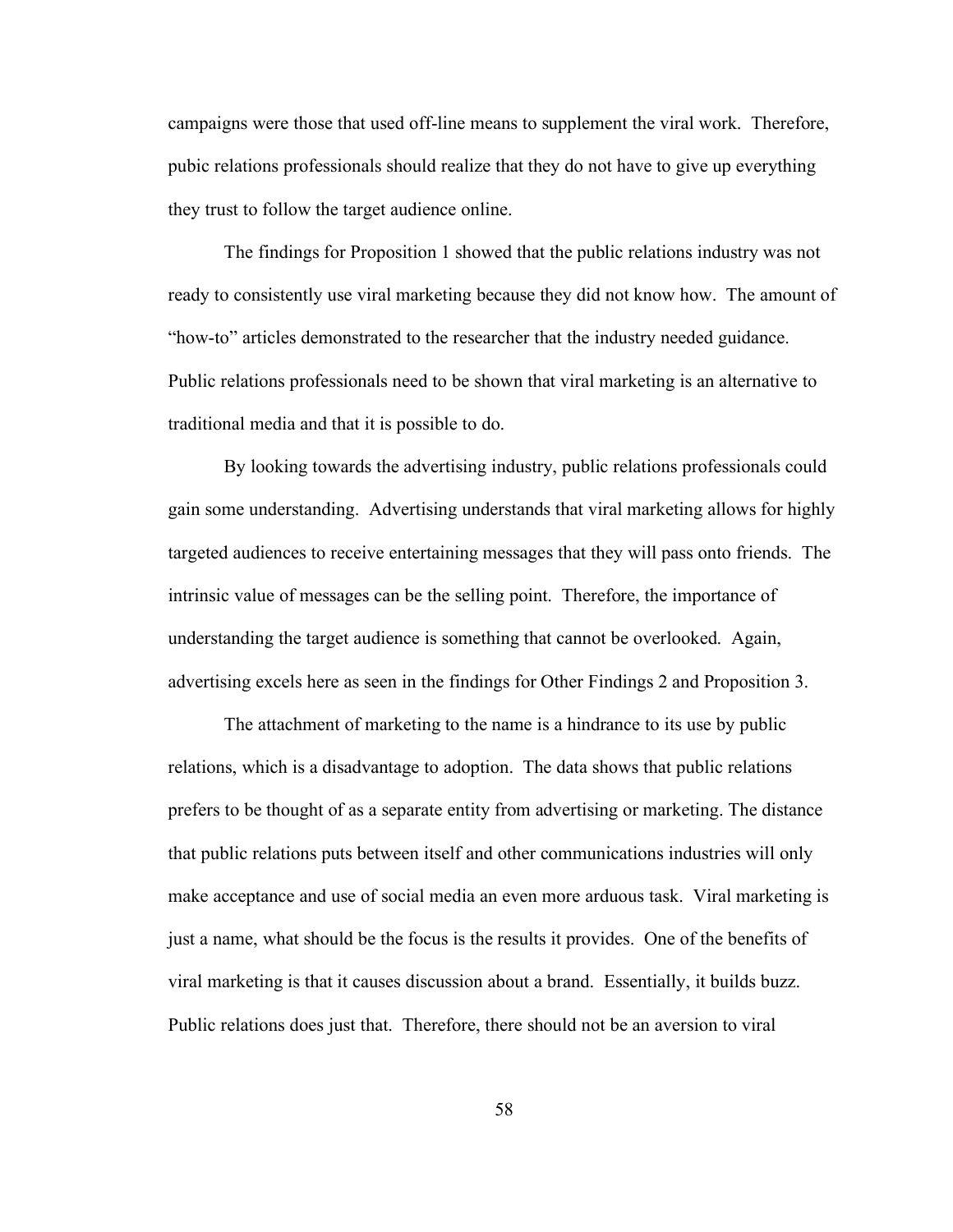campaigns were those that used off-line means to supplement the viral work. Therefore, pubic relations professionals should realize that they do not have to give up everything they trust to follow the target audience online.

The findings for Proposition 1 showed that the public relations industry was not ready to consistently use viral marketing because they did not know how. The amount of "how-to" articles demonstrated to the researcher that the industry needed guidance. Public relations professionals need to be shown that viral marketing is an alternative to traditional media and that it is possible to do.

By looking towards the advertising industry, public relations professionals could gain some understanding. Advertising understands that viral marketing allows for highly targeted audiences to receive entertaining messages that they will pass onto friends. The intrinsic value of messages can be the selling point. Therefore, the importance of understanding the target audience is something that cannot be overlooked. Again, advertising excels here as seen in the findings for Other Findings 2 and Proposition 3.

The attachment of marketing to the name is a hindrance to its use by public relations, which is a disadvantage to adoption. The data shows that public relations prefers to be thought of as a separate entity from advertising or marketing. The distance that public relations puts between itself and other communications industries will only make acceptance and use of social media an even more arduous task. Viral marketing is just a name, what should be the focus is the results it provides. One of the benefits of viral marketing is that it causes discussion about a brand. Essentially, it builds buzz. Public relations does just that. Therefore, there should not be an aversion to viral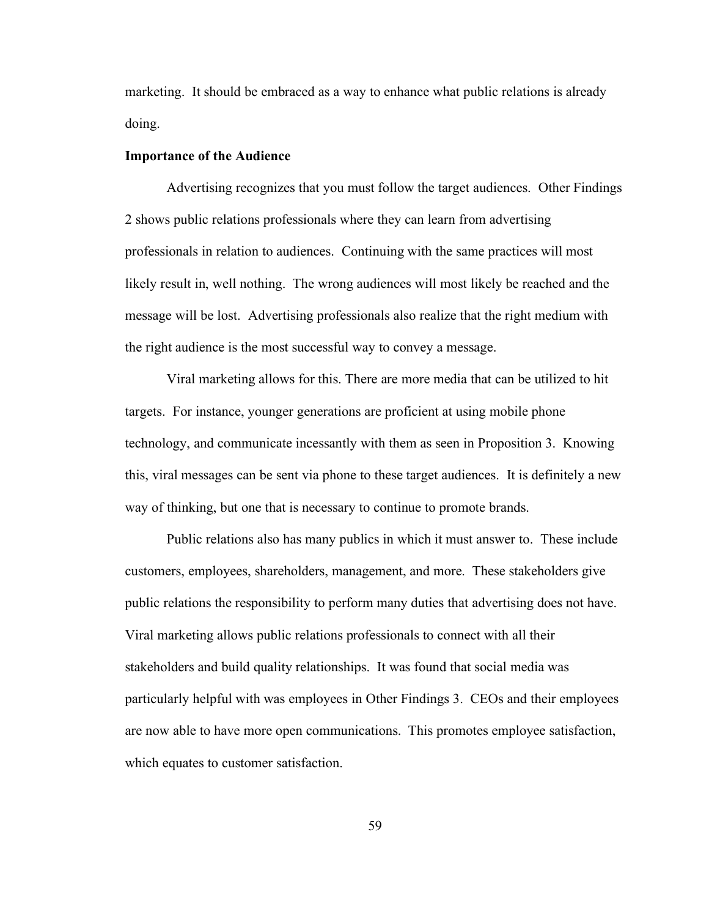marketing. It should be embraced as a way to enhance what public relations is already doing.

**Importance of the Audience**

Advertising recognizes that you must follow the target audiences. Other Findings 2 shows public relations professionals where they can learn from advertising professionals in relation to audiences. Continuing with the same practices will most likely result in, well nothing. The wrong audiences will most likely be reached and the message will be lost. Advertising professionals also realize that the right medium with the right audience is the most successful way to convey a message.

Viral marketing allows for this. There are more media that can be utilized to hit targets. For instance, younger generations are proficient at using mobile phone technology, and communicate incessantly with them as seen in Proposition 3. Knowing this, viral messages can be sent via phone to these target audiences. It is definitely a new way of thinking, but one that is necessary to continue to promote brands.

Public relations also has many publics in which it must answer to. These include customers, employees, shareholders, management, and more. These stakeholders give public relations the responsibility to perform many duties that advertising does not have. Viral marketing allows public relations professionals to connect with all their stakeholders and build quality relationships. It was found that social media was particularly helpful with was employees in Other Findings 3. CEOs and their employees are now able to have more open communications. This promotes employee satisfaction, which equates to customer satisfaction.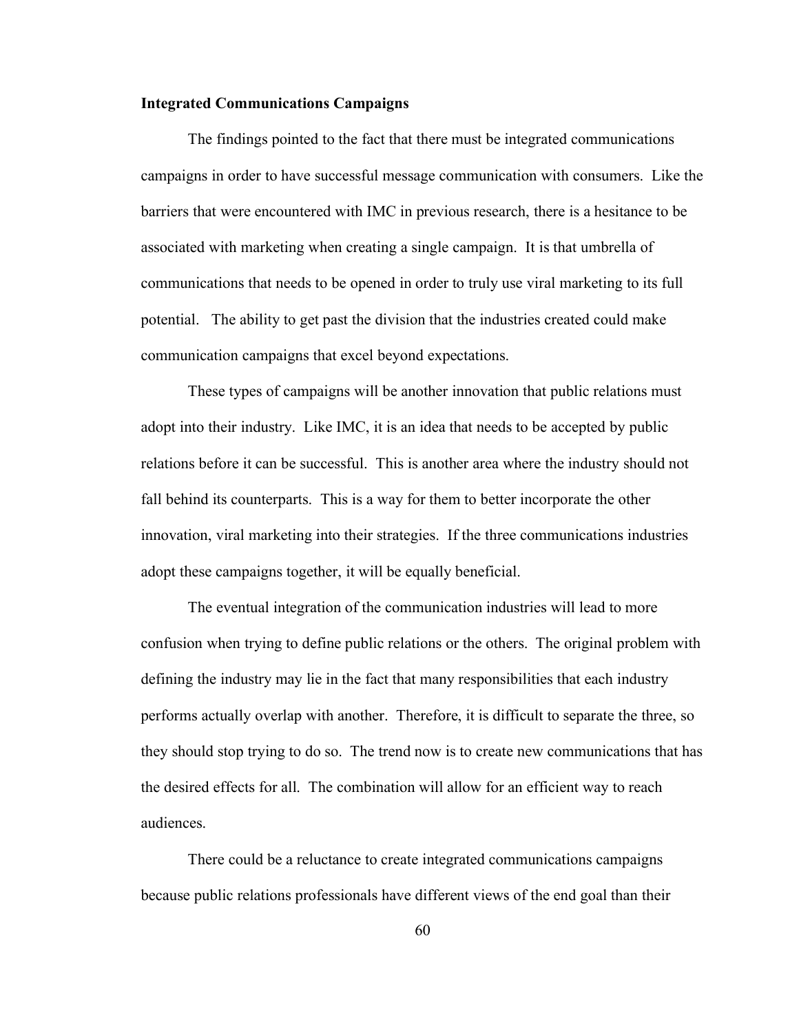**Integrated Communications Campaigns**

The findings pointed to the fact that there must be integrated communications campaigns in order to have successful message communication with consumers. Like the barriers that were encountered with IMC in previous research, there is a hesitance to be associated with marketing when creating a single campaign. It is that umbrella of communications that needs to be opened in order to truly use viral marketing to its full potential. The ability to get past the division that the industries created could make communication campaigns that excel beyond expectations.

These types of campaigns will be another innovation that public relations must adopt into their industry. Like IMC, it is an idea that needs to be accepted by public relations before it can be successful. This is another area where the industry should not fall behind its counterparts. This is a way for them to better incorporate the other innovation, viral marketing into their strategies. If the three communications industries adopt these campaigns together, it will be equally beneficial.

The eventual integration of the communication industries will lead to more confusion when trying to define public relations or the others. The original problem with defining the industry may lie in the fact that many responsibilities that each industry performs actually overlap with another. Therefore, it is difficult to separate the three, so they should stop trying to do so. The trend now is to create new communications that has the desired effects for all. The combination will allow for an efficient way to reach audiences.

There could be a reluctance to create integrated communications campaigns because public relations professionals have different views of the end goal than their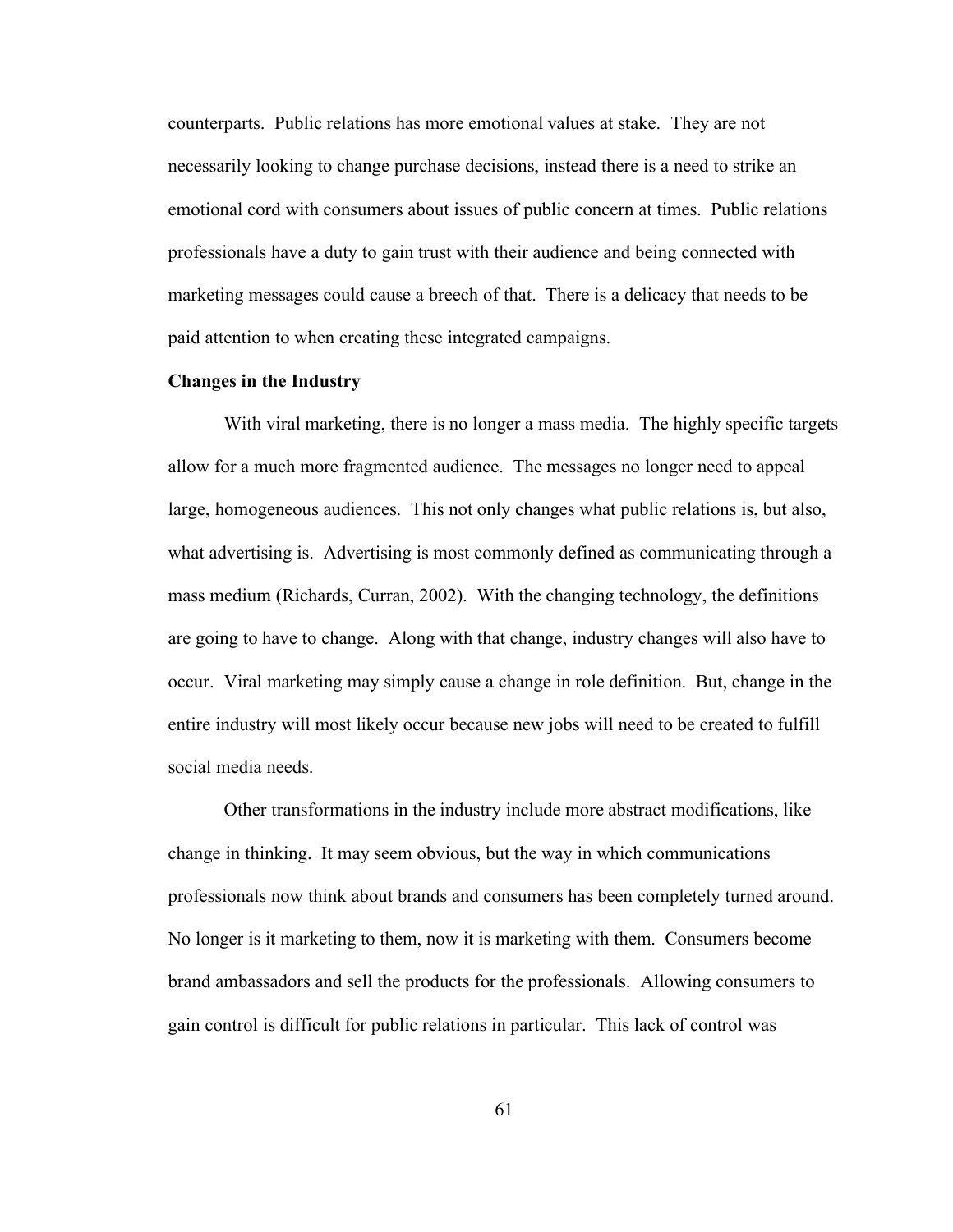counterparts. Public relations has more emotional values at stake. They are not necessarily looking to change purchase decisions, instead there is a need to strike an emotional cord with consumers about issues of public concern at times. Public relations professionals have a duty to gain trust with their audience and being connected with marketing messages could cause a breech of that. There is a delicacy that needs to be paid attention to when creating these integrated campaigns.

**Changes in the Industry**

With viral marketing, there is no longer a mass media. The highly specific targets allow for a much more fragmented audience. The messages no longer need to appeal large, homogeneous audiences. This not only changes what public relations is, but also, what advertising is. Advertising is most commonly defined as communicating through a mass medium (Richards, Curran, 2002). With the changing technology, the definitions are going to have to change. Along with that change, industry changes will also have to occur. Viral marketing may simply cause a change in role definition. But, change in the entire industry will most likely occur because new jobs will need to be created to fulfill social media needs.

Other transformations in the industry include more abstract modifications, like change in thinking. It may seem obvious, but the way in which communications professionals now think about brands and consumers has been completely turned around. No longer is it marketing to them, now it is marketing with them. Consumers become brand ambassadors and sell the products for the professionals. Allowing consumers to gain control is difficult for public relations in particular. This lack of control was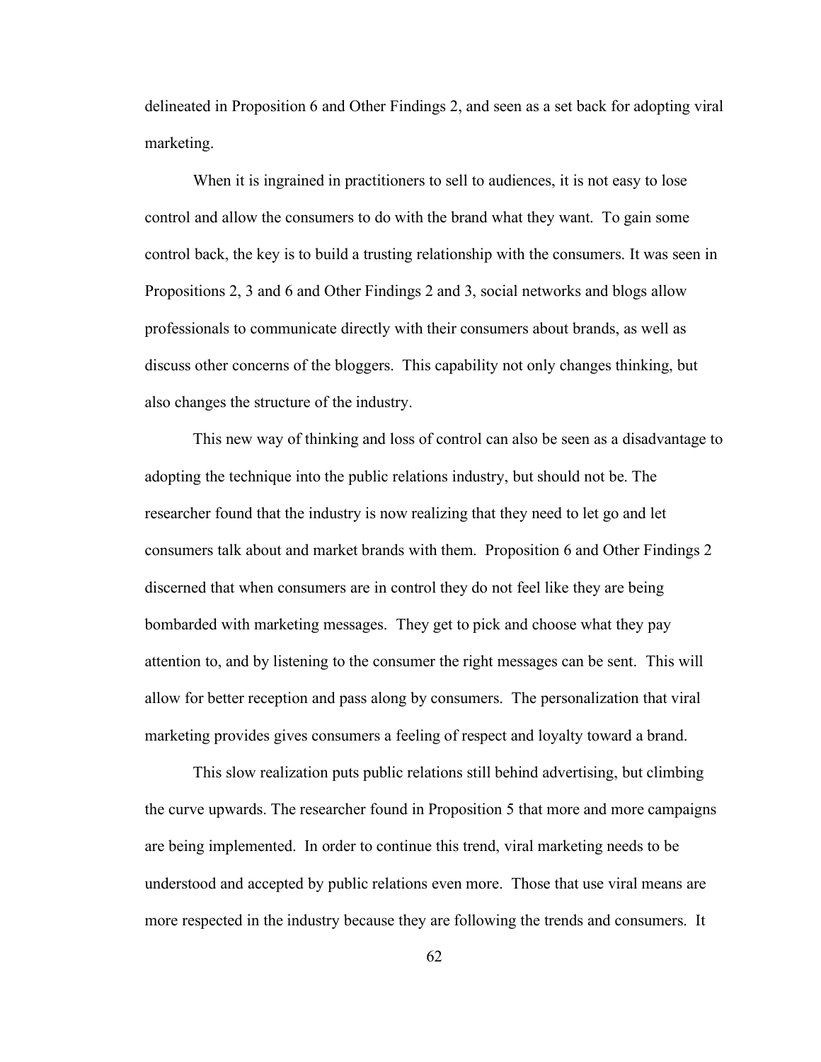delineated in Proposition 6 and Other Findings 2, and seen as a set back for adopting viral marketing.

When it is ingrained in practitioners to sell to audiences, it is not easy to lose control and allow the consumers to do with the brand what they want. To gain some control back, the key is to build a trusting relationship with the consumers. It was seen in Propositions 2, 3 and 6 and Other Findings 2 and 3, social networks and blogs allow professionals to communicate directly with their consumers about brands, as well as discuss other concerns of the bloggers. This capability not only changes thinking, but also changes the structure of the industry.

This new way of thinking and loss of control can also be seen as a disadvantage to adopting the technique into the public relations industry, but should not be. The researcher found that the industry is now realizing that they need to let go and let consumers talk about and market brands with them. Proposition 6 and Other Findings 2 discerned that when consumers are in control they do not feel like they are being bombarded with marketing messages. They get to pick and choose what they pay attention to, and by listening to the consumer the right messages can be sent. This will allow for better reception and pass along by consumers. The personalization that viral marketing provides gives consumers a feeling of respect and loyalty toward a brand.

This slow realization puts public relations still behind advertising, but climbing the curve upwards. The researcher found in Proposition 5 that more and more campaigns are being implemented. In order to continue this trend, viral marketing needs to be understood and accepted by public relations even more. Those that use viral means are more respected in the industry because they are following the trends and consumers. It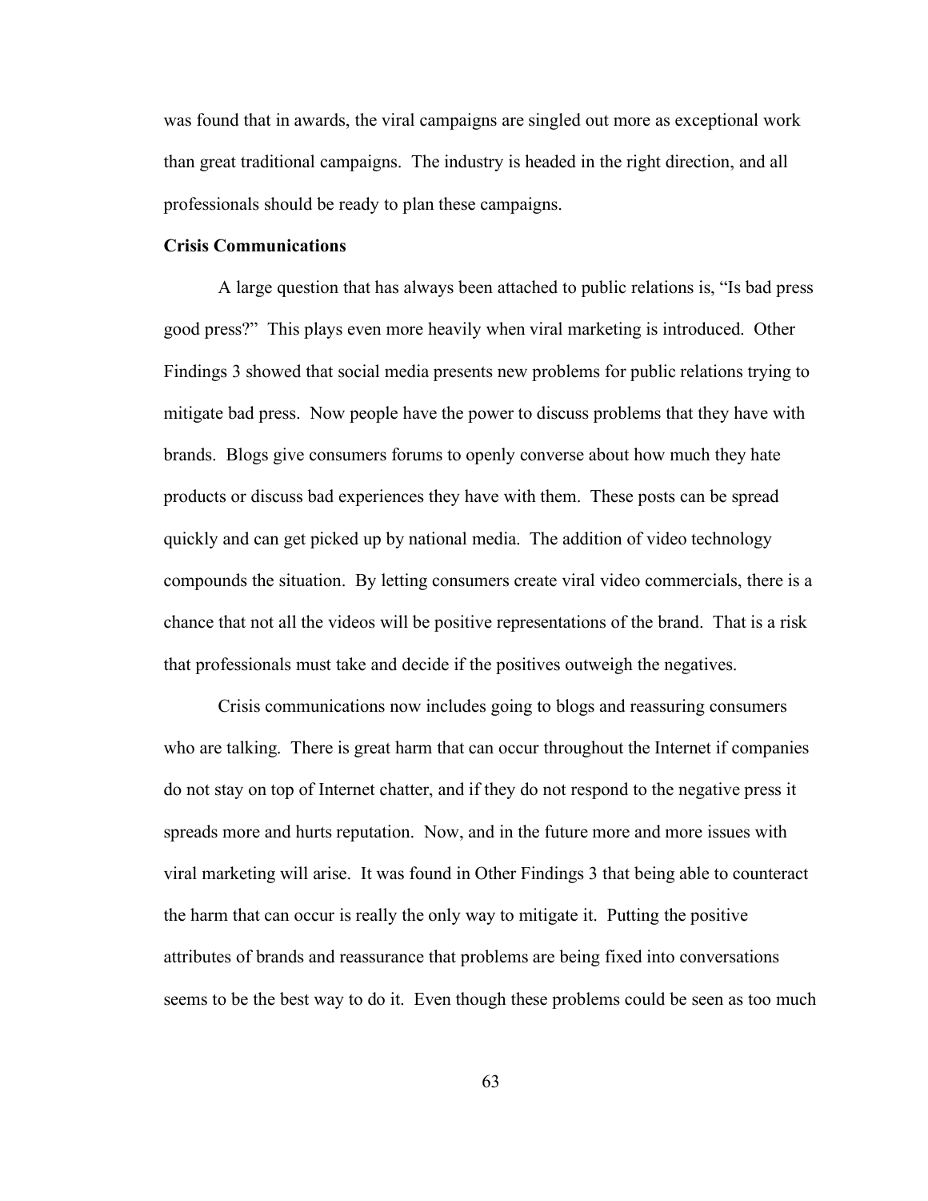was found that in awards, the viral campaigns are singled out more as exceptional work than great traditional campaigns. The industry is headed in the right direction, and all professionals should be ready to plan these campaigns.

**Crisis Communications**

A large question that has always been attached to public relations is, "Is bad press good press?" This plays even more heavily when viral marketing is introduced. Other Findings 3 showed that social media presents new problems for public relations trying to mitigate bad press. Now people have the power to discuss problems that they have with brands. Blogs give consumers forums to openly converse about how much they hate products or discuss bad experiences they have with them. These posts can be spread quickly and can get picked up by national media. The addition of video technology compounds the situation. By letting consumers create viral video commercials, there is a chance that not all the videos will be positive representations of the brand. That is a risk that professionals must take and decide if the positives outweigh the negatives.

Crisis communications now includes going to blogs and reassuring consumers who are talking. There is great harm that can occur throughout the Internet if companies do not stay on top of Internet chatter, and if they do not respond to the negative press it spreads more and hurts reputation. Now, and in the future more and more issues with viral marketing will arise. It was found in Other Findings 3 that being able to counteract the harm that can occur is really the only way to mitigate it. Putting the positive attributes of brands and reassurance that problems are being fixed into conversations seems to be the best way to do it. Even though these problems could be seen as too much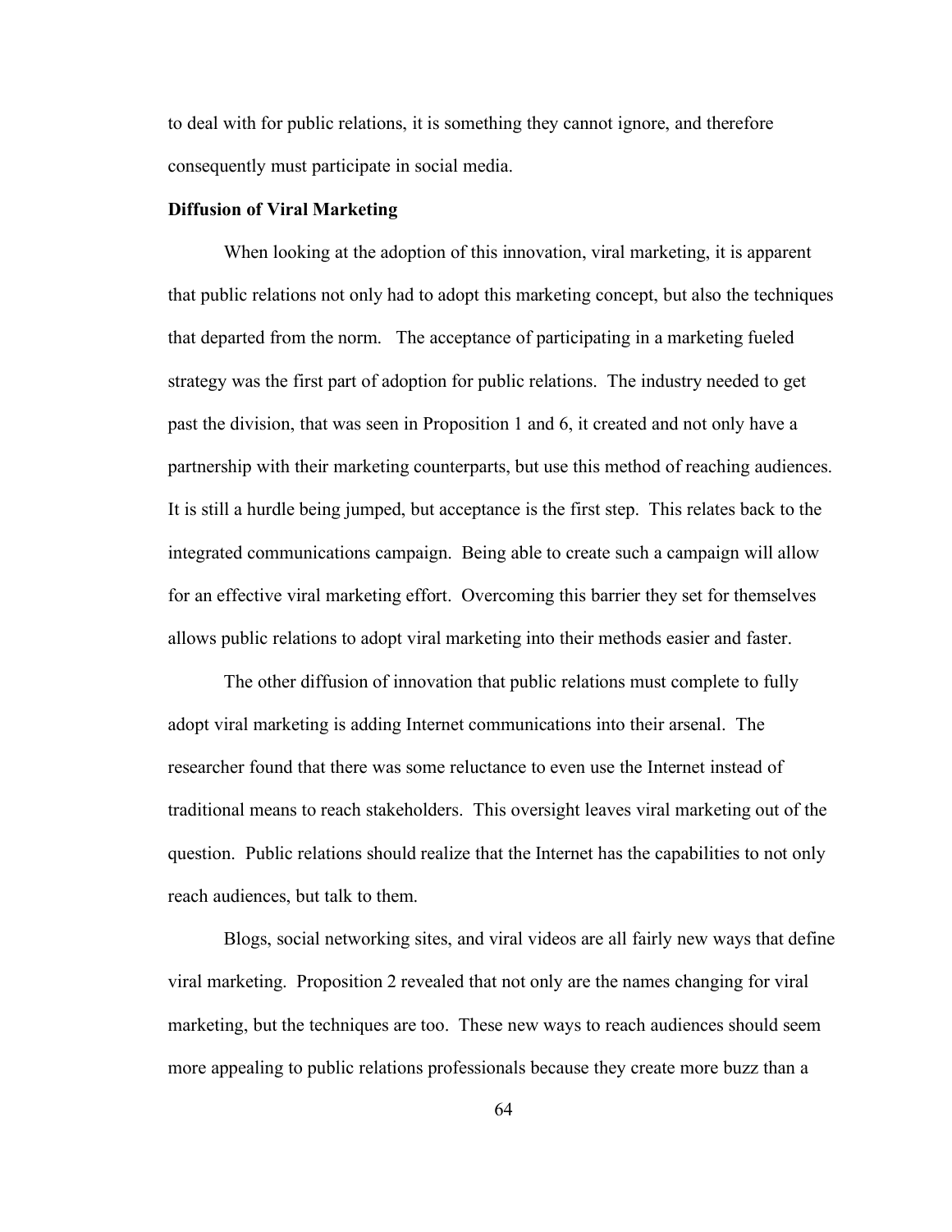to deal with for public relations, it is something they cannot ignore, and therefore consequently must participate in social media.

### Diffusion of Viral Marketing

When looking at the adoption of this innovation, viral marketing, it is apparent that public relations not only had to adopt this marketing concept, but also the techniques that departed from the norm. The acceptance of participating in a marketing fueled strategy was the first part of adoption for public relations. The industry needed to get past the division, that was seen in Proposition 1 and 6, it created and not only have a partnership with their marketing counterparts, but use this method of reaching audiences. It is still a hurdle being jumped, but acceptance is the first step. This relates back to the integrated communications campaign. Being able to create such a campaign will allow for an effective viral marketing effort. Overcoming this barrier they set for themselves allows public relations to adopt viral marketing into their methods easier and faster.

The other diffusion of innovation that public relations must complete to fully adopt viral marketing is adding Internet communications into their arsenal. The researcher found that there was some reluctance to even use the Internet instead of traditional means to reach stakeholders. This oversight leaves viral marketing out of the question. Public relations should realize that the Internet has the capabilities to not only reach audiences, but talk to them.

Blogs, social networking sites, and viral videos are all fairly new ways that define viral marketing. Proposition 2 revealed that not only are the names changing for viral marketing, but the techniques are too. These new ways to reach audiences should seem more appealing to public relations professionals because they create more buzz than a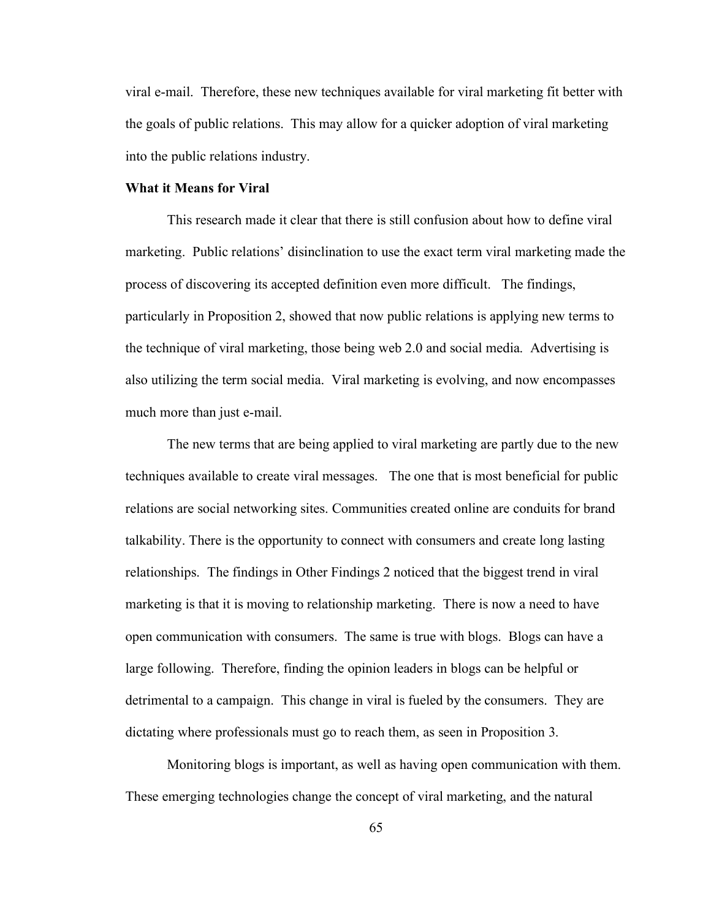viral e-mail. Therefore, these new techniques available for viral marketing fit better with the goals of public relations. This may allow for a quicker adoption of viral marketing into the public relations industry.

**What it Means for Viral**

This research made it clear that there is still confusion about how to define viral marketing. Public relations' disinclination to use the exact term viral marketing made the process of discovering its accepted definition even more difficult. The findings, particularly in Proposition 2, showed that now public relations is applying new terms to the technique of viral marketing, those being web 2.0 and social media. Advertising is also utilizing the term social media. Viral marketing is evolving, and now encompasses much more than just e-mail.

The new terms that are being applied to viral marketing are partly due to the new techniques available to create viral messages. The one that is most beneficial for public relations are social networking sites. Communities created online are conduits for brand talkability. There is the opportunity to connect with consumers and create long lasting relationships. The findings in Other Findings 2 noticed that the biggest trend in viral marketing is that it is moving to relationship marketing. There is now a need to have open communication with consumers. The same is true with blogs. Blogs can have a large following. Therefore, finding the opinion leaders in blogs can be helpful or detrimental to a campaign. This change in viral is fueled by the consumers. They are dictating where professionals must go to reach them, as seen in Proposition 3.

Monitoring blogs is important, as well as having open communication with them. These emerging technologies change the concept of viral marketing, and the natural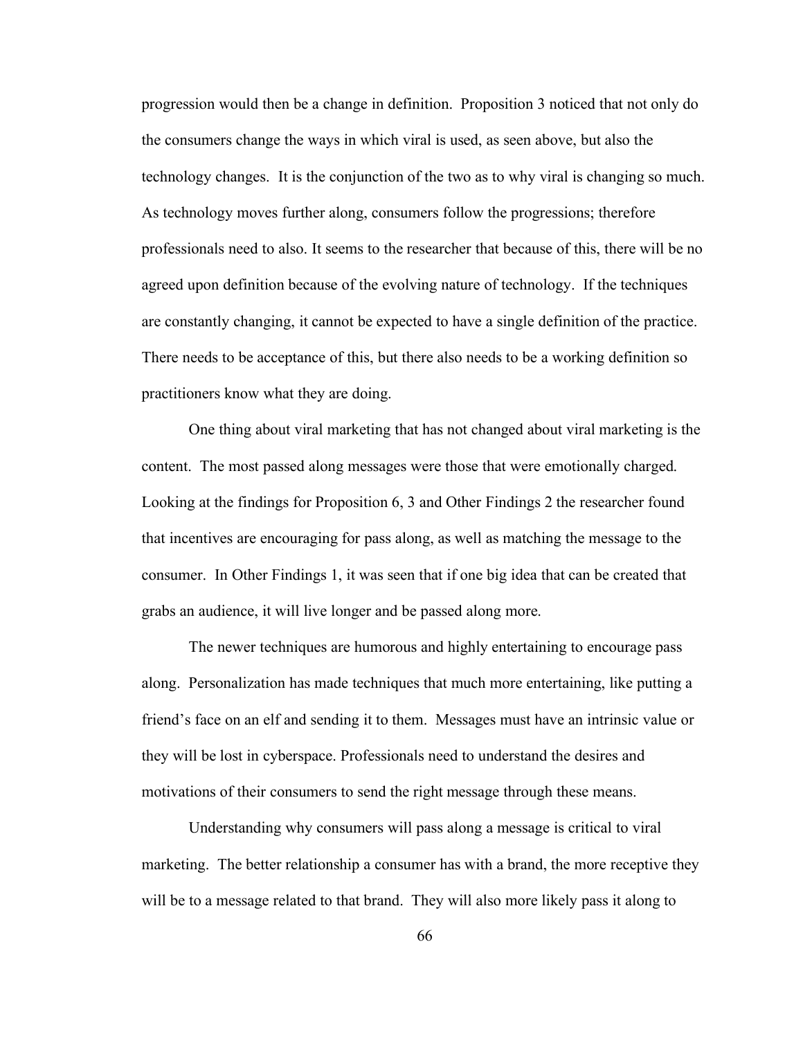progression would then be a change in definition. Proposition 3 noticed that not only do the consumers change the ways in which viral is used, as seen above, but also the technology changes. It is the conjunction of the two as to why viral is changing so much. As technology moves further along, consumers follow the progressions; therefore professionals need to also. It seems to the researcher that because of this, there will be no agreed upon definition because of the evolving nature of technology. If the techniques are constantly changing, it cannot be expected to have a single definition of the practice. There needs to be acceptance of this, but there also needs to be a working definition so practitioners know what they are doing.

One thing about viral marketing that has not changed about viral marketing is the content. The most passed along messages were those that were emotionally charged. Looking at the findings for Proposition 6, 3 and Other Findings 2 the researcher found that incentives are encouraging for pass along, as well as matching the message to the consumer. In Other Findings 1, it was seen that if one big idea that can be created that grabs an audience, it will live longer and be passed along more.

The newer techniques are humorous and highly entertaining to encourage pass along. Personalization has made techniques that much more entertaining, like putting a friend's face on an elf and sending it to them. Messages must have an intrinsic value or they will be lost in cyberspace. Professionals need to understand the desires and motivations of their consumers to send the right message through these means.

Understanding why consumers will pass along a message is critical to viral marketing. The better relationship a consumer has with a brand, the more receptive they will be to a message related to that brand. They will also more likely pass it along to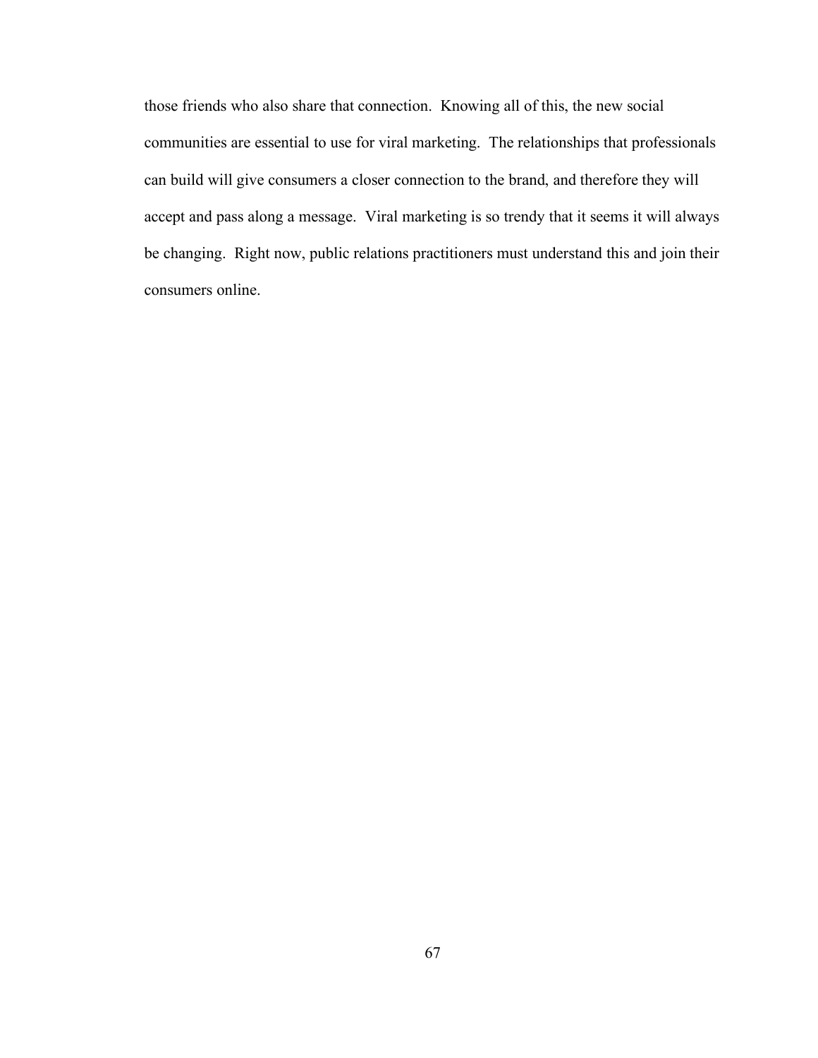those friends who also share that connection. Knowing all of this, the new social communities are essential to use for viral marketing. The relationships that professionals can build will give consumers a closer connection to the brand, and therefore they will accept and pass along a message. Viral marketing is so trendy that it seems it will always be changing. Right now, public relations practitioners must understand this and join their consumers online.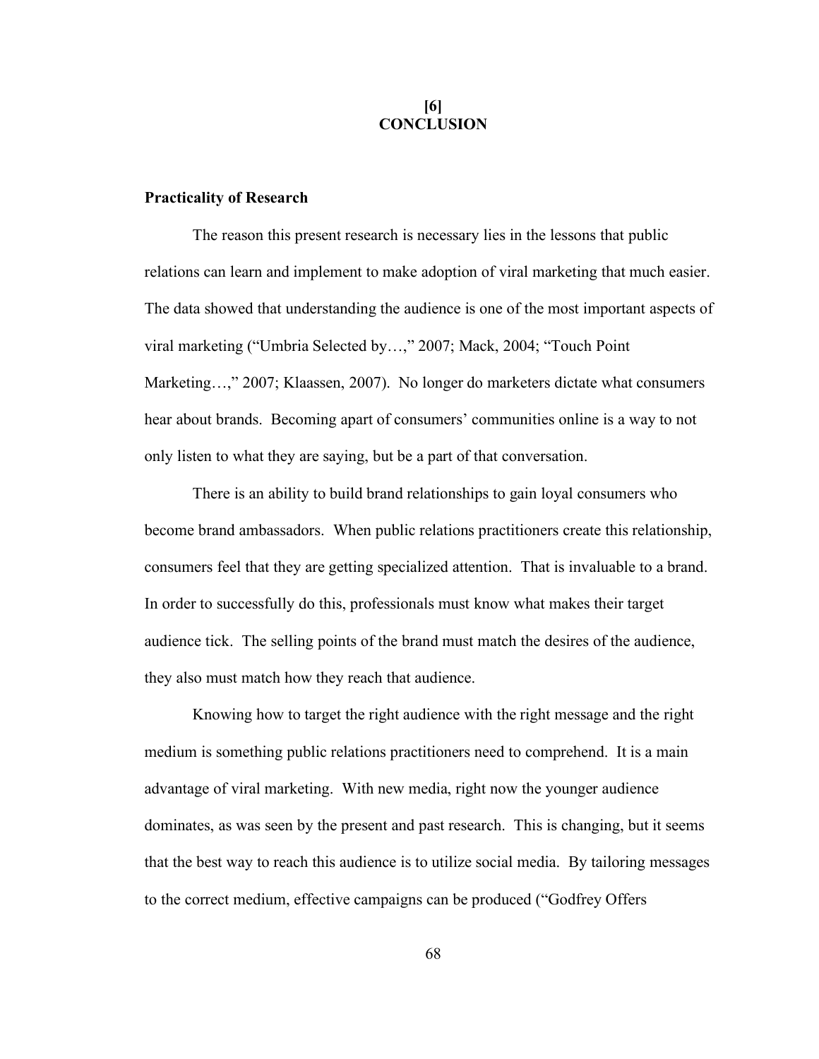# [6] CONCLUSION

## Practicality of Research

The reason this present research is necessary lies in the lessons that public relations can learn and implement to make adoption of viral marketing that much easier. The data showed that understanding the audience is one of the most important aspects of viral marketing ("Umbria Selected by…," 2007; Mack, 2004; "Touch Point Marketing…," 2007; Klaassen, 2007). No longer do marketers dictate what consumers hear about brands. Becoming apart of consumers' communities online is a way to not only listen to what they are saying, but be a part of that conversation.

There is an ability to build brand relationships to gain loyal consumers who become brand ambassadors. When public relations practitioners create this relationship, consumers feel that they are getting specialized attention. That is invaluable to a brand. In order to successfully do this, professionals must know what makes their target audience tick. The selling points of the brand must match the desires of the audience, they also must match how they reach that audience.

Knowing how to target the right audience with the right message and the right medium is something public relations practitioners need to comprehend. It is a main advantage of viral marketing. With new media, right now the younger audience dominates, as was seen by the present and past research. This is changing, but it seems that the best way to reach this audience is to utilize social media. By tailoring messages to the correct medium, effective campaigns can be produced ("Godfrey Offers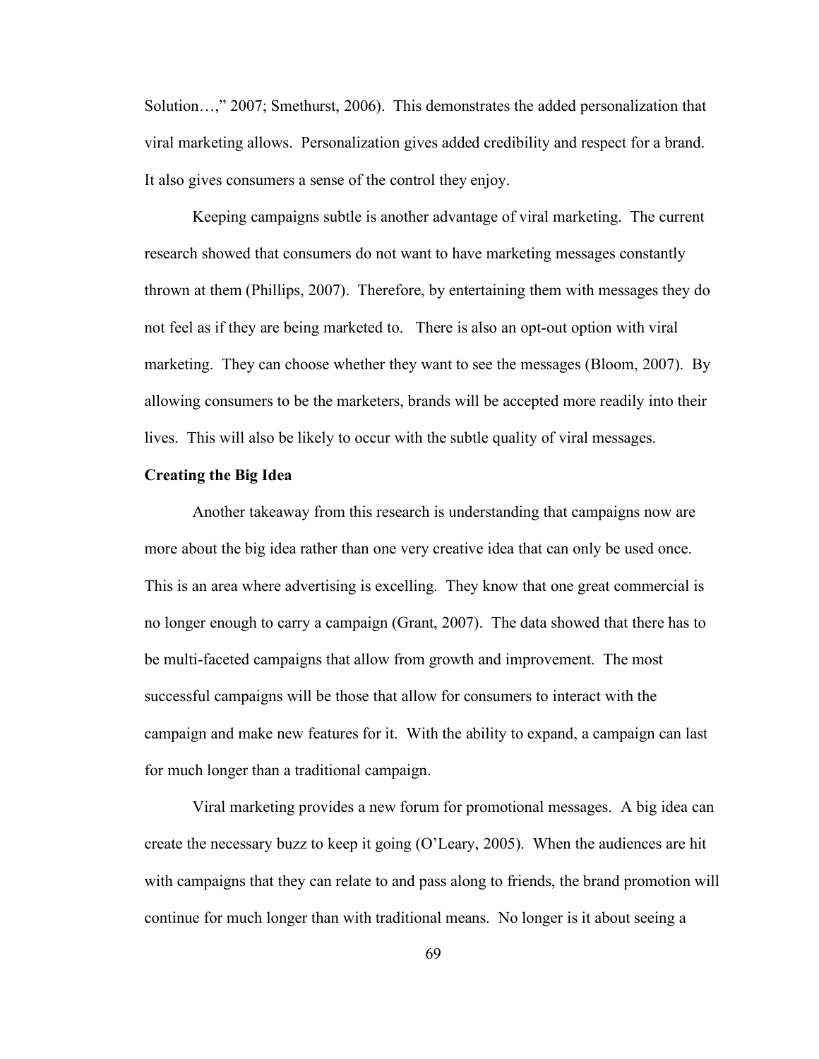Solution…," 2007; Smethurst, 2006). This demonstrates the added personalization that viral marketing allows. Personalization gives added credibility and respect for a brand. It also gives consumers a sense of the control they enjoy.

Keeping campaigns subtle is another advantage of viral marketing. The current research showed that consumers do not want to have marketing messages constantly thrown at them (Phillips, 2007). Therefore, by entertaining them with messages they do not feel as if they are being marketed to. There is also an opt-out option with viral marketing. They can choose whether they want to see the messages (Bloom, 2007). By allowing consumers to be the marketers, brands will be accepted more readily into their lives. This will also be likely to occur with the subtle quality of viral messages.

**Creating the Big Idea**

Another takeaway from this research is understanding that campaigns now are more about the big idea rather than one very creative idea that can only be used once. This is an area where advertising is excelling. They know that one great commercial is no longer enough to carry a campaign (Grant, 2007). The data showed that there has to be multi-faceted campaigns that allow from growth and improvement. The most successful campaigns will be those that allow for consumers to interact with the campaign and make new features for it. With the ability to expand, a campaign can last for much longer than a traditional campaign.

Viral marketing provides a new forum for promotional messages. A big idea can create the necessary buzz to keep it going (O'Leary, 2005). When the audiences are hit with campaigns that they can relate to and pass along to friends, the brand promotion will continue for much longer than with traditional means. No longer is it about seeing a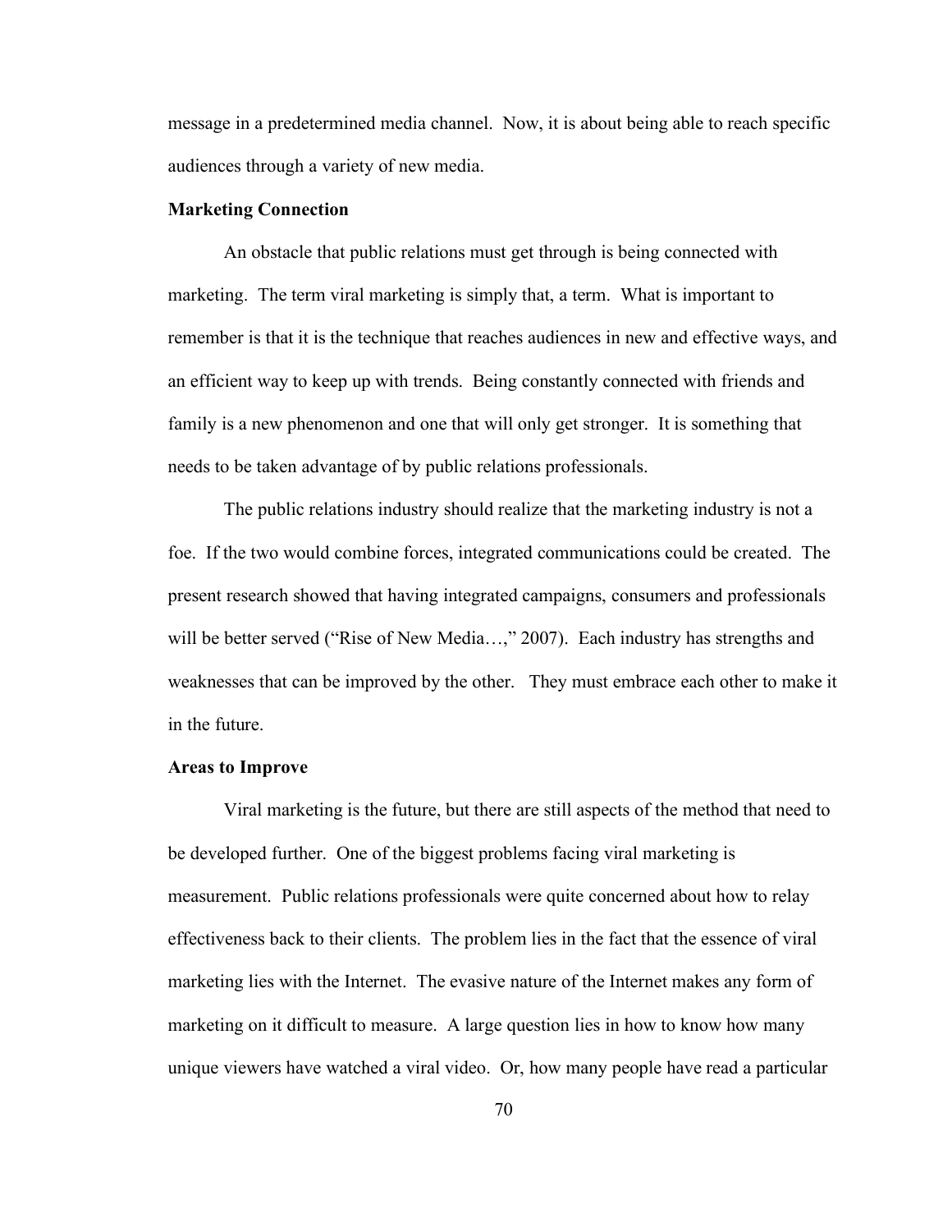message in a predetermined media channel. Now, it is about being able to reach specific audiences through a variety of new media.

**Marketing Connection**

An obstacle that public relations must get through is being connected with marketing. The term viral marketing is simply that, a term. What is important to remember is that it is the technique that reaches audiences in new and effective ways, and an efficient way to keep up with trends. Being constantly connected with friends and family is a new phenomenon and one that will only get stronger. It is something that needs to be taken advantage of by public relations professionals.

The public relations industry should realize that the marketing industry is not a foe. If the two would combine forces, integrated communications could be created. The present research showed that having integrated campaigns, consumers and professionals will be better served ("Rise of New Media…," 2007). Each industry has strengths and weaknesses that can be improved by the other. They must embrace each other to make it in the future.

**Areas to Improve**

Viral marketing is the future, but there are still aspects of the method that need to be developed further. One of the biggest problems facing viral marketing is measurement. Public relations professionals were quite concerned about how to relay effectiveness back to their clients. The problem lies in the fact that the essence of viral marketing lies with the Internet. The evasive nature of the Internet makes any form of marketing on it difficult to measure. A large question lies in how to know how many unique viewers have watched a viral video. Or, how many people have read a particular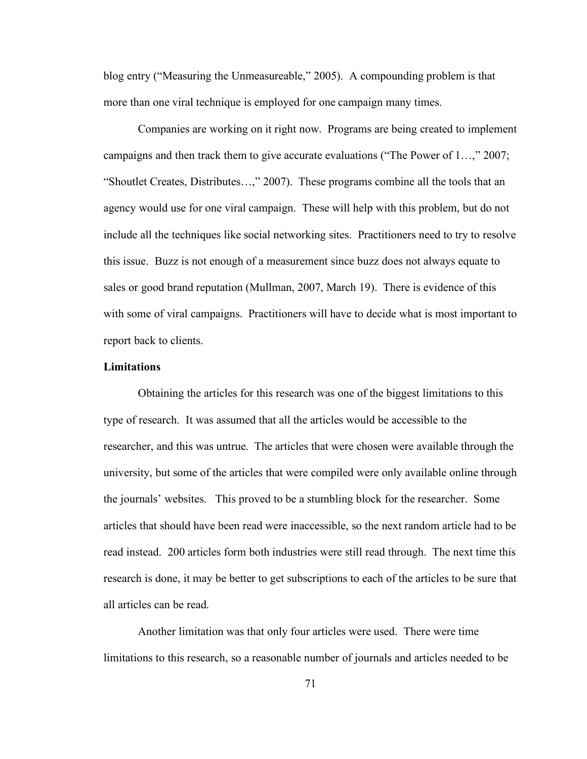blog entry ("Measuring the Unmeasureable," 2005). A compounding problem is that more than one viral technique is employed for one campaign many times.

Companies are working on it right now. Programs are being created to implement campaigns and then track them to give accurate evaluations ("The Power of 1…," 2007; "Shoutlet Creates, Distributes…," 2007). These programs combine all the tools that an agency would use for one viral campaign. These will help with this problem, but do not include all the techniques like social networking sites. Practitioners need to try to resolve this issue. Buzz is not enough of a measurement since buzz does not always equate to sales or good brand reputation (Mullman, 2007, March 19). There is evidence of this with some of viral campaigns. Practitioners will have to decide what is most important to report back to clients.

**Limitations**

Obtaining the articles for this research was one of the biggest limitations to this type of research. It was assumed that all the articles would be accessible to the researcher, and this was untrue. The articles that were chosen were available through the university, but some of the articles that were compiled were only available online through the journals' websites. This proved to be a stumbling block for the researcher. Some articles that should have been read were inaccessible, so the next random article had to be read instead. 200 articles form both industries were still read through. The next time this research is done, it may be better to get subscriptions to each of the articles to be sure that all articles can be read.

Another limitation was that only four articles were used. There were time limitations to this research, so a reasonable number of journals and articles needed to be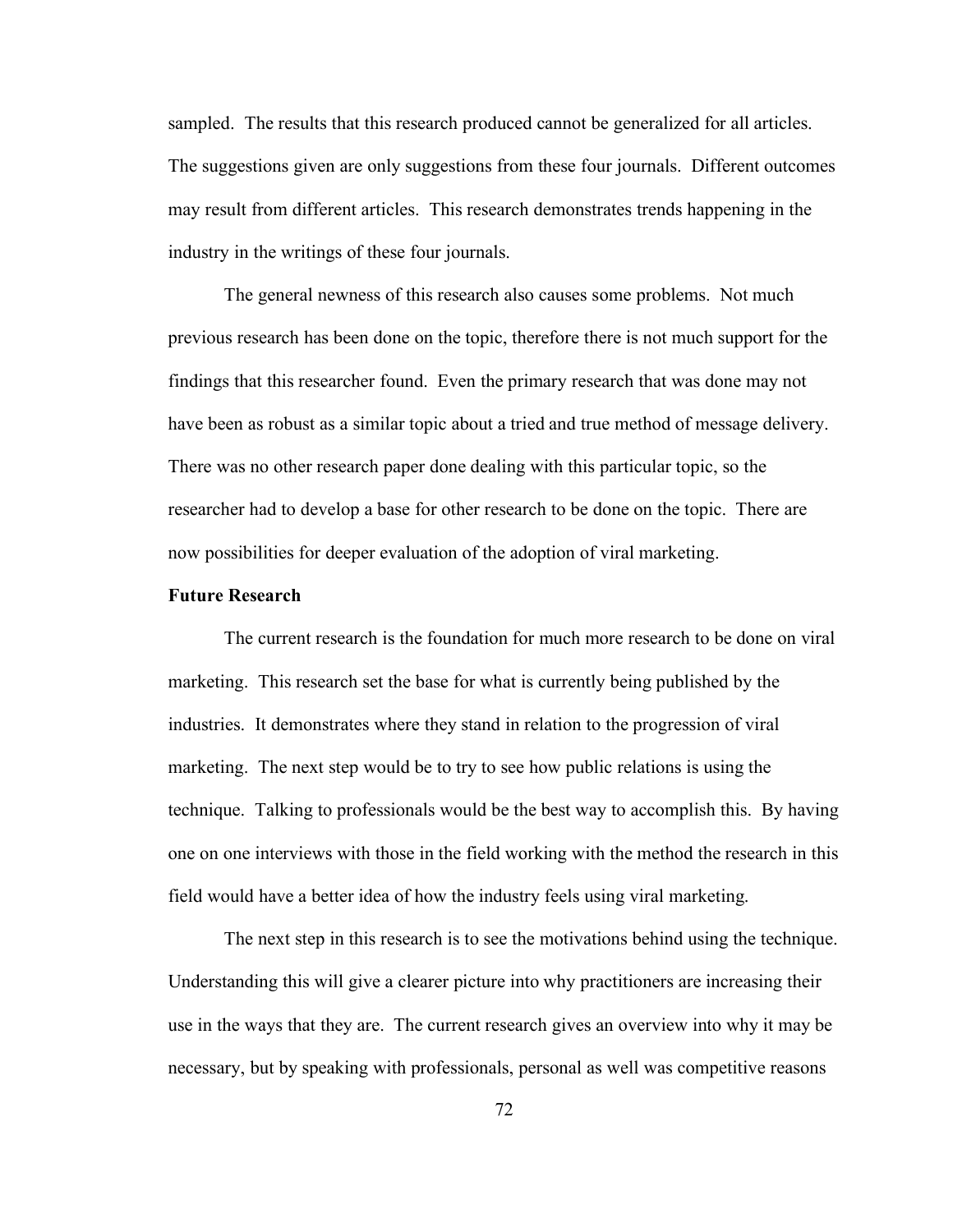sampled. The results that this research produced cannot be generalized for all articles. The suggestions given are only suggestions from these four journals. Different outcomes may result from different articles. This research demonstrates trends happening in the industry in the writings of these four journals.

The general newness of this research also causes some problems. Not much previous research has been done on the topic, therefore there is not much support for the findings that this researcher found. Even the primary research that was done may not have been as robust as a similar topic about a tried and true method of message delivery. There was no other research paper done dealing with this particular topic, so the researcher had to develop a base for other research to be done on the topic. There are now possibilities for deeper evaluation of the adoption of viral marketing.

**Future Research**

The current research is the foundation for much more research to be done on viral marketing. This research set the base for what is currently being published by the industries. It demonstrates where they stand in relation to the progression of viral marketing. The next step would be to try to see how public relations is using the technique. Talking to professionals would be the best way to accomplish this. By having one on one interviews with those in the field working with the method the research in this field would have a better idea of how the industry feels using viral marketing.

The next step in this research is to see the motivations behind using the technique. Understanding this will give a clearer picture into why practitioners are increasing their use in the ways that they are. The current research gives an overview into why it may be necessary, but by speaking with professionals, personal as well was competitive reasons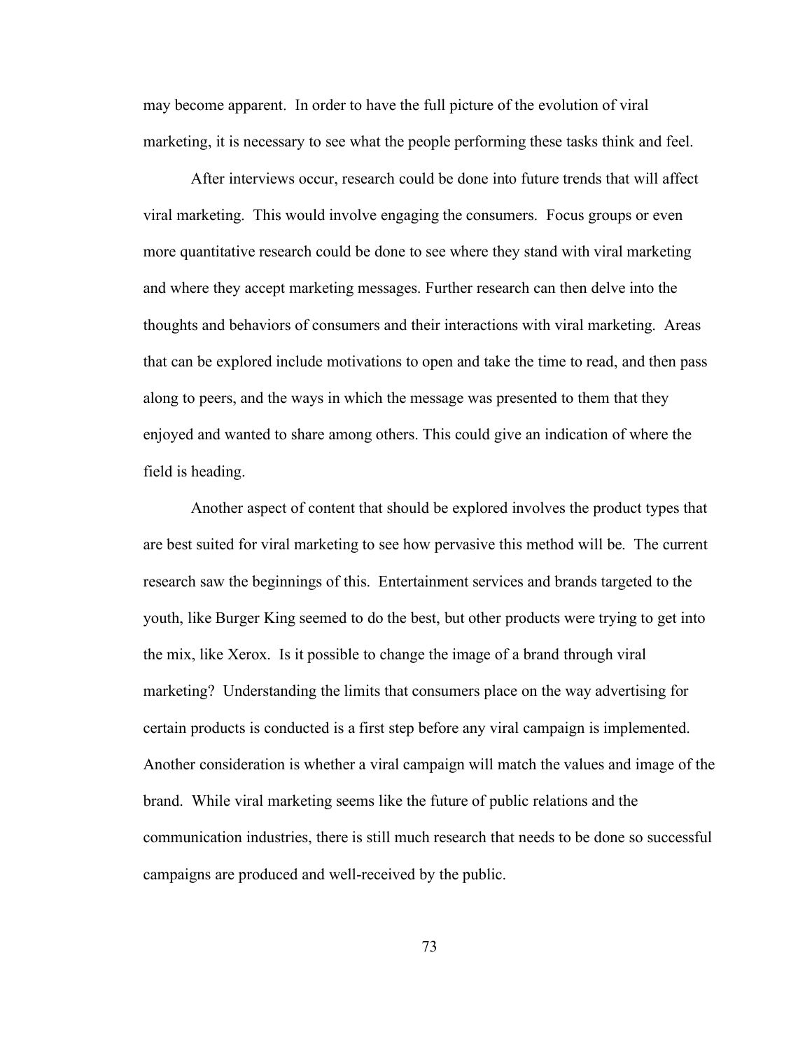may become apparent. In order to have the full picture of the evolution of viral marketing, it is necessary to see what the people performing these tasks think and feel.

After interviews occur, research could be done into future trends that will affect viral marketing. This would involve engaging the consumers. Focus groups or even more quantitative research could be done to see where they stand with viral marketing and where they accept marketing messages. Further research can then delve into the thoughts and behaviors of consumers and their interactions with viral marketing. Areas that can be explored include motivations to open and take the time to read, and then pass along to peers, and the ways in which the message was presented to them that they enjoyed and wanted to share among others. This could give an indication of where the field is heading.

Another aspect of content that should be explored involves the product types that are best suited for viral marketing to see how pervasive this method will be. The current research saw the beginnings of this. Entertainment services and brands targeted to the youth, like Burger King seemed to do the best, but other products were trying to get into the mix, like Xerox. Is it possible to change the image of a brand through viral marketing? Understanding the limits that consumers place on the way advertising for certain products is conducted is a first step before any viral campaign is implemented. Another consideration is whether a viral campaign will match the values and image of the brand. While viral marketing seems like the future of public relations and the communication industries, there is still much research that needs to be done so successful campaigns are produced and well-received by the public.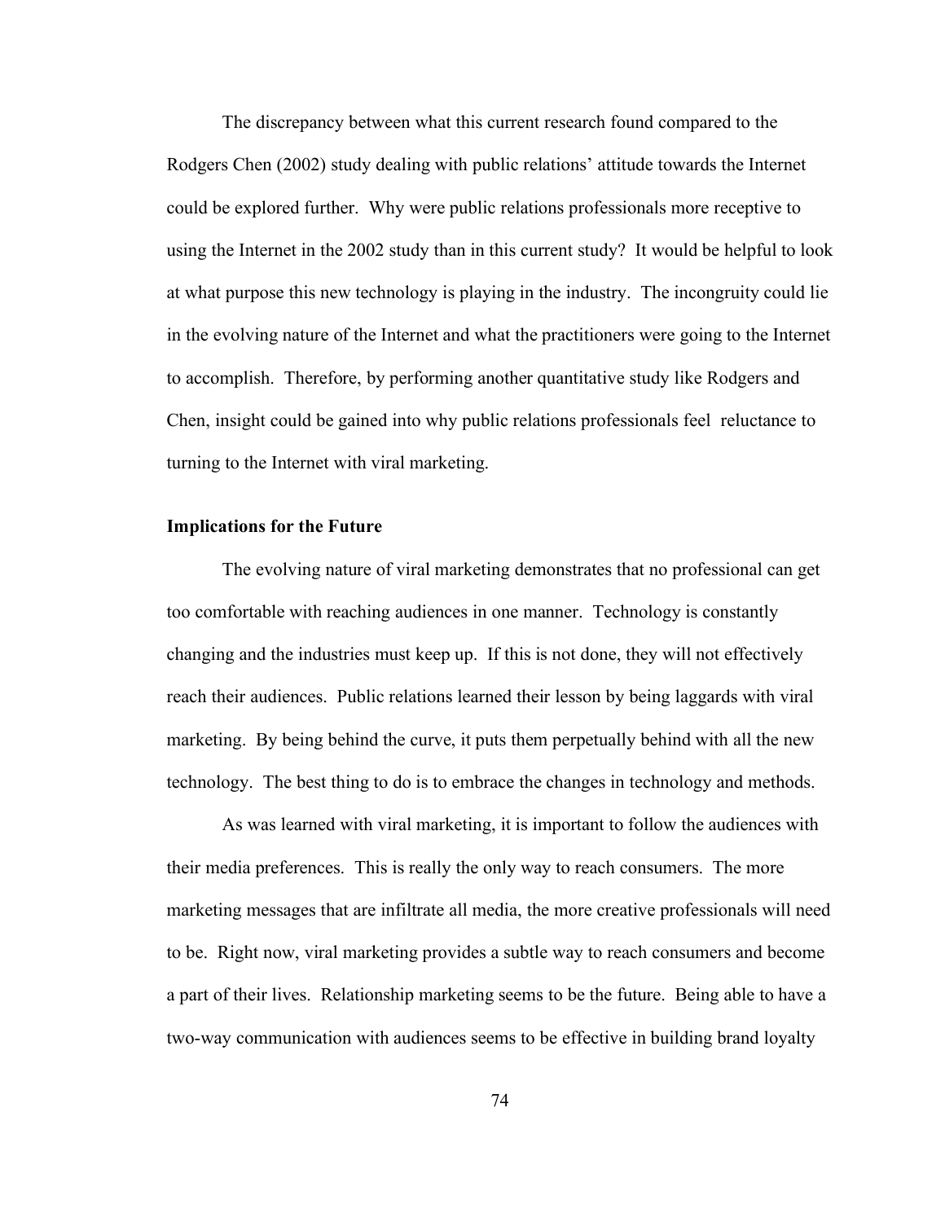The discrepancy between what this current research found compared to the Rodgers Chen (2002) study dealing with public relations' attitude towards the Internet could be explored further. Why were public relations professionals more receptive to using the Internet in the 2002 study than in this current study? It would be helpful to look at what purpose this new technology is playing in the industry. The incongruity could lie in the evolving nature of the Internet and what the practitioners were going to the Internet to accomplish. Therefore, by performing another quantitative study like Rodgers and Chen, insight could be gained into why public relations professionals feel reluctance to turning to the Internet with viral marketing.

### Implications for the Future

The evolving nature of viral marketing demonstrates that no professional can get too comfortable with reaching audiences in one manner. Technology is constantly changing and the industries must keep up. If this is not done, they will not effectively reach their audiences. Public relations learned their lesson by being laggards with viral marketing. By being behind the curve, it puts them perpetually behind with all the new technology. The best thing to do is to embrace the changes in technology and methods.

As was learned with viral marketing, it is important to follow the audiences with their media preferences. This is really the only way to reach consumers. The more marketing messages that are infiltrate all media, the more creative professionals will need to be. Right now, viral marketing provides a subtle way to reach consumers and become a part of their lives. Relationship marketing seems to be the future. Being able to have a two-way communication with audiences seems to be effective in building brand loyalty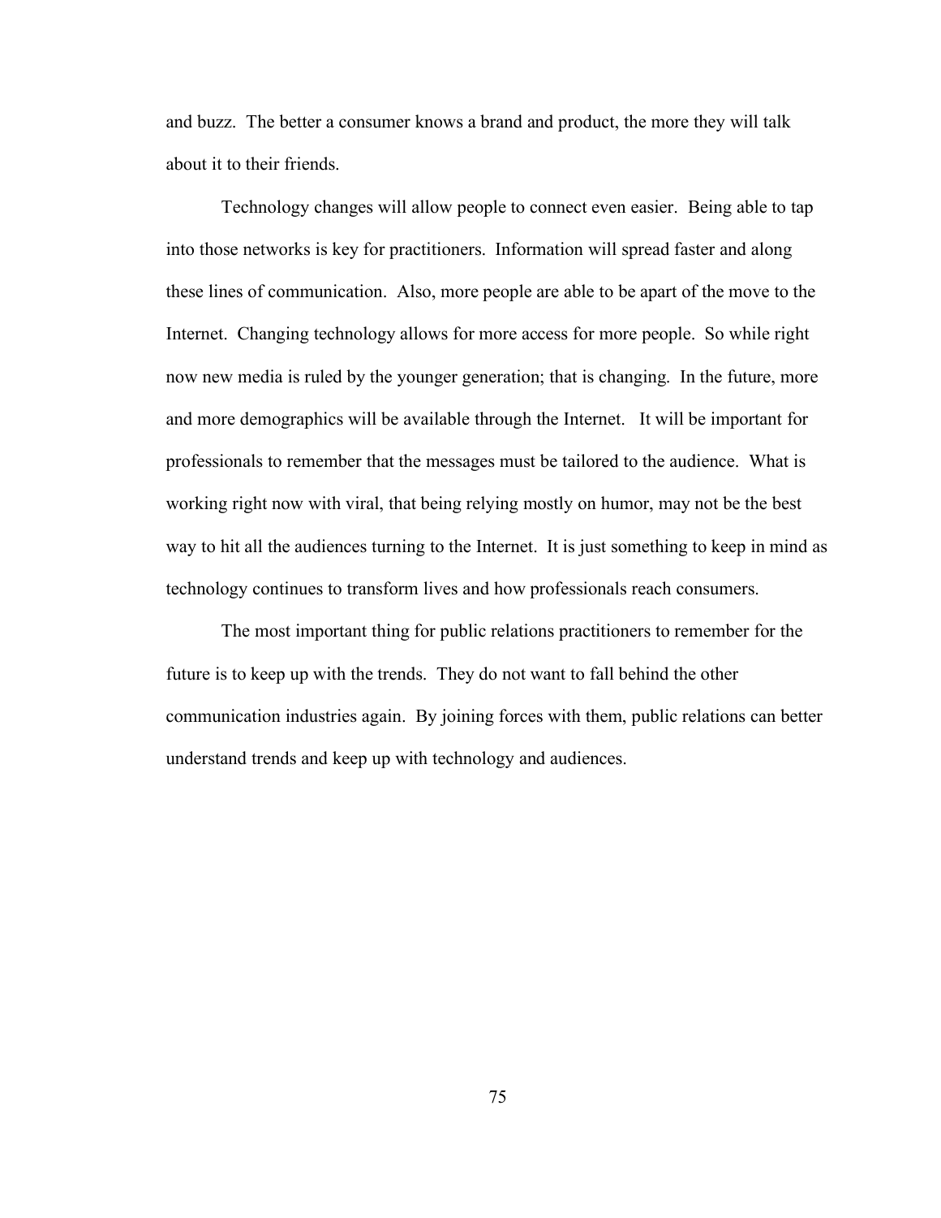and buzz. The better a consumer knows a brand and product, the more they will talk about it to their friends.

Technology changes will allow people to connect even easier. Being able to tap into those networks is key for practitioners. Information will spread faster and along these lines of communication. Also, more people are able to be apart of the move to the Internet. Changing technology allows for more access for more people. So while right now new media is ruled by the younger generation; that is changing. In the future, more and more demographics will be available through the Internet. It will be important for professionals to remember that the messages must be tailored to the audience. What is working right now with viral, that being relying mostly on humor, may not be the best way to hit all the audiences turning to the Internet. It is just something to keep in mind as technology continues to transform lives and how professionals reach consumers.

The most important thing for public relations practitioners to remember for the future is to keep up with the trends. They do not want to fall behind the other communication industries again. By joining forces with them, public relations can better understand trends and keep up with technology and audiences.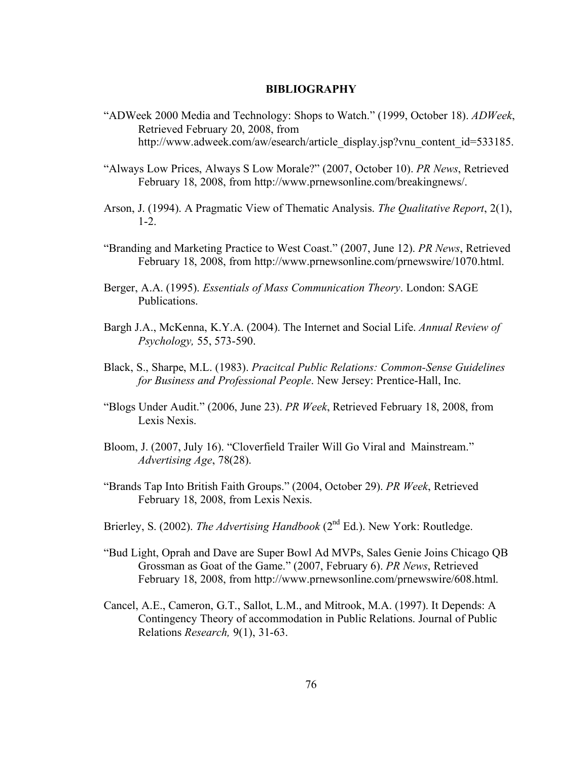**BIBLIOGRAPHY**

"ADWeek 2000 Media and Technology: Shops to Watch." (1999, October 18). *ADWeek*, Retrieved February 20, 2008, from http://www.adweek.com/aw/esearch/article_display.jsp?vnu_content_id=533185.

"Always Low Prices, Always S Low Morale?" (2007, October 10). *PR News*, Retrieved February 18, 2008, from http://www.prnewsonline.com/breakingnews/.

Arson, J. (1994). A Pragmatic View of Thematic Analysis. *The Qualitative Report*, 2(1), 1-2.

"Branding and Marketing Practice to West Coast." (2007, June 12). *PR News*, Retrieved February 18, 2008, from http://www.prnewsonline.com/prnewswire/1070.html.

Berger, A.A. (1995). *Essentials of Mass Communication Theory*. London: SAGE Publications.

Bargh J.A., McKenna, K.Y.A. (2004). The Internet and Social Life. *Annual Review of Psychology,* 55, 573-590.

Black, S., Sharpe, M.L. (1983). *Pracitcal Public Relations: Common-Sense Guidelines for Business and Professional People*. New Jersey: Prentice-Hall, Inc.

"Blogs Under Audit." (2006, June 23). *PR Week*, Retrieved February 18, 2008, from Lexis Nexis.

Bloom, J. (2007, July 16). "Cloverfield Trailer Will Go Viral and Mainstream." *Advertising Age*, 78(28).

"Brands Tap Into British Faith Groups." (2004, October 29). *PR Week*, Retrieved February 18, 2008, from Lexis Nexis.

Brierley, S. (2002). *The Advertising Handbook* (2nd Ed.). New York: Routledge.

"Bud Light, Oprah and Dave are Super Bowl Ad MVPs, Sales Genie Joins Chicago QB Grossman as Goat of the Game." (2007, February 6). *PR News*, Retrieved February 18, 2008, from http://www.prnewsonline.com/prnewswire/608.html.

Cancel, A.E., Cameron, G.T., Sallot, L.M., and Mitrook, M.A. (1997). It Depends: A Contingency Theory of accommodation in Public Relations. Journal of Public Relations *Research,* 9(1), 31-63.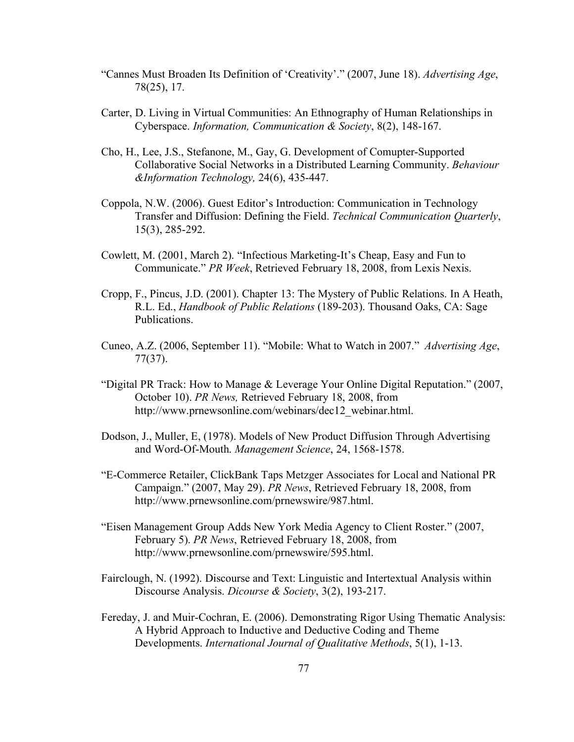"Cannes Must Broaden Its Definition of 'Creativity'." (2007, June 18). *Advertising Age*, 78(25), 17.

Carter, D. Living in Virtual Communities: An Ethnography of Human Relationships in Cyberspace. *Information, Communication & Society*, 8(2), 148-167.

Cho, H., Lee, J.S., Stefanone, M., Gay, G. Development of Comupter-Supported Collaborative Social Networks in a Distributed Learning Community. *Behaviour &Information Technology,* 24(6), 435-447.

Coppola, N.W. (2006). Guest Editor's Introduction: Communication in Technology Transfer and Diffusion: Defining the Field. *Technical Communication Quarterly*, 15(3), 285-292.

Cowlett, M. (2001, March 2). "Infectious Marketing-It's Cheap, Easy and Fun to Communicate." *PR Week*, Retrieved February 18, 2008, from Lexis Nexis.

Cropp, F., Pincus, J.D. (2001). Chapter 13: The Mystery of Public Relations. In A Heath, R.L. Ed., *Handbook of Public Relations* (189-203). Thousand Oaks, CA: Sage Publications.

Cuneo, A.Z. (2006, September 11). "Mobile: What to Watch in 2007." *Advertising Age*, 77(37).

"Digital PR Track: How to Manage & Leverage Your Online Digital Reputation." (2007, October 10). *PR News,* Retrieved February 18, 2008, from http://www.prnewsonline.com/webinars/dec12_webinar.html.

Dodson, J., Muller, E, (1978). Models of New Product Diffusion Through Advertising and Word-Of-Mouth. *Management Science*, 24, 1568-1578.

"E-Commerce Retailer, ClickBank Taps Metzger Associates for Local and National PR Campaign." (2007, May 29). *PR News*, Retrieved February 18, 2008, from http://www.prnewsonline.com/prnewswire/987.html.

"Eisen Management Group Adds New York Media Agency to Client Roster." (2007, February 5). *PR News*, Retrieved February 18, 2008, from http://www.prnewsonline.com/prnewswire/595.html.

Fairclough, N. (1992). Discourse and Text: Linguistic and Intertextual Analysis within Discourse Analysis. *Dicourse & Society*, 3(2), 193-217.

Fereday, J. and Muir-Cochran, E. (2006). Demonstrating Rigor Using Thematic Analysis: A Hybrid Approach to Inductive and Deductive Coding and Theme Developments. *International Journal of Qualitative Methods*, 5(1), 1-13.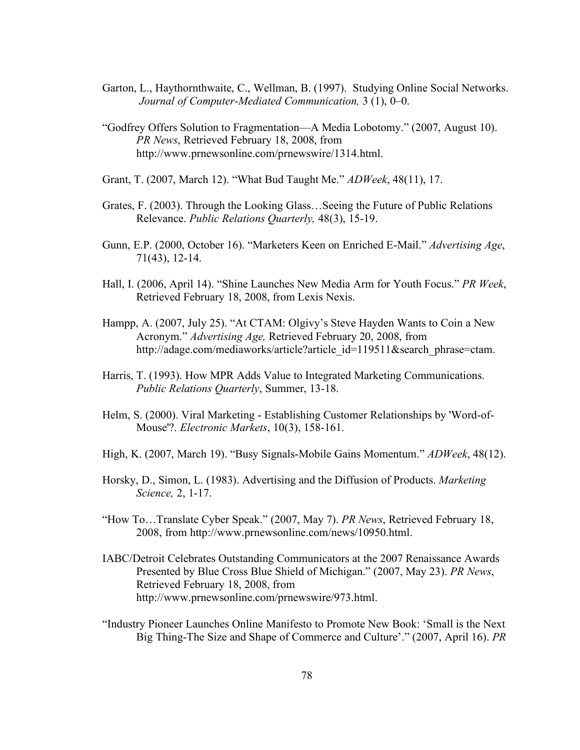Garton, L., Haythornthwaite, C., Wellman, B. (1997). Studying Online Social Networks. *Journal of Computer-Mediated Communication,* 3 (1), 0–0.

"Godfrey Offers Solution to Fragmentation—A Media Lobotomy." (2007, August 10). *PR News*, Retrieved February 18, 2008, from http://www.prnewsonline.com/prnewswire/1314.html.

Grant, T. (2007, March 12). "What Bud Taught Me." *ADWeek*, 48(11), 17.

Grates, F. (2003). Through the Looking Glass…Seeing the Future of Public Relations Relevance. *Public Relations Quarterly,* 48(3), 15-19.

Gunn, E.P. (2000, October 16). "Marketers Keen on Enriched E-Mail." *Advertising Age*, 71(43), 12-14.

Hall, I. (2006, April 14). "Shine Launches New Media Arm for Youth Focus." *PR Week*, Retrieved February 18, 2008, from Lexis Nexis.

Hampp, A. (2007, July 25). "At CTAM: Olgivy's Steve Hayden Wants to Coin a New Acronym." *Advertising Age,* Retrieved February 20, 2008, from http://adage.com/mediaworks/article?article_id=119511&search_phrase=ctam.

Harris, T. (1993). How MPR Adds Value to Integrated Marketing Communications. *Public Relations Quarterly*, Summer, 13-18.

Helm, S. (2000). Viral Marketing - Establishing Customer Relationships by 'Word-of-Mouse'?. *Electronic Markets*, 10(3), 158-161.

High, K. (2007, March 19). "Busy Signals-Mobile Gains Momentum." *ADWeek*, 48(12).

Horsky, D., Simon, L. (1983). Advertising and the Diffusion of Products. *Marketing Science,* 2, 1-17.

"How To…Translate Cyber Speak." (2007, May 7). *PR News*, Retrieved February 18, 2008, from http://www.prnewsonline.com/news/10950.html.

IABC/Detroit Celebrates Outstanding Communicators at the 2007 Renaissance Awards Presented by Blue Cross Blue Shield of Michigan." (2007, May 23). *PR News*, Retrieved February 18, 2008, from http://www.prnewsonline.com/prnewswire/973.html.

"Industry Pioneer Launches Online Manifesto to Promote New Book: 'Small is the Next Big Thing-The Size and Shape of Commerce and Culture'." (2007, April 16). *PR*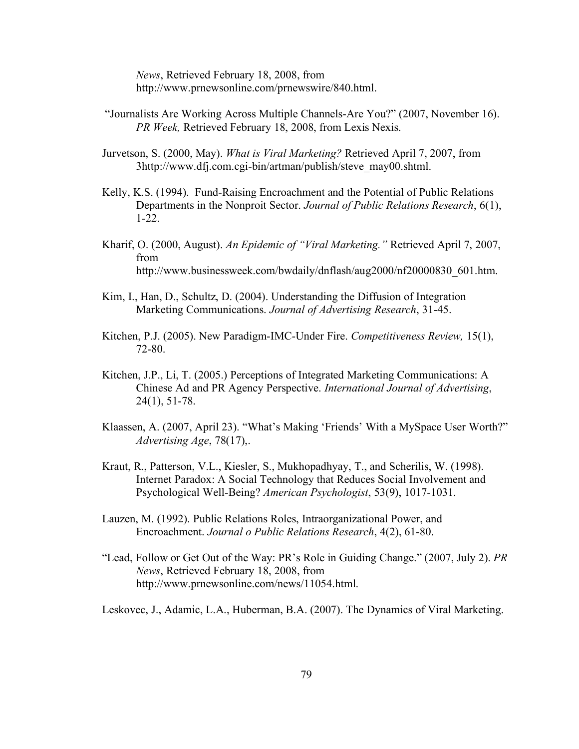*News*, Retrieved February 18, 2008, from http://www.prnewsonline.com/prnewswire/840.html.

"Journalists Are Working Across Multiple Channels-Are You?" (2007, November 16). *PR Week,* Retrieved February 18, 2008, from Lexis Nexis.

Jurvetson, S. (2000, May). *What is Viral Marketing?* Retrieved April 7, 2007, from 3http://www.dfj.com.cgi-bin/artman/publish/steve_may00.shtml.

Kelly, K.S. (1994). Fund-Raising Encroachment and the Potential of Public Relations Departments in the Nonproit Sector. *Journal of Public Relations Research*, 6(1), 1-22.

Kharif, O. (2000, August). *An Epidemic of "Viral Marketing."* Retrieved April 7, 2007, from http://www.businessweek.com/bwdaily/dnflash/aug2000/nf20000830_601.htm.

Kim, I., Han, D., Schultz, D. (2004). Understanding the Diffusion of Integration Marketing Communications. *Journal of Advertising Research*, 31-45.

Kitchen, P.J. (2005). New Paradigm-IMC-Under Fire. *Competitiveness Review,* 15(1), 72-80.

Kitchen, J.P., Li, T. (2005.) Perceptions of Integrated Marketing Communications: A Chinese Ad and PR Agency Perspective. *International Journal of Advertising*, 24(1), 51-78.

Klaassen, A. (2007, April 23). "What's Making 'Friends' With a MySpace User Worth?" *Advertising Age*, 78(17),.

Kraut, R., Patterson, V.L., Kiesler, S., Mukhopadhyay, T., and Scherilis, W. (1998). Internet Paradox: A Social Technology that Reduces Social Involvement and Psychological Well-Being? *American Psychologist*, 53(9), 1017-1031.

Lauzen, M. (1992). Public Relations Roles, Intraorganizational Power, and Encroachment. *Journal o Public Relations Research*, 4(2), 61-80.

"Lead, Follow or Get Out of the Way: PR's Role in Guiding Change." (2007, July 2). *PR News*, Retrieved February 18, 2008, from http://www.prnewsonline.com/news/11054.html.

Leskovec, J., Adamic, L.A., Huberman, B.A. (2007). The Dynamics of Viral Marketing.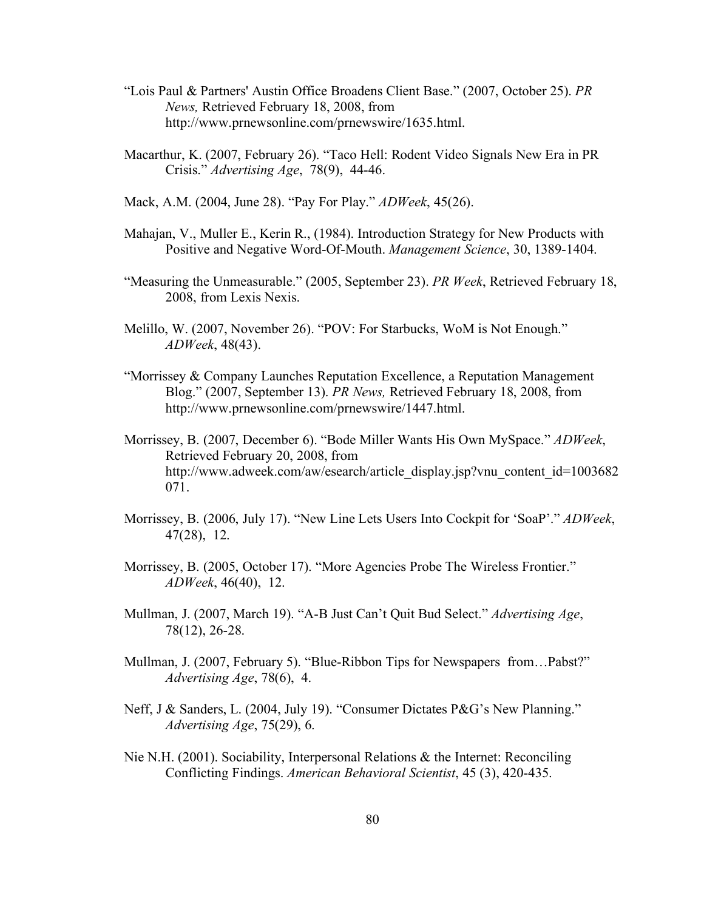"Lois Paul & Partners' Austin Office Broadens Client Base." (2007, October 25). *PR News,* Retrieved February 18, 2008, from http://www.prnewsonline.com/prnewswire/1635.html.

Macarthur, K. (2007, February 26). "Taco Hell: Rodent Video Signals New Era in PR Crisis." *Advertising Age*, 78(9), 44-46.

Mack, A.M. (2004, June 28). "Pay For Play." *ADWeek*, 45(26).

Mahajan, V., Muller E., Kerin R., (1984). Introduction Strategy for New Products with Positive and Negative Word-Of-Mouth. *Management Science*, 30, 1389-1404.

"Measuring the Unmeasurable." (2005, September 23). *PR Week*, Retrieved February 18, 2008, from Lexis Nexis.

Melillo, W. (2007, November 26). "POV: For Starbucks, WoM is Not Enough." *ADWeek*, 48(43).

"Morrissey & Company Launches Reputation Excellence, a Reputation Management Blog." (2007, September 13). *PR News,* Retrieved February 18, 2008, from http://www.prnewsonline.com/prnewswire/1447.html.

Morrissey, B. (2007, December 6). "Bode Miller Wants His Own MySpace." *ADWeek*, Retrieved February 20, 2008, from http://www.adweek.com/aw/esearch/article_display.jsp?vnu_content_id=1003682071.

Morrissey, B. (2006, July 17). "New Line Lets Users Into Cockpit for 'SoaP'." *ADWeek*, 47(28), 12.

Morrissey, B. (2005, October 17). "More Agencies Probe The Wireless Frontier." *ADWeek*, 46(40), 12.

Mullman, J. (2007, March 19). "A-B Just Can't Quit Bud Select." *Advertising Age*, 78(12), 26-28.

Mullman, J. (2007, February 5). "Blue-Ribbon Tips for Newspapers from…Pabst?" *Advertising Age*, 78(6), 4.

Neff, J & Sanders, L. (2004, July 19). "Consumer Dictates P&G's New Planning." *Advertising Age*, 75(29), 6.

Nie N.H. (2001). Sociability, Interpersonal Relations & the Internet: Reconciling Conflicting Findings. *American Behavioral Scientist*, 45 (3), 420-435.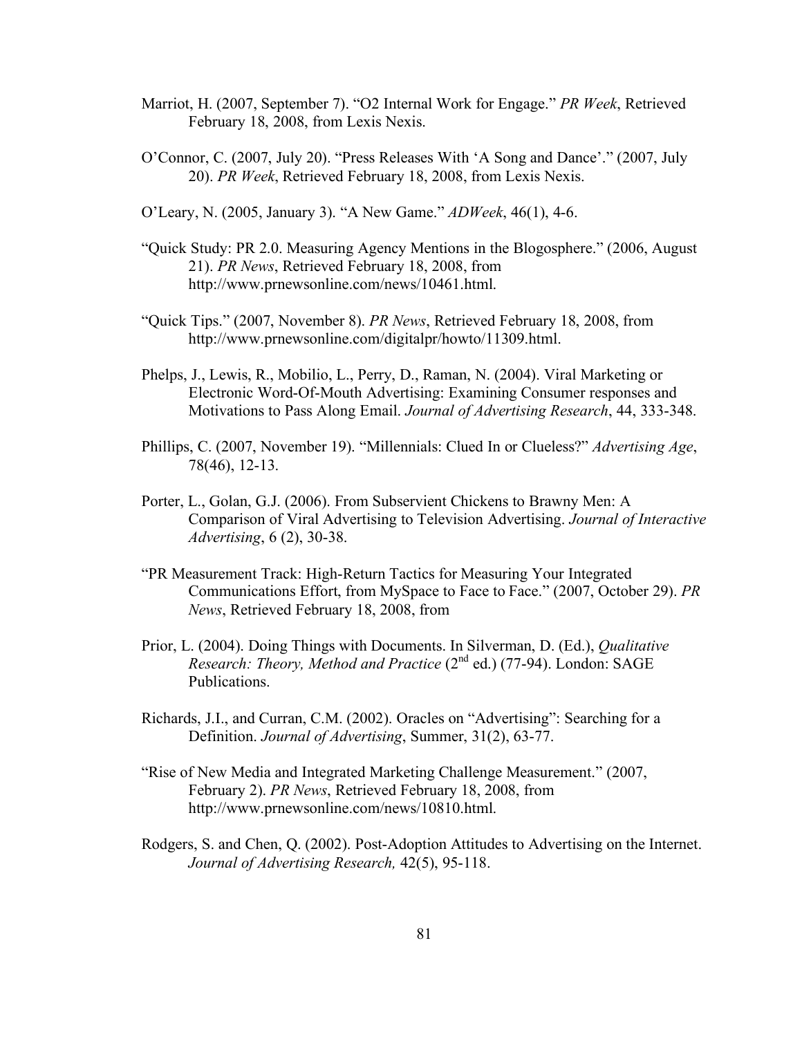Marriot, H. (2007, September 7). "O2 Internal Work for Engage." *PR Week*, Retrieved February 18, 2008, from Lexis Nexis.

O'Connor, C. (2007, July 20). "Press Releases With 'A Song and Dance'." (2007, July 20). *PR Week*, Retrieved February 18, 2008, from Lexis Nexis.

O'Leary, N. (2005, January 3). "A New Game." *ADWeek*, 46(1), 4-6.

"Quick Study: PR 2.0. Measuring Agency Mentions in the Blogosphere." (2006, August 21). *PR News*, Retrieved February 18, 2008, from http://www.prnewsonline.com/news/10461.html.

"Quick Tips." (2007, November 8). *PR News*, Retrieved February 18, 2008, from http://www.prnewsonline.com/digitalpr/howto/11309.html.

Phelps, J., Lewis, R., Mobilio, L., Perry, D., Raman, N. (2004). Viral Marketing or Electronic Word-Of-Mouth Advertising: Examining Consumer responses and Motivations to Pass Along Email. *Journal of Advertising Research*, 44, 333-348.

Phillips, C. (2007, November 19). "Millennials: Clued In or Clueless?" *Advertising Age*, 78(46), 12-13.

Porter, L., Golan, G.J. (2006). From Subservient Chickens to Brawny Men: A Comparison of Viral Advertising to Television Advertising. *Journal of Interactive Advertising*, 6 (2), 30-38.

"PR Measurement Track: High-Return Tactics for Measuring Your Integrated Communications Effort, from MySpace to Face to Face." (2007, October 29). *PR News*, Retrieved February 18, 2008, from

Prior, L. (2004). Doing Things with Documents. In Silverman, D. (Ed.), *Qualitative Research: Theory, Method and Practice* (2nd ed.) (77-94). London: SAGE Publications.

Richards, J.I., and Curran, C.M. (2002). Oracles on "Advertising": Searching for a Definition. *Journal of Advertising*, Summer, 31(2), 63-77.

"Rise of New Media and Integrated Marketing Challenge Measurement." (2007, February 2). *PR News*, Retrieved February 18, 2008, from http://www.prnewsonline.com/news/10810.html.

Rodgers, S. and Chen, Q. (2002). Post-Adoption Attitudes to Advertising on the Internet. *Journal of Advertising Research,* 42(5), 95-118.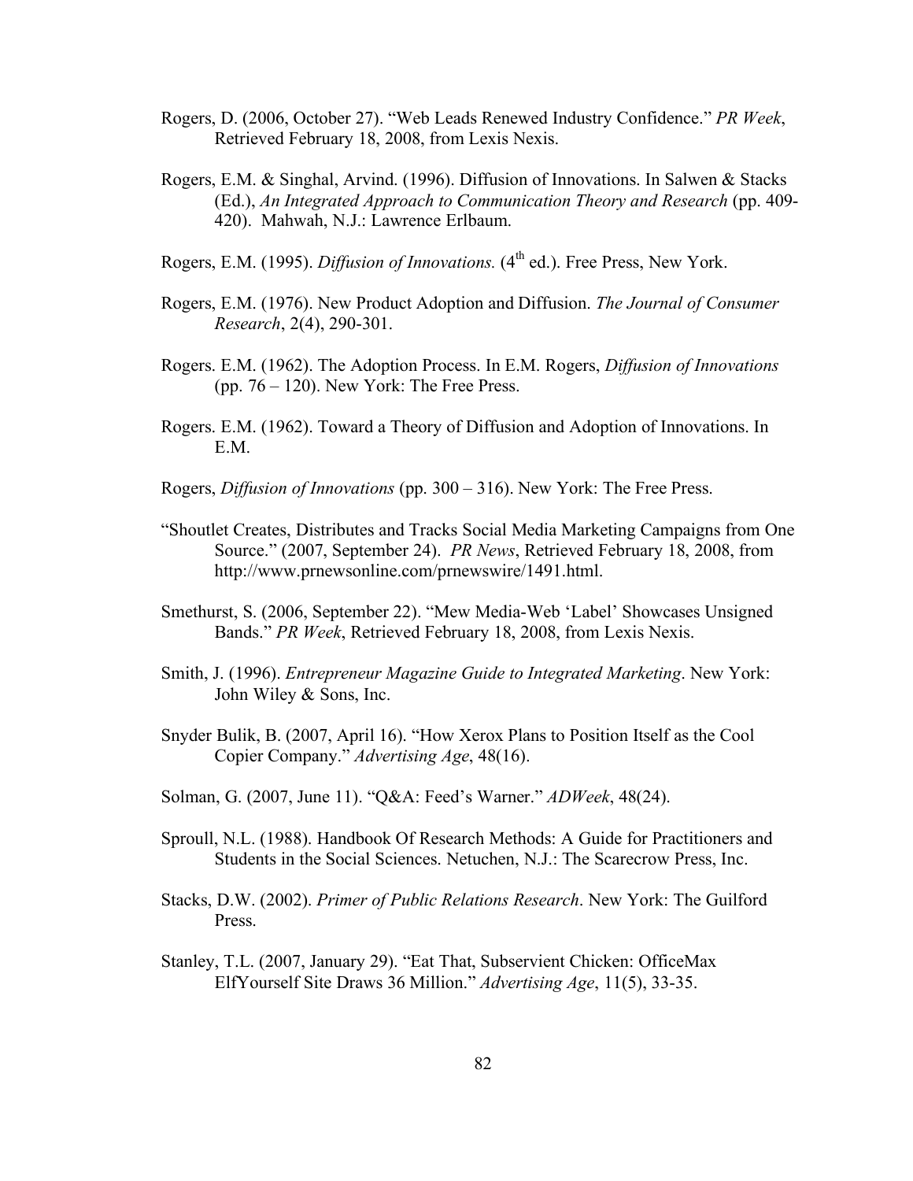Rogers, D. (2006, October 27). "Web Leads Renewed Industry Confidence." *PR Week*, Retrieved February 18, 2008, from Lexis Nexis.

Rogers, E.M. & Singhal, Arvind. (1996). Diffusion of Innovations. In Salwen & Stacks (Ed.), *An Integrated Approach to Communication Theory and Research* (pp. 409-420). Mahwah, N.J.: Lawrence Erlbaum.

Rogers, E.M. (1995). *Diffusion of Innovations.* (4th ed.). Free Press, New York.

Rogers, E.M. (1976). New Product Adoption and Diffusion. *The Journal of Consumer Research*, 2(4), 290-301.

Rogers. E.M. (1962). The Adoption Process. In E.M. Rogers, *Diffusion of Innovations* (pp. 76 – 120). New York: The Free Press.

Rogers. E.M. (1962). Toward a Theory of Diffusion and Adoption of Innovations. In E.M.

Rogers, *Diffusion of Innovations* (pp. 300 – 316). New York: The Free Press.

"Shoutlet Creates, Distributes and Tracks Social Media Marketing Campaigns from One Source." (2007, September 24). *PR News*, Retrieved February 18, 2008, from http://www.prnewsonline.com/prnewswire/1491.html.

Smethurst, S. (2006, September 22). "Mew Media-Web 'Label' Showcases Unsigned Bands." *PR Week*, Retrieved February 18, 2008, from Lexis Nexis.

Smith, J. (1996). *Entrepreneur Magazine Guide to Integrated Marketing*. New York: John Wiley & Sons, Inc.

Snyder Bulik, B. (2007, April 16). "How Xerox Plans to Position Itself as the Cool Copier Company." *Advertising Age*, 48(16).

Solman, G. (2007, June 11). "Q&A: Feed's Warner." *ADWeek*, 48(24).

Sproull, N.L. (1988). Handbook Of Research Methods: A Guide for Practitioners and Students in the Social Sciences. Netuchen, N.J.: The Scarecrow Press, Inc.

Stacks, D.W. (2002). *Primer of Public Relations Research*. New York: The Guilford Press.

Stanley, T.L. (2007, January 29). "Eat That, Subservient Chicken: OfficeMax ElfYourself Site Draws 36 Million." *Advertising Age*, 11(5), 33-35.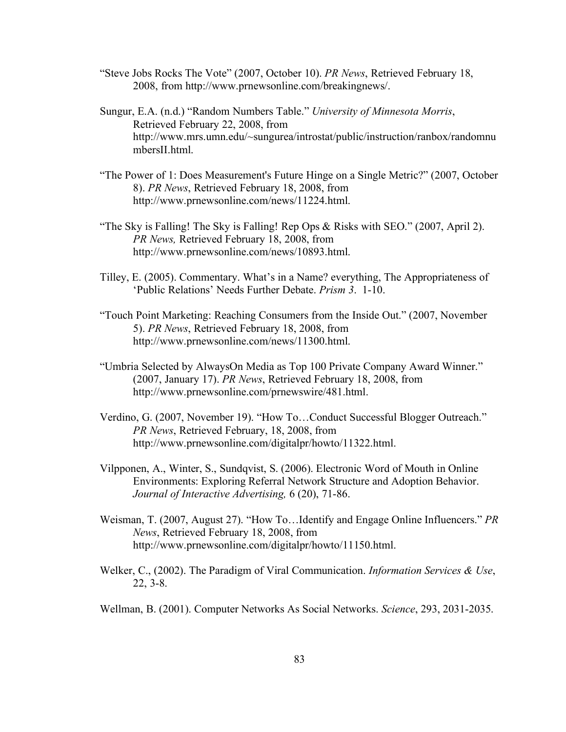"Steve Jobs Rocks The Vote" (2007, October 10). *PR News*, Retrieved February 18, 2008, from http://www.prnewsonline.com/breakingnews/.

Sungur, E.A. (n.d.) "Random Numbers Table." *University of Minnesota Morris*, Retrieved February 22, 2008, from http://www.mrs.umn.edu/~sungurea/introstat/public/instruction/ranbox/randomnumbersII.html.

"The Power of 1: Does Measurement's Future Hinge on a Single Metric?" (2007, October 8). *PR News*, Retrieved February 18, 2008, from http://www.prnewsonline.com/news/11224.html.

"The Sky is Falling! The Sky is Falling! Rep Ops & Risks with SEO." (2007, April 2). *PR News,* Retrieved February 18, 2008, from http://www.prnewsonline.com/news/10893.html.

Tilley, E. (2005). Commentary. What's in a Name? everything, The Appropriateness of 'Public Relations' Needs Further Debate. *Prism 3*. 1-10.

"Touch Point Marketing: Reaching Consumers from the Inside Out." (2007, November 5). *PR News*, Retrieved February 18, 2008, from http://www.prnewsonline.com/news/11300.html.

"Umbria Selected by AlwaysOn Media as Top 100 Private Company Award Winner." (2007, January 17). *PR News*, Retrieved February 18, 2008, from http://www.prnewsonline.com/prnewswire/481.html.

Verdino, G. (2007, November 19). "How To…Conduct Successful Blogger Outreach." *PR News*, Retrieved February, 18, 2008, from http://www.prnewsonline.com/digitalpr/howto/11322.html.

Vilpponen, A., Winter, S., Sundqvist, S. (2006). Electronic Word of Mouth in Online Environments: Exploring Referral Network Structure and Adoption Behavior. *Journal of Interactive Advertising,* 6 (20), 71-86.

Weisman, T. (2007, August 27). "How To…Identify and Engage Online Influencers." *PR News*, Retrieved February 18, 2008, from http://www.prnewsonline.com/digitalpr/howto/11150.html.

Welker, C., (2002). The Paradigm of Viral Communication. *Information Services & Use*, 22, 3-8.

Wellman, B. (2001). Computer Networks As Social Networks. *Science*, 293, 2031-2035.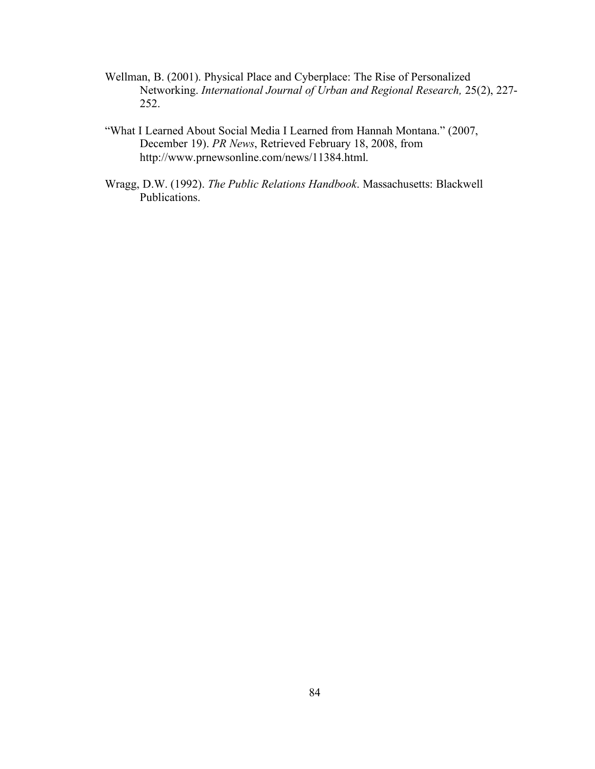Wellman, B. (2001). Physical Place and Cyberplace: The Rise of Personalized Networking. *International Journal of Urban and Regional Research,* 25(2), 227-252.

"What I Learned About Social Media I Learned from Hannah Montana." (2007, December 19). *PR News*, Retrieved February 18, 2008, from http://www.prnewsonline.com/news/11384.html.

Wragg, D.W. (1992). *The Public Relations Handbook*. Massachusetts: Blackwell Publications.